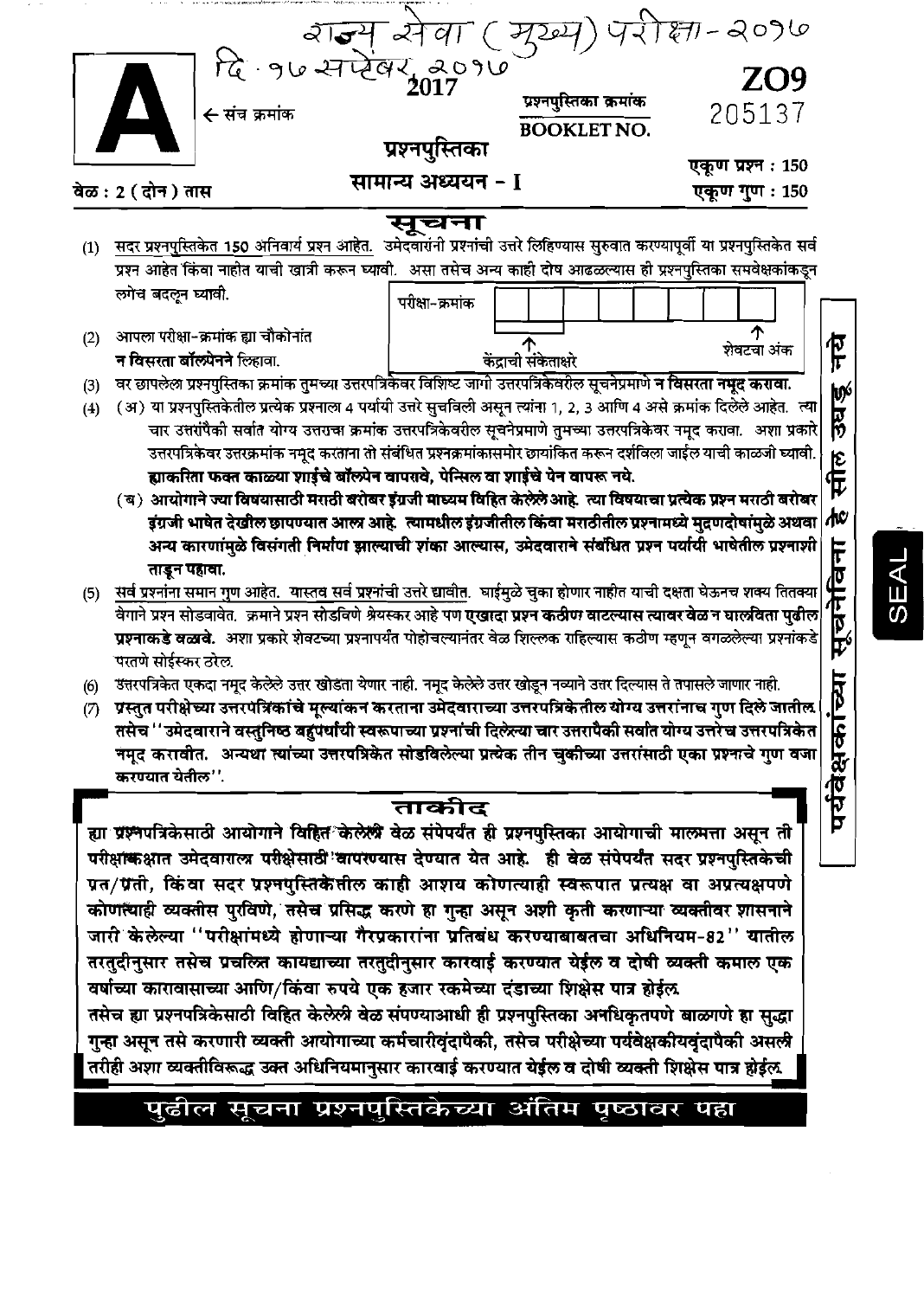राज्य सेवा (मुख्य) परीक्षा-२०१७

दि. १७ सप्टेंबर, २०१७

# A

← संच क्रमांक

2017

प्रश्नपुस्तिका क्रमांक
**BOOKLET NO.**

**ZO9**
205137

प्रश्नपुस्तिका

**सामान्य अध्ययन - I**

वेळ : 2 (दोन) तास

एकूण प्रश्न : 150

एकूण गुण : 150

## सूचना

(1) सदर प्रश्नपुस्तिकेत 150 अनिवार्य प्रश्न आहेत. उमेदवारांनी प्रश्नांची उत्तरे लिहिण्यास सुरुवात करण्यापूर्वी या प्रश्नपुस्तिकेत सर्व प्रश्न आहेत किंवा नाहीत याची खात्री करून घ्यावी. असा तसेच अन्य काही दोष आढळल्यास ही प्रश्नपुस्तिका समवेक्षकांकडून लगेच बदलून घ्यावी.

परीक्षा-क्रमांक: ☐☐☐☐☐☐☐☐ (केंद्राची संकेताक्षरे ↑, शेवटचा अंक ↑)

(2) आपला परीक्षा-क्रमांक ह्या चौकोनांत **न विसरता बॉलपेनने** लिहावा.

(3) वर छापलेला प्रश्नपुस्तिका क्रमांक तुमच्या उत्तरपत्रिकेवर विशिष्ट जागी उत्तरपत्रिकेवरील सूचनेप्रमाणे **न विसरता नमूद करावा.**

(4) (अ) या प्रश्नपुस्तिकेतील प्रत्येक प्रश्नाला 4 पर्यायी उत्तरे सुचविली असून त्यांना 1, 2, 3 आणि 4 असे क्रमांक दिलेले आहेत. त्या चार उत्तरांपैकी सर्वात योग्य उत्तराचा क्रमांक उत्तरपत्रिकेवरील सूचनेप्रमाणे तुमच्या उत्तरपत्रिकेवर नमूद करावा. अशा प्रकारे उत्तरपत्रिकेवर उत्तरक्रमांक नमूद करताना तो संबंधित प्रश्नक्रमांकासमोर छायांकित करून दर्शविला जाईल याची काळजी घ्यावी. **ह्याकरिता फक्त काळ्या शाईचे बॉलपेन वापरावे, पेन्सिल वा शाईचे पेन वापरू नये.**

(ब) **आयोगाने ज्या विषयासाठी मराठी बरोबर इंग्रजी माध्यम विहित केलेले आहे. त्या विषयाचा प्रत्येक प्रश्न मराठी बरोबर इंग्रजी भाषेत देखील छापण्यात आला आहे. त्यामधील इंग्रजीतील किंवा मराठीतील प्रश्नामध्ये मुद्रणदोषांमुळे अथवा अन्य कारणांमुळे विसंगती निर्माण झाल्याची शंका आल्यास, उमेदवाराने संबंधित प्रश्न पर्यायी भाषेतील प्रश्नाशी ताडून पहावा.**

(5) सर्व प्रश्नांना समान गुण आहेत. यास्तव सर्व प्रश्नांची उत्तरे द्यावीत. घाईमुळे चुका होणार नाहीत याची दक्षता घेऊनच शक्य तितक्या वेगाने प्रश्न सोडवावेत. क्रमाने प्रश्न सोडविणे श्रेयस्कर आहे पण **एखादा प्रश्न कठीण वाटल्यास त्यावर वेळ न घालविता पुढील प्रश्नाकडे वळावे.** अशा प्रकारे शेवटच्या प्रश्नापर्यंत पोहोचल्यानंतर वेळ शिल्लक राहिल्यास कठीण म्हणून वगळलेल्या प्रश्नांकडे परतणे सोईस्कर ठरेल.

(6) उत्तरपत्रिकेत एकदा नमूद केलेले उत्तर खोडता येणार नाही. नमूद केलेले उत्तर खोडून नव्याने उत्तर दिल्यास ते तपासले जाणार नाही.

(7) **प्रस्तुत परीक्षेच्या उत्तरपत्रिकांचे मूल्यांकन करताना उमेदवाराच्या उत्तरपत्रिकेतील योग्य उत्तरांनाच गुण दिले जातील. तसेच "उमेदवाराने वस्तुनिष्ठ बहुपर्यायी स्वरूपाच्या प्रश्नांची दिलेल्या चार उत्तरांपैकी सर्वात योग्य उत्तरेच उत्तरपत्रिकेत नमूद करावीत. अन्यथा त्यांच्या उत्तरपत्रिकेत सोडविलेल्या प्रत्येक तीन चुकीच्या उत्तरांसाठी एका प्रश्नाचे गुण वजा करण्यात येतील".**

पर्यवेक्षकांच्या सूचनेविना हे सील उघडू नये

SEAL

## ताकीद

**ह्या प्रश्नपत्रिकेसाठी आयोगाने विहित केलेली वेळ संपेपर्यंत ही प्रश्नपुस्तिका आयोगाची मालमत्ता असून ती परीक्षाकक्षात उमेदवाराला परीक्षेसाठी वापरण्यास देण्यात येत आहे. ही वेळ संपेपर्यंत सदर प्रश्नपुस्तिकेची प्रत/प्रती, किंवा सदर प्रश्नपुस्तिकेतील काही आशय कोणत्याही स्वरूपात प्रत्यक्ष वा अप्रत्यक्षपणे कोणत्याही व्यक्तीस पुरविणे, तसेच प्रसिद्ध करणे हा गुन्हा असून अशी कृती करणाऱ्या व्यक्तीवर शासनाने जारी केलेल्या "परीक्षांमध्ये होणाऱ्या गैरप्रकारांना प्रतिबंध करण्याबाबतचा अधिनियम-82" यातील तरतुदीनुसार तसेच प्रचलित कायद्याच्या तरतुदीनुसार कारवाई करण्यात येईल व दोषी व्यक्ती कमाल एक वर्षाच्या कारावासाच्या आणि/किंवा रुपये एक हजार रकमेच्या दंडाच्या शिक्षेस पात्र होईल.**

**तसेच ह्या प्रश्नपत्रिकेसाठी विहित केलेली वेळ संपण्याआधी ही प्रश्नपुस्तिका अनधिकृतपणे बाळगणे हा सुद्धा गुन्हा असून तसे करणारी व्यक्ती आयोगाच्या कर्मचारीवृंदापैकी, तसेच परीक्षेच्या पर्यवेक्षकीयवृंदापैकी असली तरीही अशा व्यक्तीविरूद्ध उक्त अधिनियमानुसार कारवाई करण्यात येईल व दोषी व्यक्ती शिक्षेस पात्र होईल.**

**पुढील सूचना प्रश्नपुस्तिकेच्या अंतिम पृष्ठावर पहा**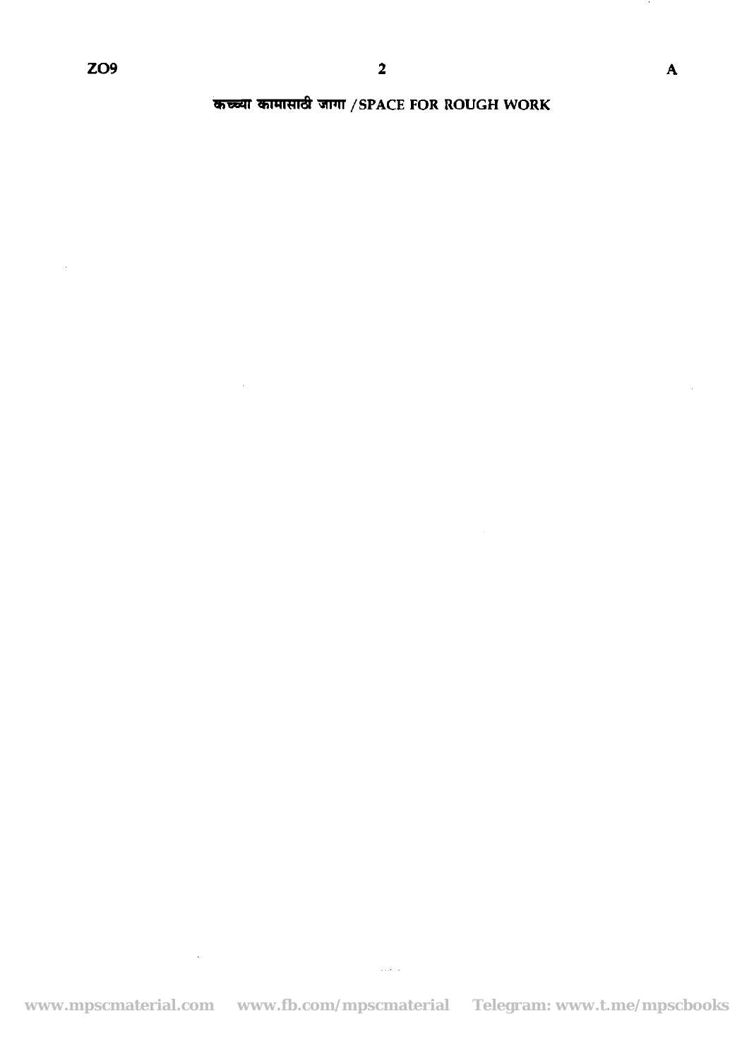कच्च्या कामासाठी जागा / SPACE FOR ROUGH WORK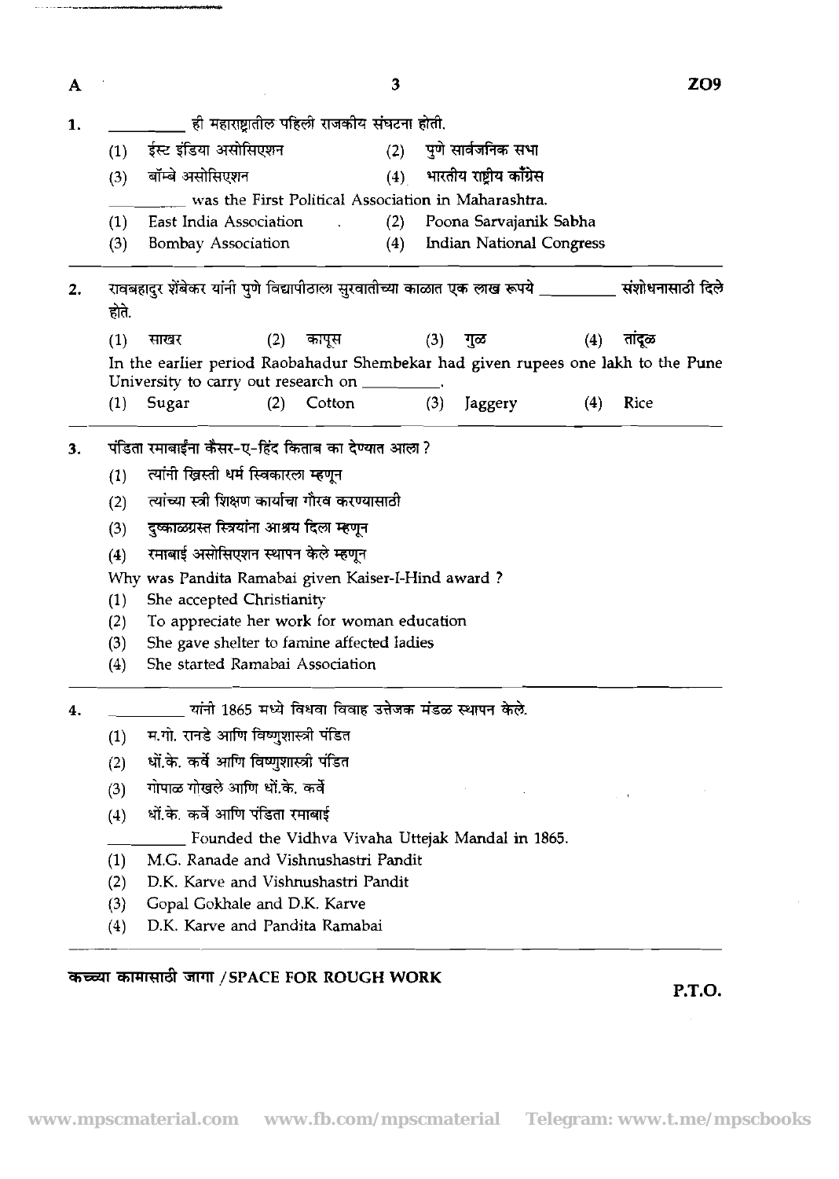1. __________ ही महाराष्ट्रातील पहिली राजकीय संघटना होती.

   (1) ईस्ट इंडिया असोसिएशन　　(2) पुणे सार्वजनिक सभा

   (3) बॉम्बे असोसिएशन　　(4) भारतीय राष्ट्रीय काँग्रेस

   __________ was the First Political Association in Maharashtra.

   (1) East India Association　　(2) Poona Sarvajanik Sabha

   (3) Bombay Association　　(4) Indian National Congress

2. रावबहादुर शेंबेकर यांनी पुणे विद्यापीठाला सुरवातीच्या काळात एक लाख रूपये __________ संशोधनासाठी दिले होते.

   (1) साखर　　(2) कापूस　　(3) गुळ　　(4) तांदूळ

   In the earlier period Raobahadur Shembekar had given rupees one lakh to the Pune University to carry out research on __________.

   (1) Sugar　　(2) Cotton　　(3) Jaggery　　(4) Rice

3. पंडिता रमाबाईंना कैसर-ए-हिंद किताब का देण्यात आला ?

   (1) त्यांनी ख्रिस्ती धर्म स्विकारला म्हणून

   (2) त्यांच्या स्त्री शिक्षण कार्याचा गौरव करण्यासाठी

   (3) दुष्काळग्रस्त स्त्रियांना आश्रय दिला म्हणून

   (4) रमाबाई असोसिएशन स्थापन केले म्हणून

   Why was Pandita Ramabai given Kaiser-I-Hind award ?

   (1) She accepted Christianity

   (2) To appreciate her work for woman education

   (3) She gave shelter to famine affected ladies

   (4) She started Ramabai Association

4. __________ यांनी 1865 मध्ये विधवा विवाह उत्तेजक मंडळ स्थापन केले.

   (1) म.गो. रानडे आणि विष्णुशास्त्री पंडित

   (2) धों.के. कर्वे आणि विष्णुशास्त्री पंडित

   (3) गोपाळ गोखले आणि धों.के. कर्वे

   (4) धों.के. कर्वे आणि पंडिता रमाबाई

   __________ Founded the Vidhva Vivaha Uttejak Mandal in 1865.

   (1) M.G. Ranade and Vishnushastri Pandit

   (2) D.K. Karve and Vishnushastri Pandit

   (3) Gopal Gokhale and D.K. Karve

   (4) D.K. Karve and Pandita Ramabai

**कच्च्या कामासाठी जागा / SPACE FOR ROUGH WORK**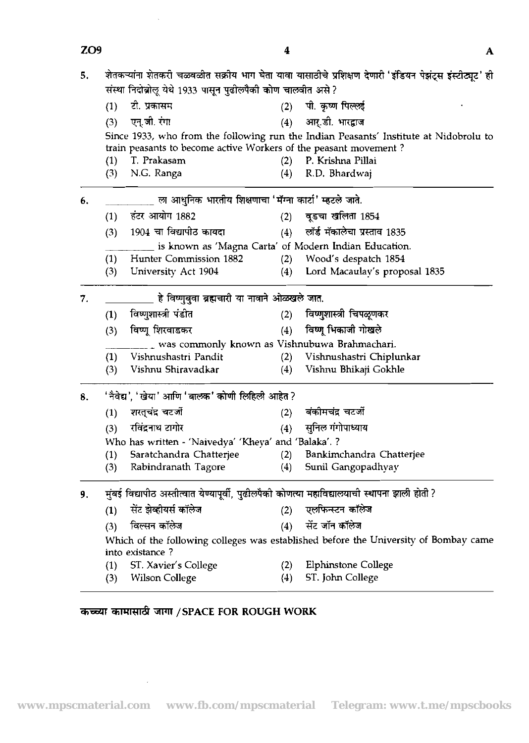5. शेतकऱ्यांना शेतकरी चळवळीत सक्रीय भाग घेता यावा यासाठीचे प्रशिक्षण देणारी 'इंडियन पेझंट्स इंस्टीट्यूट' ही संस्था निदोब्रोलू येथे 1933 पासून पुढीलपैकी कोण चालवीत असे ?

   (1) टी. प्रकासम (2) पी. कृष्ण पिल्लई
   (3) एन्.जी. रंगा (4) आर्.डी. भारद्वाज

   Since 1933, who from the following run the Indian Peasants' Institute at Nidobrolu to train peasants to become active Workers of the peasant movement ?

   (1) T. Prakasam (2) P. Krishna Pillai
   (3) N.G. Ranga (4) R.D. Bhardwaj

6. __________ ला आधुनिक भारतीय शिक्षणाचा 'मॅग्ना कार्टा' म्हटले जाते.

   (1) हंटर आयोग 1882 (2) वूडचा खलिता 1854
   (3) 1904 चा विद्यापीठ कायदा (4) लॉर्ड मॅकालेचा प्रस्ताव 1835

   __________ is known as 'Magna Carta' of Modern Indian Education.

   (1) Hunter Commission 1882 (2) Wood's despatch 1854
   (3) University Act 1904 (4) Lord Macaulay's proposal 1835

7. __________ हे विष्णुबुवा ब्रह्मचारी या नावाने ओळखले जात.

   (1) विष्णुशास्त्री पंडीत (2) विष्णुशास्त्री चिपळूणकर
   (3) विष्णू शिरवाडकर (4) विष्णू भिकाजी गोखले

   __________ was commonly known as Vishnubuwa Brahmachari.

   (1) Vishnushastri Pandit (2) Vishnushastri Chiplunkar
   (3) Vishnu Shiravadkar (4) Vishnu Bhikaji Gokhle

8. 'नैवेद्य', 'खेया' आणि 'बालक' कोणी लिहिली आहेत ?

   (1) शरत्‌चंद्र चटर्जी (2) बंकीमचंद्र चटर्जी
   (3) रविंद्रनाथ टागोर (4) सुनिल गंगोपाध्याय

   Who has written - 'Naivedya' 'Kheya' and 'Balaka'. ?

   (1) Saratchandra Chatterjee (2) Bankimchandra Chatterjee
   (3) Rabindranath Tagore (4) Sunil Gangopadhyay

9. मुंबई विद्यापीठ अस्तीत्वात येण्यापूर्वी, पुढीलपैकी कोणत्या महाविद्यालयाची स्थापना झाली होती ?

   (1) सेंट झेव्हीयर्स कॉलेज (2) एलफिन्स्टन कॉलेज
   (3) विल्सन कॉलेज (4) सेंट जॉन कॉलेज

   Which of the following colleges was established before the University of Bombay came into existance ?

   (1) ST. Xavier's College (2) Elphinstone College
   (3) Wilson College (4) ST. John College

कच्च्या कामासाठी जागा / SPACE FOR ROUGH WORK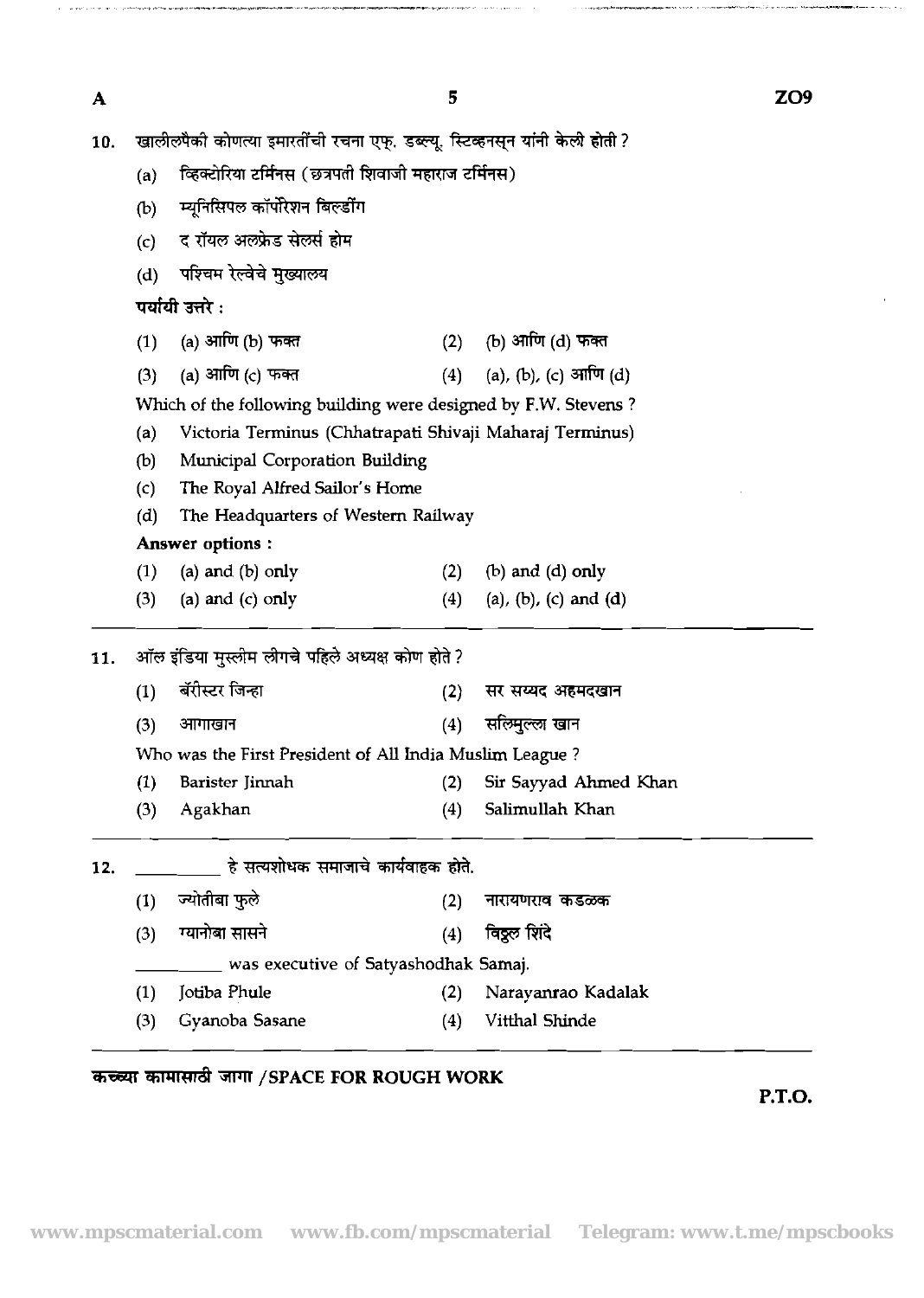10. खालीलपैकी कोणत्या इमारतींची रचना एफ्. डब्ल्यू. स्टिव्हनस्न यांनी केली होती ?

(a) व्हिक्टोरिया टर्मिनस (छत्रपती शिवाजी महाराज टर्मिनस)

(b) म्यूनिसिपल कॉर्पोरेशन बिल्डींग

(c) द रॉयल अलफ्रेड सेलर्स होम

(d) पश्चिम रेल्वेचे मुख्यालय

**पर्यायी उत्तरे :**

(1) (a) आणि (b) फक्त
(2) (b) आणि (d) फक्त
(3) (a) आणि (c) फक्त
(4) (a), (b), (c) आणि (d)

Which of the following building were designed by F.W. Stevens ?

(a) Victoria Terminus (Chhatrapati Shivaji Maharaj Terminus)

(b) Municipal Corporation Building

(c) The Royal Alfred Sailor's Home

(d) The Headquarters of Western Railway

**Answer options :**

(1) (a) and (b) only
(2) (b) and (d) only
(3) (a) and (c) only
(4) (a), (b), (c) and (d)

---

11. ऑल इंडिया मुस्लीम लीगचे पहिले अध्यक्ष कोण होते ?

(1) बॅरीस्टर जिन्हा
(2) सर सय्यद अहमदखान
(3) आगाखान
(4) सलिमुल्ला खान

Who was the First President of All India Muslim League ?

(1) Barister Jinnah
(2) Sir Sayyad Ahmed Khan
(3) Agakhan
(4) Salimullah Khan

---

12. __________ हे सत्यशोधक समाजाचे कार्यवाहक होते.

(1) ज्योतीबा फुले
(2) नारायणराव कडळक
(3) ग्यानोबा सासने
(4) विठ्ठल शिंदे

__________ was executive of Satyashodhak Samaj.

(1) Jotiba Phule
(2) Narayanrao Kadalak
(3) Gyanoba Sasane
(4) Vitthal Shinde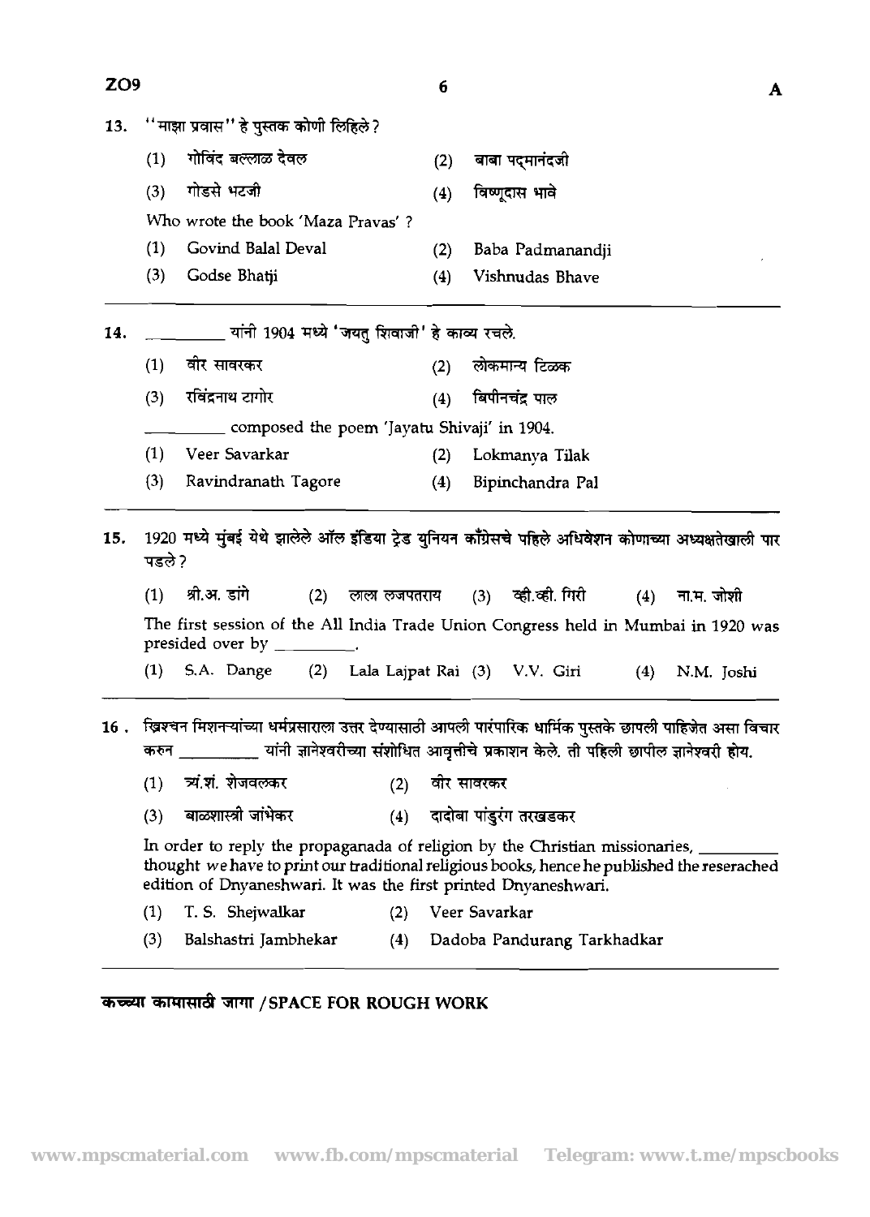13. "माझा प्रवास" हे पुस्तक कोणी लिहिले?

(1) गोविंद बल्लाळ देवल (2) बाबा पद्मानंदजी

(3) गोडसे भटजी (4) विष्णूदास भावे

Who wrote the book 'Maza Pravas' ?

(1) Govind Balal Deval (2) Baba Padmanandji

(3) Godse Bhatji (4) Vishnudas Bhave

---

14. __________ यांनी 1904 मध्ये 'जयतु शिवाजी' हे काव्य रचले.

(1) वीर सावरकर (2) लोकमान्य टिळक

(3) रविंद्रनाथ टागोर (4) बिपीनचंद्र पाल

__________ composed the poem 'Jayatu Shivaji' in 1904.

(1) Veer Savarkar (2) Lokmanya Tilak

(3) Ravindranath Tagore (4) Bipinchandra Pal

---

15. 1920 मध्ये मुंबई येथे झालेले ऑल इंडिया ट्रेड युनियन काँग्रेसचे पहिले अधिवेशन कोणाच्या अध्यक्षतेखाली पार पडले?

(1) श्री.अ. डांगे (2) लाला लजपतराय (3) व्ही.व्ही. गिरी (4) ना.म. जोशी

The first session of the All India Trade Union Congress held in Mumbai in 1920 was presided over by __________.

(1) S.A. Dange (2) Lala Lajpat Rai (3) V.V. Giri (4) N.M. Joshi

---

16. ख्रिश्चन मिशनऱ्यांच्या धर्मप्रसाराला उत्तर देण्यासाठी आपली पारंपारिक धार्मिक पुस्तके छापली पाहिजेत असा विचार करुन __________ यांनी ज्ञानेश्वरीच्या संशोधित आवृत्तीचे प्रकाशन केले. ती पहिली छापील ज्ञानेश्वरी होय.

(1) त्र्यं.शं. शेजवलकर (2) वीर सावरकर

(3) बाळशास्त्री जांभेकर (4) दादोबा पांडुरंग तरखडकर

In order to reply the propaganada of religion by the Christian missionaries, __________ thought we have to print our traditional religious books, hence he published the reserached edition of Dnyaneshwari. It was the first printed Dnyaneshwari.

(1) T. S. Shejwalkar (2) Veer Savarkar

(3) Balshastri Jambhekar (4) Dadoba Pandurang Tarkhadkar

---

**कच्च्या कामासाठी जागा / SPACE FOR ROUGH WORK**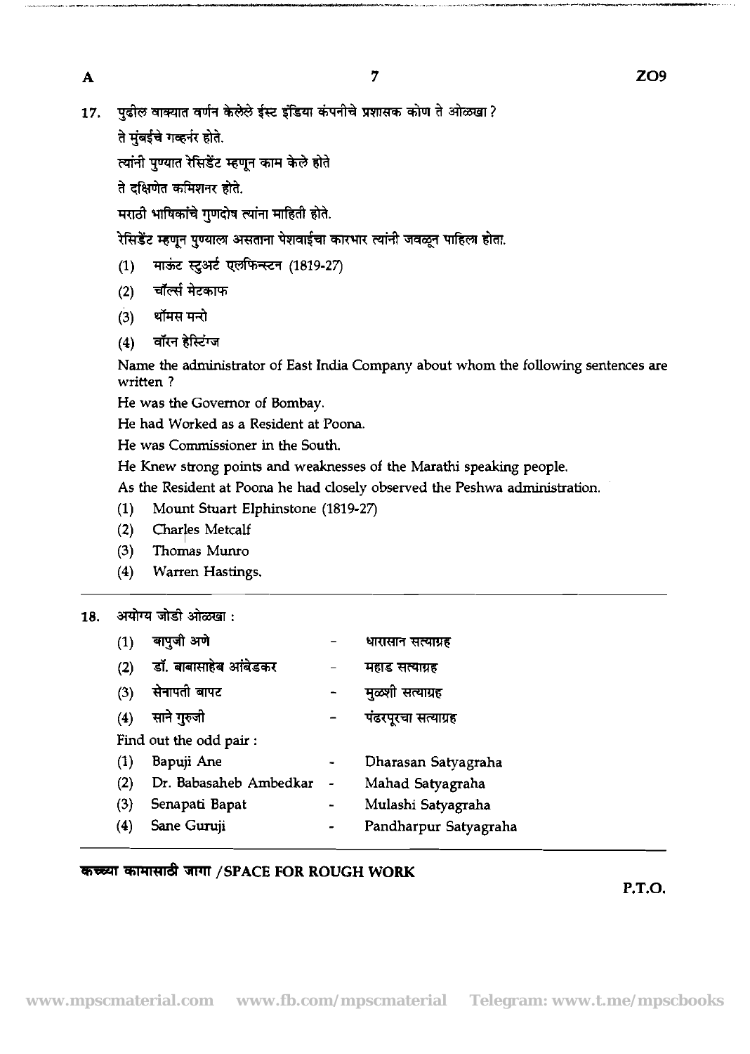17. पुढील वाक्यात वर्णन केलेले ईस्ट इंडिया कंपनीचे प्रशासक कोण ते ओळखा ?

    ते मुंबईचे गव्हर्नर होते.

    त्यांनी पुण्यात रेसिडेंट म्हणून काम केले होते

    ते दक्षिणेत कमिशनर होते.

    मराठी भाषिकांचे गुणदोष त्यांना माहिती होते.

    रेसिडेंट म्हणून पुण्याला असताना पेशवाईचा कारभार त्यांनी जवळून पाहिला होता.

    (1) माऊंट स्टुअर्ट एलफिन्स्टन (1819-27)
    (2) चॉर्ल्स मेटकाफ
    (3) थॉमस मनरो
    (4) वॉरन हेस्टिंग्ज

    Name the administrator of East India Company about whom the following sentences are written ?

    He was the Governor of Bombay.

    He had Worked as a Resident at Poona.

    He was Commissioner in the South.

    He Knew strong points and weaknesses of the Marathi speaking people.

    As the Resident at Poona he had closely observed the Peshwa administration.

    (1) Mount Stuart Elphinstone (1819-27)
    (2) Charles Metcalf
    (3) Thomas Munro
    (4) Warren Hastings.

---

18. अयोग्य जोडी ओळखा :

    (1) बापुजी अणे - धारासान सत्याग्रह
    (2) डॉ. बाबासाहेब आंबेडकर - महाड सत्याग्रह
    (3) सेनापती बापट - मुळशी सत्याग्रह
    (4) साने गुरुजी - पंढरपूरचा सत्याग्रह

    Find out the odd pair :

    (1) Bapuji Ane - Dharasan Satyagraha
    (2) Dr. Babasaheb Ambedkar - Mahad Satyagraha
    (3) Senapati Bapat - Mulashi Satyagraha
    (4) Sane Guruji - Pandharpur Satyagraha

---

**कच्च्या कामासाठी जागा / SPACE FOR ROUGH WORK**

P.T.O.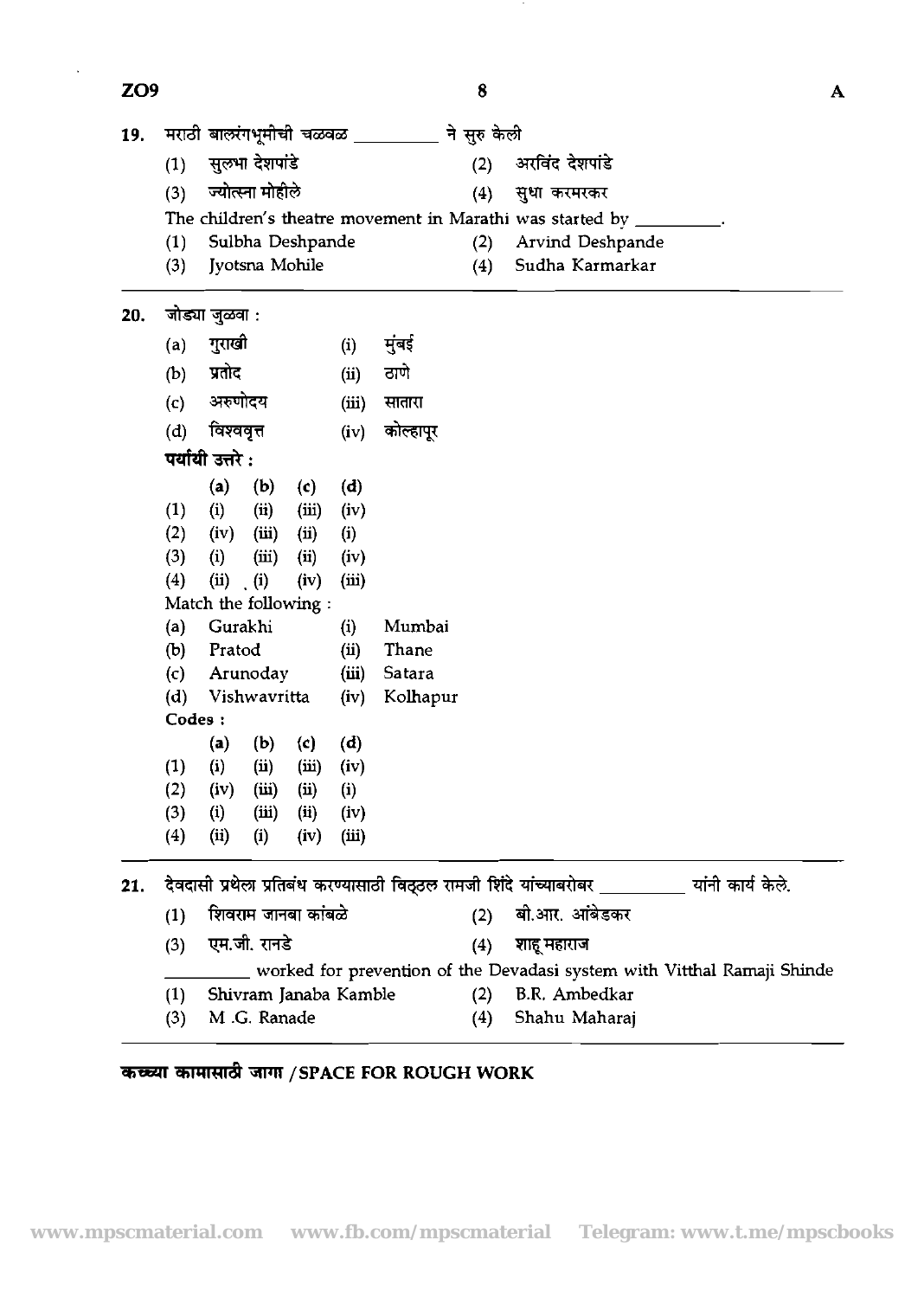19. मराठी बालरंगभूमीची चळवळ ________ ने सुरु केली

(1) सुलभा देशपांडे (2) अरविंद देशपांडे

(3) ज्योत्स्ना मोहीले (4) सुधा करमरकर

The children's theatre movement in Marathi was started by ________.

(1) Sulbha Deshpande (2) Arvind Deshpande

(3) Jyotsna Mohile (4) Sudha Karmarkar

---

20. जोड्या जुळवा :

(a) गुराखी (i) मुंबई

(b) प्रतोद (ii) ठाणे

(c) अरुणोदय (iii) सातारा

(d) विश्ववृत्त (iv) कोल्हापूर

**पर्यायी उत्तरे :**

| | (a) | (b) | (c) | (d) |
|---|---|---|---|---|
| (1) | (i) | (ii) | (iii) | (iv) |
| (2) | (iv) | (iii) | (ii) | (i) |
| (3) | (i) | (iii) | (ii) | (iv) |
| (4) | (ii) | (i) | (iv) | (iii) |

Match the following :

(a) Gurakhi (i) Mumbai

(b) Pratod (ii) Thane

(c) Arunoday (iii) Satara

(d) Vishwavritta (iv) Kolhapur

**Codes :**

| | (a) | (b) | (c) | (d) |
|---|---|---|---|---|
| (1) | (i) | (ii) | (iii) | (iv) |
| (2) | (iv) | (iii) | (ii) | (i) |
| (3) | (i) | (iii) | (ii) | (iv) |
| (4) | (ii) | (i) | (iv) | (iii) |

---

21. देवदासी प्रथेला प्रतिबंध करण्यासाठी विठ्ठल रामजी शिंदे यांच्याबरोबर ________ यांनी कार्य केले.

(1) शिवराम जानबा कांबळे (2) बी.आर. आंबेडकर

(3) एम.जी. रानडे (4) शाहू महाराज

________ worked for prevention of the Devadasi system with Vitthal Ramaji Shinde

(1) Shivram Janaba Kamble (2) B.R. Ambedkar

(3) M .G. Ranade (4) Shahu Maharaj

---

**कच्च्या कामासाठी जागा / SPACE FOR ROUGH WORK**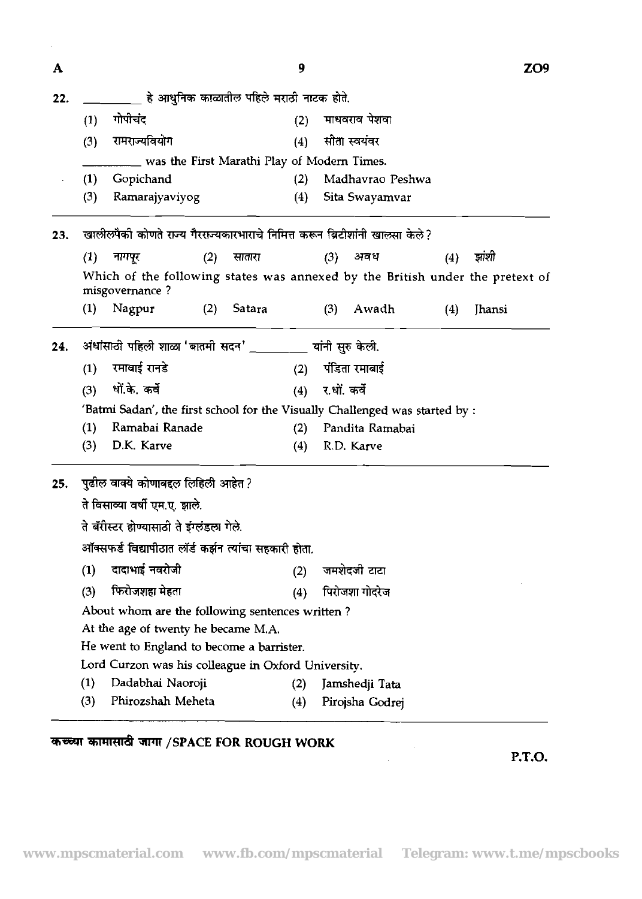22. \_\_\_\_\_\_\_\_\_ हे आधुनिक काळातील पहिले मराठी नाटक होते.

(1) गोपीचंद (2) माधवराव पेशवा

(3) रामराज्यवियोग (4) सीता स्वयंवर

\_\_\_\_\_\_\_\_\_ was the First Marathi Play of Modern Times.

(1) Gopichand (2) Madhavrao Peshwa

(3) Ramarajyaviyog (4) Sita Swayamvar

---

23. खालीलपैकी कोणते राज्य गैरराज्यकारभाराचे निमित्त करून ब्रिटीशांनी खालसा केले?

(1) नागपूर (2) सातारा (3) अवध (4) झांशी

Which of the following states was annexed by the British under the pretext of misgovernance ?

(1) Nagpur (2) Satara (3) Awadh (4) Jhansi

---

24. अंधांसाठी पहिली शाळा 'बातमी सदन' \_\_\_\_\_\_\_\_\_ यांनी सुरु केली.

(1) रमाबाई रानडे (2) पंडिता रमाबाई

(3) धों.के. कर्वे (4) र.धों. कर्वे

'Batmi Sadan', the first school for the Visually Challenged was started by :

(1) Ramabai Ranade (2) Pandita Ramabai

(3) D.K. Karve (4) R.D. Karve

---

25. पुढील वाक्ये कोणाबद्दल लिहिली आहेत?

ते विसाव्या वर्षी एम.ए. झाले.

ते बॅरीस्टर होण्यासाठी ते इंग्लंडला गेले.

ऑक्सफर्ड विद्यापीठात लॉर्ड कर्झन त्यांचा सहकारी होता.

(1) दादाभाई नवरोजी (2) जमशेदजी टाटा

(3) फिरोजशहा मेहता (4) पिरोजशा गोदरेज

About whom are the following sentences written ?

At the age of twenty he became M.A.

He went to England to become a barrister.

Lord Curzon was his colleague in Oxford University.

(1) Dadabhai Naoroji (2) Jamshedji Tata

(3) Phirozshah Meheta (4) Pirojsha Godrej

---

**कच्च्या कामासाठी जागा /SPACE FOR ROUGH WORK**

P.T.O.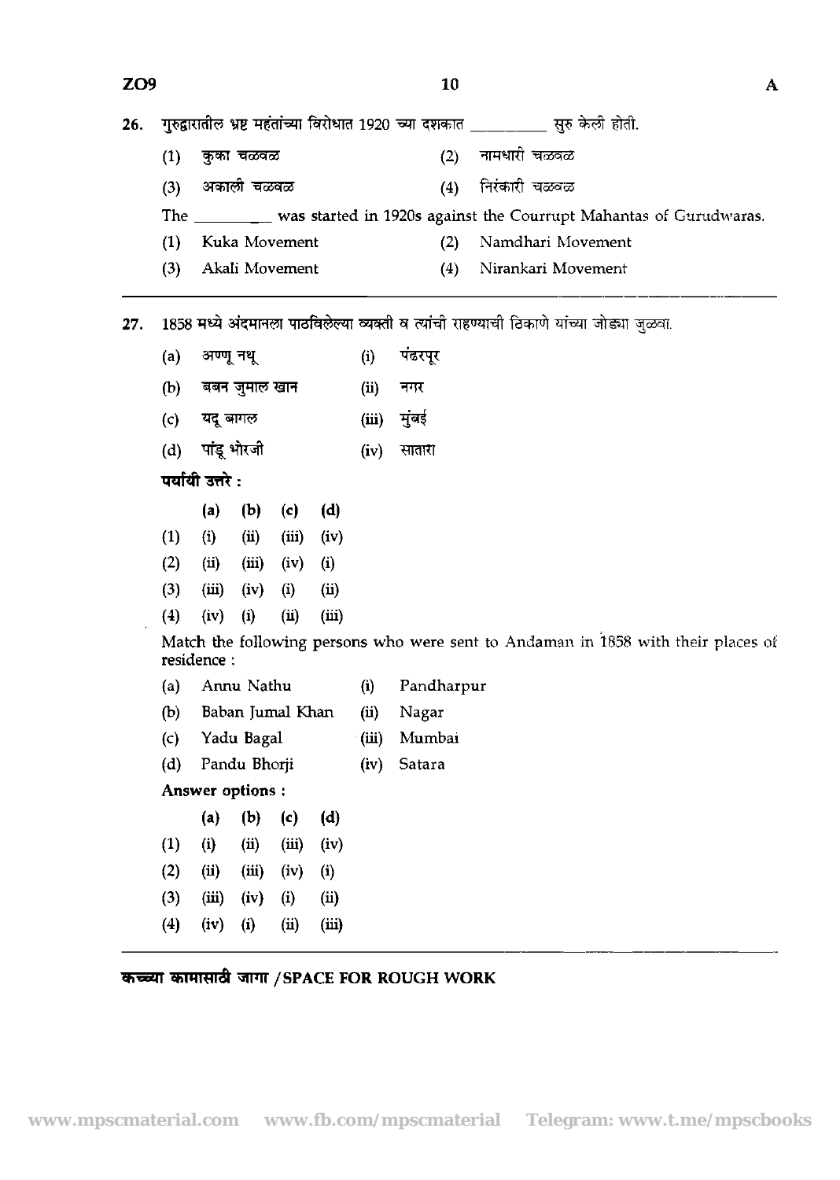26. गुरुद्वारातील भ्रष्ट महंतांच्या विरोधात 1920 च्या दशकात __________ सुरु केली होती.

(1) कुका चळवळ
(2) नामधारी चळवळ
(3) अकाली चळवळ
(4) निरंकारी चळवळ

The __________ was started in 1920s against the Courrupt Mahantas of Gurudwaras.

(1) Kuka Movement
(2) Namdhari Movement
(3) Akali Movement
(4) Nirankari Movement

---

27. 1858 मध्ये अंदमानला पाठविलेल्या व्यक्ती व त्यांची राहण्याची ठिकाणे यांच्या जोड्या जुळवा.

(a) अण्णू नथू — (i) पंढरपूर
(b) बबन जुमाल खान — (ii) नगर
(c) यदू बागल — (iii) मुंबई
(d) पांडू भोरजी — (iv) सातारा

**पर्यायी उत्तरे :**

| | (a) | (b) | (c) | (d) |
|---|---|---|---|---|
| (1) | (i) | (ii) | (iii) | (iv) |
| (2) | (ii) | (iii) | (iv) | (i) |
| (3) | (iii) | (iv) | (i) | (ii) |
| (4) | (iv) | (i) | (ii) | (iii) |

Match the following persons who were sent to Andaman in 1858 with their places of residence :

(a) Annu Nathu — (i) Pandharpur
(b) Baban Jumal Khan — (ii) Nagar
(c) Yadu Bagal — (iii) Mumbai
(d) Pandu Bhorji — (iv) Satara

**Answer options :**

| | (a) | (b) | (c) | (d) |
|---|---|---|---|---|
| (1) | (i) | (ii) | (iii) | (iv) |
| (2) | (ii) | (iii) | (iv) | (i) |
| (3) | (iii) | (iv) | (i) | (ii) |
| (4) | (iv) | (i) | (ii) | (iii) |

---

**कच्च्या कामासाठी जागा / SPACE FOR ROUGH WORK**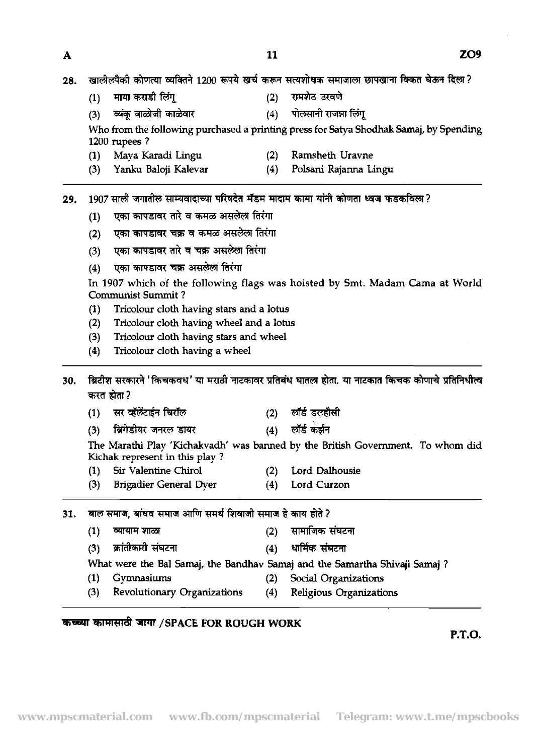28. खालीलपैकी कोणत्या व्यक्तिने 1200 रूपये खर्च करून सत्यशोधक समाजाला छापखाना विकत घेऊन दिला ?

(1) माया कराडी लिंगू
(2) रामशेठ उरवणे
(3) व्यंकू बाळोजी काळेवार
(4) पोल्सानी राजन्ना लिंगू

Who from the following purchased a printing press for Satya Shodhak Samaj, by Spending 1200 rupees ?

(1) Maya Karadi Lingu
(2) Ramsheth Uravne
(3) Yanku Baloji Kalevar
(4) Polsani Rajanna Lingu

29. 1907 साली जगातील साम्यवादाच्या परिषदेत मॅडम मादाम कामा यांनी कोणता ध्वज फडकविला ?

(1) एका कापडावर तारे व कमळ असलेला तिरंगा
(2) एका कापडावर चक्र व कमळ असलेला तिरंगा
(3) एका कापडावर तारे व चक्र असलेला तिरंगा
(4) एका कापडावर चक्र असलेला तिरंगा

In 1907 which of the following flags was hoisted by Smt. Madam Cama at World Communist Summit ?

(1) Tricolour cloth having stars and a lotus
(2) Tricolour cloth having wheel and a lotus
(3) Tricolour cloth having stars and wheel
(4) Tricolour cloth having a wheel

30. ब्रिटीश सरकारने 'किचकवध' या मराठी नाटकावर प्रतिबंध घातला होता. या नाटकात किचक कोणाचे प्रतिनिधीत्व करत होता ?

(1) सर व्हॅलेंटाईन चिरॉल
(2) लॉर्ड डलहौसी
(3) ब्रिगेडीयर जनरल डायर
(4) लॉर्ड कर्झन

The Marathi Play 'Kichakvadh' was banned by the British Government. To whom did Kichak represent in this play ?

(1) Sir Valentine Chirol
(2) Lord Dalhousie
(3) Brigadier General Dyer
(4) Lord Curzon

31. बाल समाज, बांधव समाज आणि समर्थ शिवाजी समाज हे काय होते ?

(1) व्यायाम शाळा
(2) सामाजिक संघटना
(3) क्रांतीकारी संघटना
(4) धार्मिक संघटना

What were the Bal Samaj, the Bandhav Samaj and the Samartha Shivaji Samaj ?

(1) Gymnasiums
(2) Social Organizations
(3) Revolutionary Organizations
(4) Religious Organizations

कच्च्या कामासाठी जागा / SPACE FOR ROUGH WORK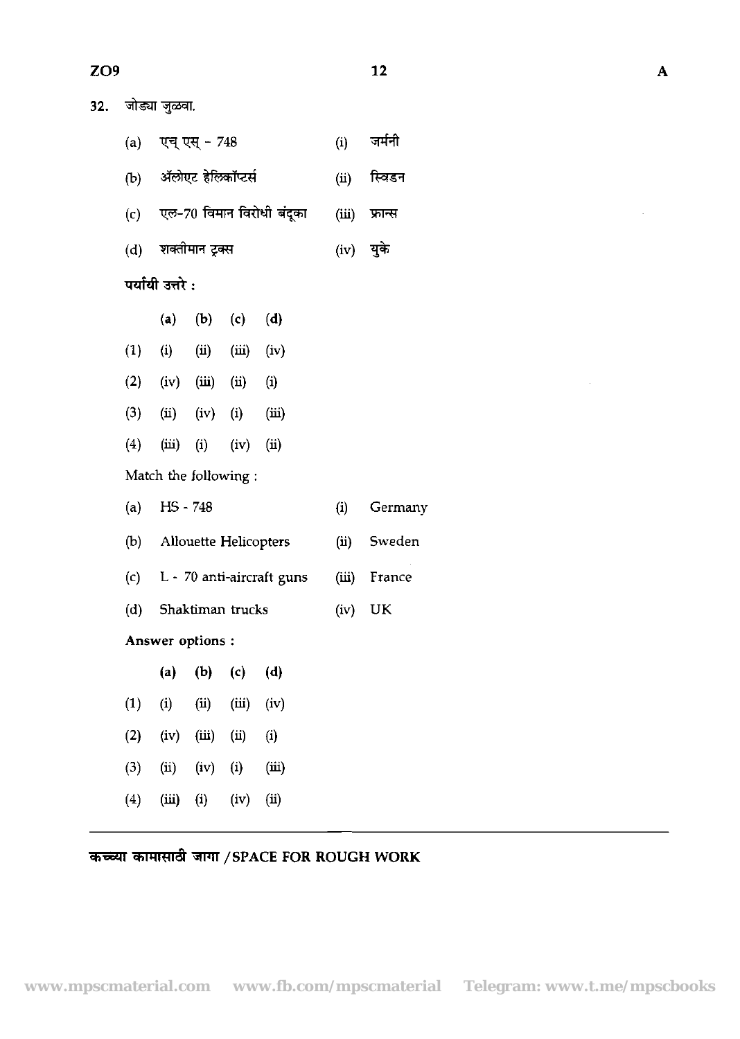32. जोड्या जुळवा.

| | | | |
|---|---|---|---|
| (a) | एच् एस् - 748 | (i) | जर्मनी |
| (b) | ॲलोएट हेलिकॉप्टर्स | (ii) | स्विडन |
| (c) | एल-70 विमान विरोधी बंदूका | (iii) | फ्रान्स |
| (d) | शक्तीमान ट्रक्स | (iv) | युके |

**पर्यायी उत्तरे :**

| | (a) | (b) | (c) | (d) |
|---|---|---|---|---|
| (1) | (i) | (ii) | (iii) | (iv) |
| (2) | (iv) | (iii) | (ii) | (i) |
| (3) | (ii) | (iv) | (i) | (iii) |
| (4) | (iii) | (i) | (iv) | (ii) |

Match the following :

| | | | |
|---|---|---|---|
| (a) | HS - 748 | (i) | Germany |
| (b) | Allouette Helicopters | (ii) | Sweden |
| (c) | L - 70 anti-aircraft guns | (iii) | France |
| (d) | Shaktiman trucks | (iv) | UK |

**Answer options :**

| | (a) | (b) | (c) | (d) |
|---|---|---|---|---|
| (1) | (i) | (ii) | (iii) | (iv) |
| (2) | (iv) | (iii) | (ii) | (i) |
| (3) | (ii) | (iv) | (i) | (iii) |
| (4) | (iii) | (i) | (iv) | (ii) |

**कच्च्या कामासाठी जागा / SPACE FOR ROUGH WORK**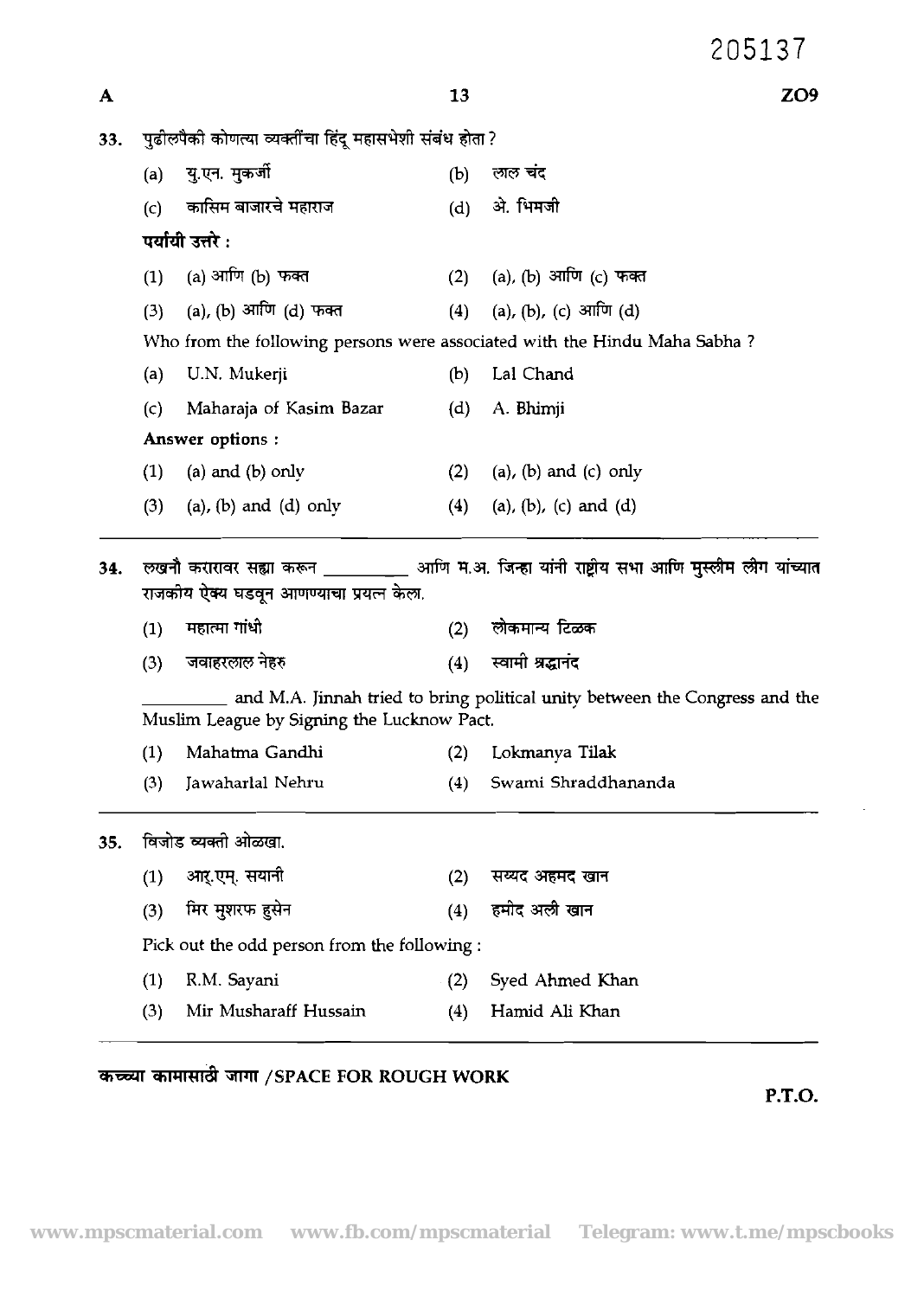33. पुढीलपैकी कोणत्या व्यक्तींचा हिंदू महासभेशी संबंध होता?

(a) यु.एन. मुकर्जी
(b) लाल चंद
(c) कासिम बाजारचे महाराज
(d) अे. भिमजी

पर्यायी उत्तरे :

(1) (a) आणि (b) फक्त
(2) (a), (b) आणि (c) फक्त
(3) (a), (b) आणि (d) फक्त
(4) (a), (b), (c) आणि (d)

Who from the following persons were associated with the Hindu Maha Sabha ?

(a) U.N. Mukerji
(b) Lal Chand
(c) Maharaja of Kasim Bazar
(d) A. Bhimji

**Answer options :**

(1) (a) and (b) only
(2) (a), (b) and (c) only
(3) (a), (b) and (d) only
(4) (a), (b), (c) and (d)

---

34. लखनौ करारावर सह्या करून __________ आणि म.अ. जिन्हा यांनी राष्ट्रीय सभा आणि मुस्लीम लीग यांच्यात राजकीय ऐक्य घडवून आणण्याचा प्रयत्न केला.

(1) महात्मा गांधी
(2) लोकमान्य टिळक
(3) जवाहरलाल नेहरु
(4) स्वामी श्रद्धानंद

__________ and M.A. Jinnah tried to bring political unity between the Congress and the Muslim League by Signing the Lucknow Pact.

(1) Mahatma Gandhi
(2) Lokmanya Tilak
(3) Jawaharlal Nehru
(4) Swami Shraddhananda

---

35. विजोड व्यक्ती ओळखा.

(1) आर्.एम्. सयानी
(2) सय्यद अहमद खान
(3) मिर मुशरफ हुसेन
(4) हमीद अली खान

Pick out the odd person from the following :

(1) R.M. Sayani
(2) Syed Ahmed Khan
(3) Mir Musharaff Hussain
(4) Hamid Ali Khan

---

**कच्च्या कामासाठी जागा / SPACE FOR ROUGH WORK**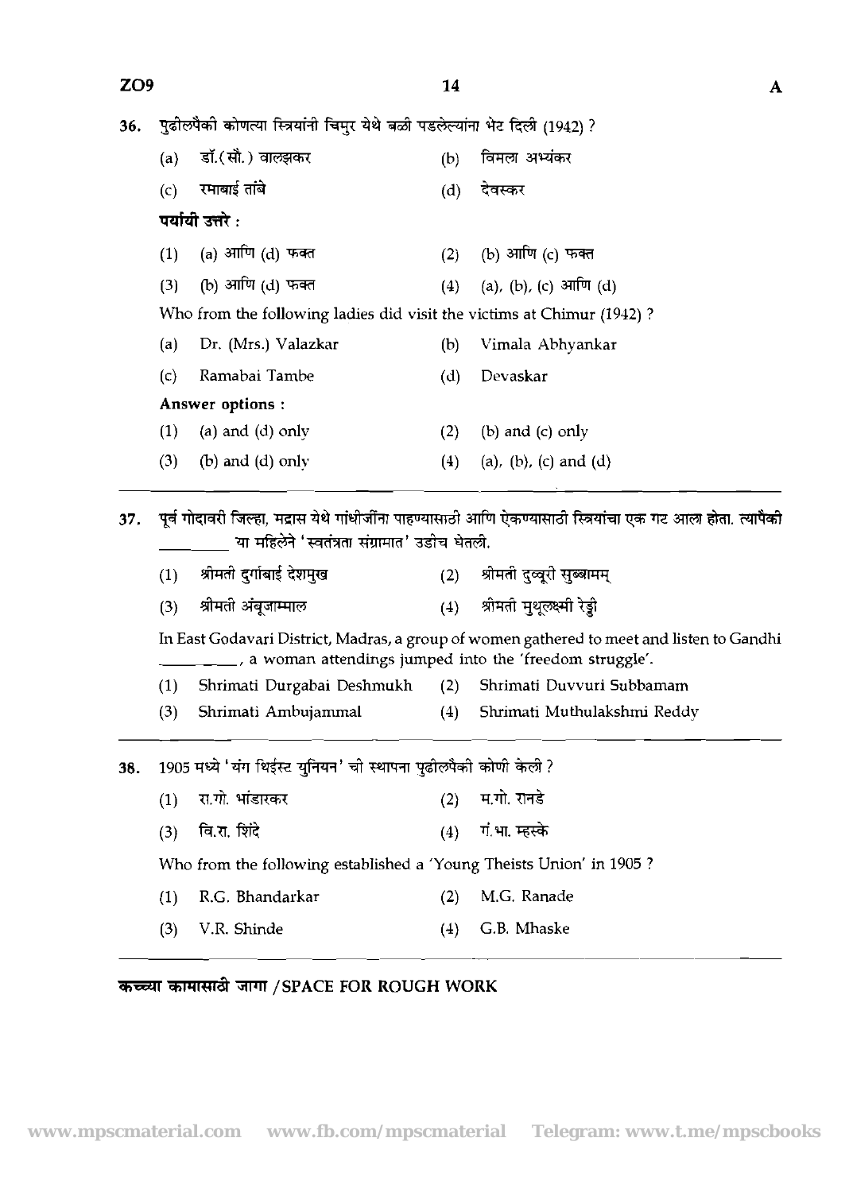36. पुढीलपैकी कोणत्या स्त्रियांनी चिमुर येथे बळी पडलेल्यांना भेट दिली (1942) ?

(a) डॉ.(सौ.) वाल्झकर
(b) विमला अभ्यंकर
(c) रमाबाई तांबे
(d) देवस्कर

**पर्यायी उत्तरे :**

(1) (a) आणि (d) फक्त
(2) (b) आणि (c) फक्त
(3) (b) आणि (d) फक्त
(4) (a), (b), (c) आणि (d)

Who from the following ladies did visit the victims at Chimur (1942) ?

(a) Dr. (Mrs.) Valazkar
(b) Vimala Abhyankar
(c) Ramabai Tambe
(d) Devaskar

**Answer options :**

(1) (a) and (d) only
(2) (b) and (c) only
(3) (b) and (d) only
(4) (a), (b), (c) and (d)

---

37. पूर्व गोदावरी जिल्हा, मद्रास येथे गांधीजींना पाहण्यासाठी आणि ऐकण्यासाठी स्त्रियांचा एक गट आला होता. त्यापैकी _________ या महिलेने 'स्वतंत्रता संग्रामात' उडीच घेतली.

(1) श्रीमती दुर्गाबाई देशमुख
(2) श्रीमती दुव्वूरी सुब्बामम्
(3) श्रीमती अंबूजाम्माल
(4) श्रीमती मुथूलक्ष्मी रेड्डी

In East Godavari District, Madras, a group of women gathered to meet and listen to Gandhi _________, a woman attendings jumped into the 'freedom struggle'.

(1) Shrimati Durgabai Deshmukh
(2) Shrimati Duvvuri Subbamam
(3) Shrimati Ambujammal
(4) Shrimati Muthulakshmi Reddy

---

38. 1905 मध्ये 'यंग थिईस्ट युनियन' ची स्थापना पुढीलपैकी कोणी केली ?

(1) रा.गो. भांडारकर
(2) म.गो. रानडे
(3) वि.रा. शिंदे
(4) गं.भा. म्हस्के

Who from the following established a 'Young Theists Union' in 1905 ?

(1) R.G. Bhandarkar
(2) M.G. Ranade
(3) V.R. Shinde
(4) G.B. Mhaske

---

**कच्च्या कामासाठी जागा /SPACE FOR ROUGH WORK**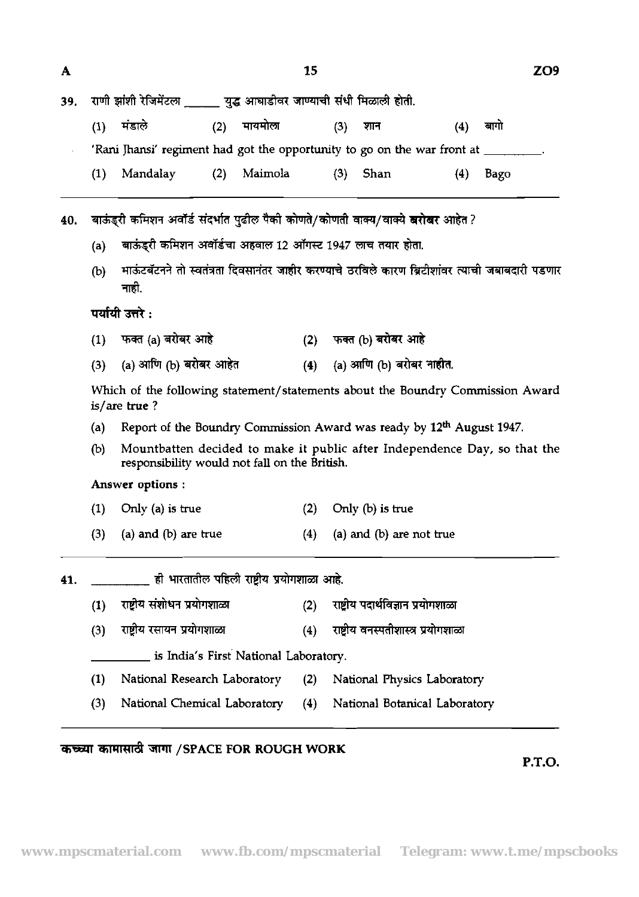39. राणी झांशी रेजिमेंटला ______ युद्ध आघाडीवर जाण्याची संधी मिळाली होती.

(1) मंडाले (2) मायमोला (3) शान (4) बागो

'Rani Jhansi' regiment had got the opportunity to go on the war front at ______.

(1) Mandalay (2) Maimola (3) Shan (4) Bago

---

40. बाऊंड्री कमिशन अवॉर्ड संदर्भात पुढील पैकी कोणते/कोणती वाक्य/वाक्ये **बरोबर** आहेत?

(a) बाऊंड्री कमिशन अवॉर्डचा अहवाल 12 ऑगस्ट 1947 लाच तयार होता.

(b) माऊंटबॅटनने तो स्वतंत्रता दिवसानंतर जाहीर करण्याचे ठरविले कारण ब्रिटीशांवर त्याची जबाबदारी पडणार नाही.

**पर्यायी उत्तरे :**

(1) फक्त (a) बरोबर आहे (2) फक्त (b) **बरोबर आहे**

(3) (a) आणि (b) **बरोबर आहेत** (4) (a) आणि (b) बरोबर **नाहीत.**

Which of the following statement/statements about the Boundry Commission Award is/are **true** ?

(a) Report of the Boundry Commission Award was ready by 12th August 1947.

(b) Mountbatten decided to make it public after Independence Day, so that the responsibility would not fall on the British.

**Answer options :**

(1) Only (a) is true (2) Only (b) is true

(3) (a) and (b) are true (4) (a) and (b) are not true

---

41. ______ ही भारतातील पहिली राष्ट्रीय प्रयोगशाळा आहे.

(1) राष्ट्रीय संशोधन प्रयोगशाळा (2) राष्ट्रीय पदार्थविज्ञान प्रयोगशाळा

(3) राष्ट्रीय रसायन प्रयोगशाळा (4) राष्ट्रीय वनस्पतीशास्त्र प्रयोगशाळा

______ is India's First National Laboratory.

(1) National Research Laboratory (2) National Physics Laboratory

(3) National Chemical Laboratory (4) National Botanical Laboratory

---

**कच्च्या कामासाठी जागा / SPACE FOR ROUGH WORK**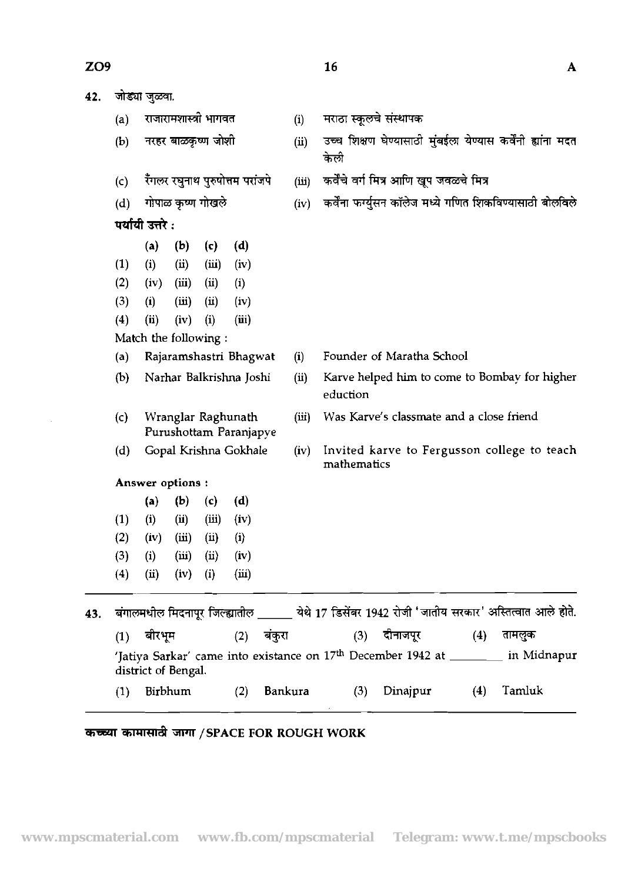42. जोड्या जुळवा.

(a) राजारामशास्त्री भागवत — (i) मराठा स्कूलचे संस्थापक

(b) नरहर बाळकृष्ण जोशी — (ii) उच्च शिक्षण घेण्यासाठी मुंबईला येण्यास कर्वेनी ह्यांना मदत केली

(c) रँगलर रघुनाथ पुरुषोत्तम परांजपे — (iii) कर्वेंचे वर्ग मित्र आणि खूप जवळचे मित्र

(d) गोपाळ कृष्ण गोखले — (iv) कर्वेना फर्ग्युसन कॉलेज मध्ये गणित शिकविण्यासाठी बोलविले

**पर्यायी उत्तरे :**

| | (a) | (b) | (c) | (d) |
|---|---|---|---|---|
| (1) | (i) | (ii) | (iii) | (iv) |
| (2) | (iv) | (iii) | (ii) | (i) |
| (3) | (i) | (iii) | (ii) | (iv) |
| (4) | (ii) | (iv) | (i) | (iii) |

Match the following :

(a) Rajaramshastri Bhagwat — (i) Founder of Maratha School

(b) Narhar Balkrishna Joshi — (ii) Karve helped him to come to Bombay for higher eduction

(c) Wranglar Raghunath Purushottam Paranjapye — (iii) Was Karve's classmate and a close friend

(d) Gopal Krishna Gokhale — (iv) Invited karve to Fergusson college to teach mathematics

**Answer options :**

| | (a) | (b) | (c) | (d) |
|---|---|---|---|---|
| (1) | (i) | (ii) | (iii) | (iv) |
| (2) | (iv) | (iii) | (ii) | (i) |
| (3) | (i) | (iii) | (ii) | (iv) |
| (4) | (ii) | (iv) | (i) | (iii) |

---

43. बंगालमधील मिदनापूर जिल्ह्यातील ______ येथे 17 डिसेंबर 1942 रोजी 'जातीय सरकार' अस्तित्वात आले होते.

(1) बीरभूम (2) बंकुरा (3) दीनाजपूर (4) तामलुक

'Jatiya Sarkar' came into existance on 17th December 1942 at ________ in Midnapur district of Bengal.

(1) Birbhum (2) Bankura (3) Dinajpur (4) Tamluk

---

**कच्च्या कामासाठी जागा / SPACE FOR ROUGH WORK**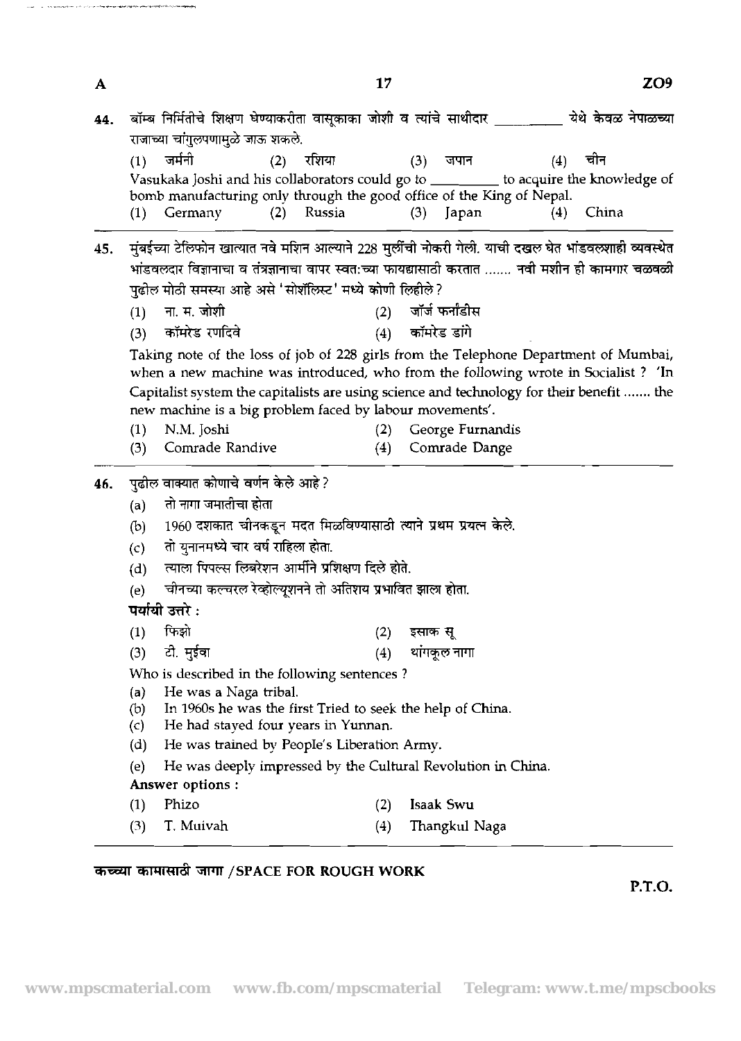44. बॉम्ब निर्मितीचे शिक्षण घेण्याकरीता वासूकाका जोशी व त्यांचे साथीदार \_\_\_\_\_\_\_\_\_ येथे केवळ नेपाळच्या राजाच्या चांगुलपणामुळे जाऊ शकले.

(1) जर्मनी (2) रशिया (3) जपान (4) चीन

Vasukaka Joshi and his collaborators could go to \_\_\_\_\_\_\_\_\_ to acquire the knowledge of bomb manufacturing only through the good office of the King of Nepal.

(1) Germany (2) Russia (3) Japan (4) China

---

45. मुंबईच्या टेलिफोन खात्यात नवे मशिन आल्याने 228 मुलींची नोकरी गेली. याची दखल घेत भांडवलशाही व्यवस्थेत भांडवलदार विज्ञानाचा व तंत्रज्ञानाचा वापर स्वत:च्या फायद्यासाठी करतात ....... नवी मशीन ही कामगार चळवळी पुढील मोठी समस्या आहे असे 'सोशॅलिस्ट' मध्ये कोणी लिहीले ?

(1) ना. म. जोशी
(2) जॉर्ज फर्नांडीस
(3) कॉमरेड रणदिवे
(4) कॉमरेड डांगे

Taking note of the loss of job of 228 girls from the Telephone Department of Mumbai, when a new machine was introduced, who from the following wrote in Socialist ? 'In Capitalist system the capitalists are using science and technology for their benefit ....... the new machine is a big problem faced by labour movements'.

(1) N.M. Joshi
(2) George Furnandis
(3) Comrade Randive
(4) Comrade Dange

---

46. पुढील वाक्यात कोणाचे वर्णन केले आहे ?

(a) तो नागा जमातीचा होता
(b) 1960 दशकात चीनकडून मदत मिळविण्यासाठी त्याने प्रथम प्रयत्न केले.
(c) तो युनानमध्ये चार वर्ष राहिला होता.
(d) त्याला पिपल्स लिबरेशन आर्मीने प्रशिक्षण दिले होते.
(e) चीनच्या कल्चरल रेव्होल्यूशनने तो अतिशय प्रभावित झाला होता.

**पर्यायी उत्तरे :**

(1) फिझो
(2) इसाक सू
(3) टी. मुईवा
(4) थांगकूल नागा

Who is described in the following sentences ?

(a) He was a Naga tribal.
(b) In 1960s he was the first Tried to seek the help of China.
(c) He had stayed four years in Yunnan.
(d) He was trained by People's Liberation Army.
(e) He was deeply impressed by the Cultural Revolution in China.

**Answer options :**

(1) Phizo
(2) Isaak Swu
(3) T. Muivah
(4) Thangkul Naga

**कच्च्या कामासाठी जागा / SPACE FOR ROUGH WORK**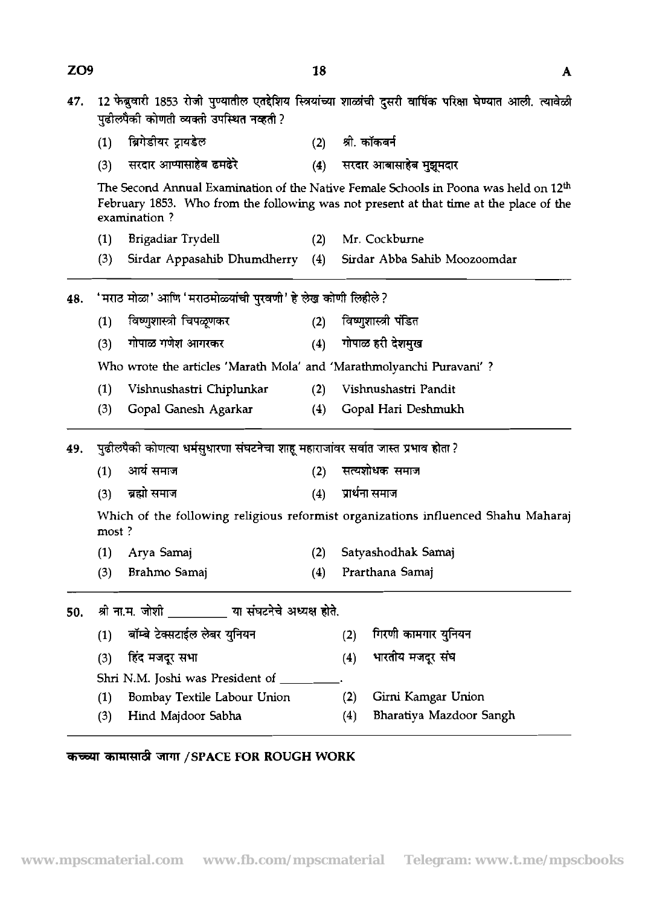47. 12 फेब्रुवारी 1853 रोजी पुण्यातील एतद्देशिय स्त्रियांच्या शाळांची दुसरी वार्षिक परिक्षा घेण्यात आली. त्यावेळी पुढीलपैकी कोणती व्यक्ती उपस्थित नव्हती ?

(1) ब्रिगेडीयर ट्रायडेल
(2) श्री. कॉकबर्न
(3) सरदार आप्पासाहेब ढमढेरे
(4) सरदार आबासाहेब मुझूमदार

The Second Annual Examination of the Native Female Schools in Poona was held on 12th February 1853. Who from the following was not present at that time at the place of the examination ?

(1) Brigadiar Trydell
(2) Mr. Cockburne
(3) Sirdar Appasahib Dhumdherry
(4) Sirdar Abba Sahib Moozoomdar

48. 'मराठ मोळा' आणि 'मराठमोळ्यांची पुरवणी' हे लेख कोणी लिहीले ?

(1) विष्णुशास्त्री चिपळूणकर
(2) विष्णुशास्त्री पंडित
(3) गोपाळ गणेश आगरकर
(4) गोपाळ हरी देशमुख

Who wrote the articles 'Marath Mola' and 'Marathmolyanchi Puravani' ?

(1) Vishnushastri Chiplunkar
(2) Vishnushastri Pandit
(3) Gopal Ganesh Agarkar
(4) Gopal Hari Deshmukh

49. पुढीलपैकी कोणत्या धर्मसुधारणा संघटनेचा शाहू महाराजांवर सर्वात जास्त प्रभाव होता ?

(1) आर्य समाज
(2) सत्यशोधक समाज
(3) ब्रह्मो समाज
(4) प्रार्थना समाज

Which of the following religious reformist organizations influenced Shahu Maharaj most ?

(1) Arya Samaj
(2) Satyashodhak Samaj
(3) Brahmo Samaj
(4) Prarthana Samaj

50. श्री ना.म. जोशी __________ या संघटनेचे अध्यक्ष होते.

(1) बॉम्बे टेक्सटाईल लेबर युनियन
(2) गिरणी कामगार युनियन
(3) हिंद मजदूर सभा
(4) भारतीय मजदूर संघ

Shri N.M. Joshi was President of __________.

(1) Bombay Textile Labour Union
(2) Girni Kamgar Union
(3) Hind Majdoor Sabha
(4) Bharatiya Mazdoor Sangh

**कच्च्या कामासाठी जागा / SPACE FOR ROUGH WORK**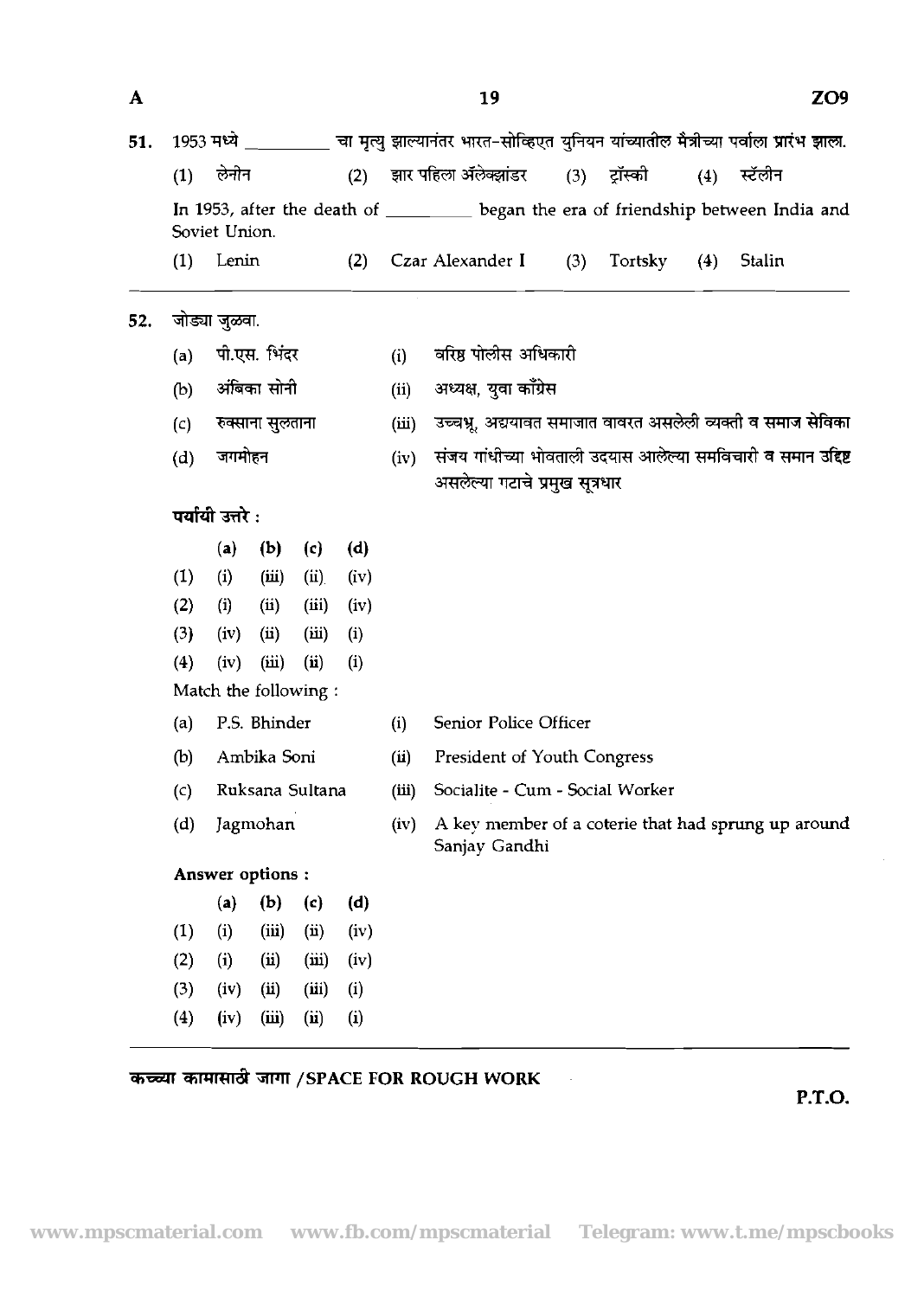51. 1953 मध्ये _________ चा मृत्यु झाल्यानंतर भारत-सोव्हिएत युनियन यांच्यातील मैत्रीच्या पर्वाला प्रारंभ झाला.

(1) लेनीन (2) झार पहिला अॅलेक्झांडर (3) ट्रॉस्की (4) स्टॅलीन

In 1953, after the death of _________ began the era of friendship between India and Soviet Union.

(1) Lenin (2) Czar Alexander I (3) Tortsky (4) Stalin

---

52. जोड्या जुळवा.

(a) पी.एस. भिंदर — (i) वरिष्ठ पोलीस अधिकारी

(b) अंबिका सोनी — (ii) अध्यक्ष, युवा काँग्रेस

(c) रुक्साना सुलताना — (iii) उच्चभ्रू, अद्ययावत समाजात वावरत असलेली व्यक्ती व समाज सेविका

(d) जगमोहन — (iv) संजय गांधीच्या भोवताली उदयास आलेल्या समविचारी व समान उद्दिष्ट असलेल्या गटाचे प्रमुख सूत्रधार

**पर्यायी उत्तरे :**

| | (a) | (b) | (c) | (d) |
|---|---|---|---|---|
| (1) | (i) | (iii) | (ii) | (iv) |
| (2) | (i) | (ii) | (iii) | (iv) |
| (3) | (iv) | (ii) | (iii) | (i) |
| (4) | (iv) | (iii) | (ii) | (i) |

Match the following :

(a) P.S. Bhinder — (i) Senior Police Officer

(b) Ambika Soni — (ii) President of Youth Congress

(c) Ruksana Sultana — (iii) Socialite - Cum - Social Worker

(d) Jagmohan — (iv) A key member of a coterie that had sprung up around Sanjay Gandhi

**Answer options :**

| | (a) | (b) | (c) | (d) |
|---|---|---|---|---|
| (1) | (i) | (iii) | (ii) | (iv) |
| (2) | (i) | (ii) | (iii) | (iv) |
| (3) | (iv) | (ii) | (iii) | (i) |
| (4) | (iv) | (iii) | (ii) | (i) |

कच्च्या कामासाठी जागा /SPACE FOR ROUGH WORK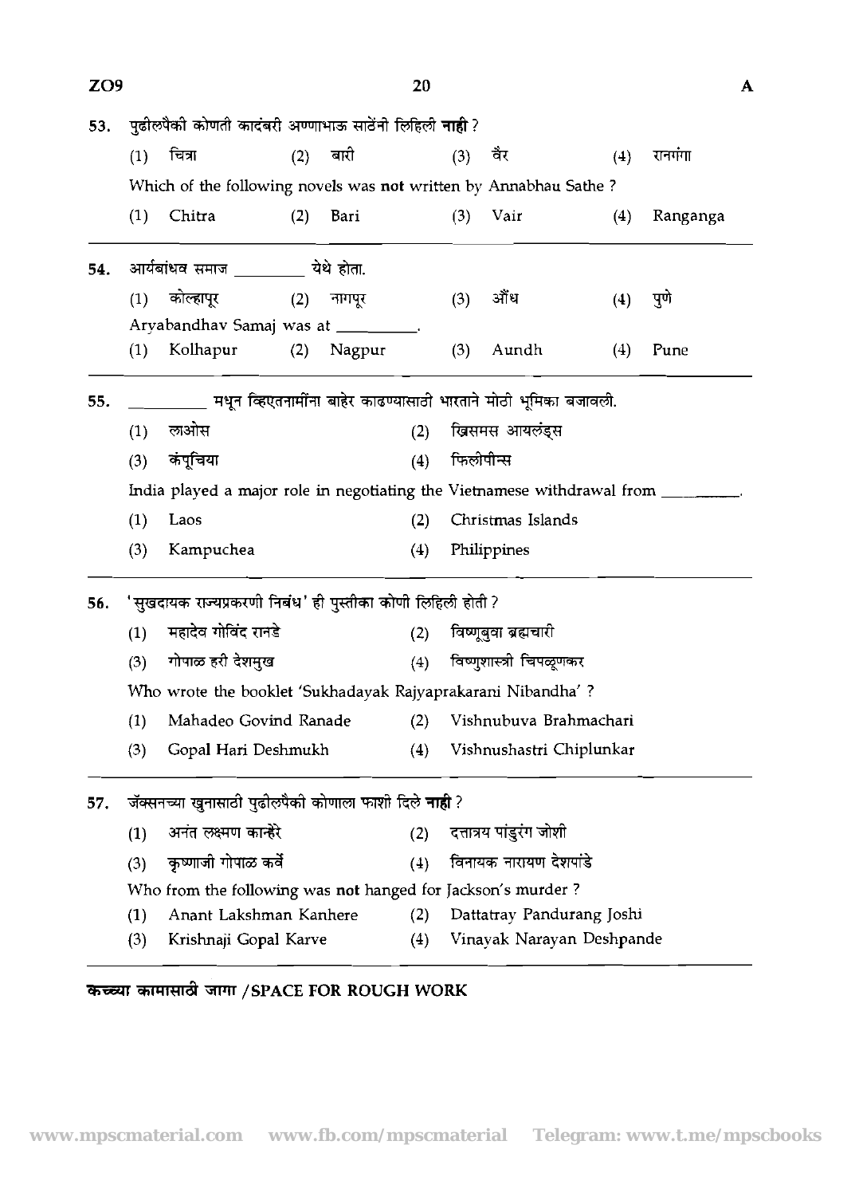53. पुढीलपैकी कोणती कादंबरी अण्णाभाऊ साठेंनी लिहिली **नाही** ?

(1) चित्रा (2) बारी (3) वैर (4) रानगंगा

Which of the following novels was **not** written by Annabhau Sathe ?

(1) Chitra (2) Bari (3) Vair (4) Ranganga

54. आर्यबांधव समाज _________ येथे होता.

(1) कोल्हापूर (2) नागपूर (3) औंध (4) पुणे

Aryabandhav Samaj was at _________.

(1) Kolhapur (2) Nagpur (3) Aundh (4) Pune

55. _________ मधून व्हिएतनामींना बाहेर काढण्यासाठी भारताने मोठी भूमिका बजावली.

(1) लाओस (2) ख्रिसमस आयलंड्स

(3) कंपूचिया (4) फिलीपीन्स

India played a major role in negotiating the Vietnamese withdrawal from _________.

(1) Laos (2) Christmas Islands

(3) Kampuchea (4) Philippines

56. 'सुखदायक राज्यप्रकरणी निबंध' ही पुस्तीका कोणी लिहिली होती ?

(1) महादेव गोविंद रानडे (2) विष्णूबुवा ब्रह्मचारी

(3) गोपाळ हरी देशमुख (4) विष्णुशास्त्री चिपळूणकर

Who wrote the booklet 'Sukhadayak Rajyaprakarani Nibandha' ?

(1) Mahadeo Govind Ranade (2) Vishnubuva Brahmachari

(3) Gopal Hari Deshmukh (4) Vishnushastri Chiplunkar

57. जॅक्सनच्या खुनासाठी पुढीलपैकी कोणाला फाशी दिले **नाही** ?

(1) अनंत लक्ष्मण कान्हेरे (2) दत्तात्रय पांडुरंग जोशी

(3) कृष्णाजी गोपाळ कर्वे (4) विनायक नारायण देशपांडे

Who from the following was **not** hanged for Jackson's murder ?

(1) Anant Lakshman Kanhere (2) Dattatray Pandurang Joshi

(3) Krishnaji Gopal Karve (4) Vinayak Narayan Deshpande

**कच्च्या कामासाठी जागा / SPACE FOR ROUGH WORK**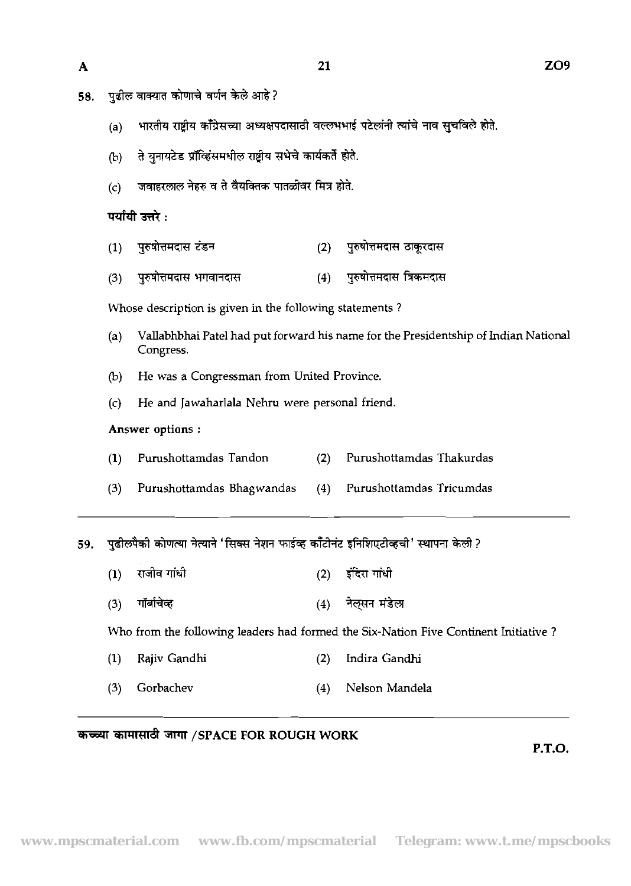58. पुढील वाक्यात कोणाचे वर्णन केले आहे ?

(a) भारतीय राष्ट्रीय काँग्रेसच्या अध्यक्षपदासाठी वल्लभभाई पटेलांनी त्यांचे नाव सुचविले होते.

(b) ते युनायटेड प्रॉव्हिंसमधील राष्ट्रीय सभेचे कार्यकर्ते होते.

(c) जवाहरलाल नेहरु व ते वैयक्तिक पातळीवर मित्र होते.

**पर्यायी उत्तरे :**

(1) पुरुषोत्तमदास टंडन  (2) पुरुषोत्तमदास ठाकूरदास

(3) पुरुषोत्तमदास भगवानदास  (4) पुरुषोत्तमदास त्रिकमदास

Whose description is given in the following statements ?

(a) Vallabhbhai Patel had put forward his name for the Presidentship of Indian National Congress.

(b) He was a Congressman from United Province.

(c) He and Jawaharlala Nehru were personal friend.

**Answer options :**

(1) Purushottamdas Tandon  (2) Purushottamdas Thakurdas

(3) Purushottamdas Bhagwandas  (4) Purushottamdas Tricumdas

---

59. पुढीलपैकी कोणत्या नेत्याने 'सिक्स नेशन फाईव्ह काँटीनंट इनिशिएटीव्हची' स्थापना केली ?

(1) राजीव गांधी  (2) इंदिरा गांधी

(3) गॉर्बाचेव्ह  (4) नेल्सन मंडेला

Who from the following leaders had formed the Six-Nation Five Continent Initiative ?

(1) Rajiv Gandhi  (2) Indira Gandhi

(3) Gorbachev  (4) Nelson Mandela

---

**कच्च्या कामासाठी जागा /SPACE FOR ROUGH WORK**

P.T.O.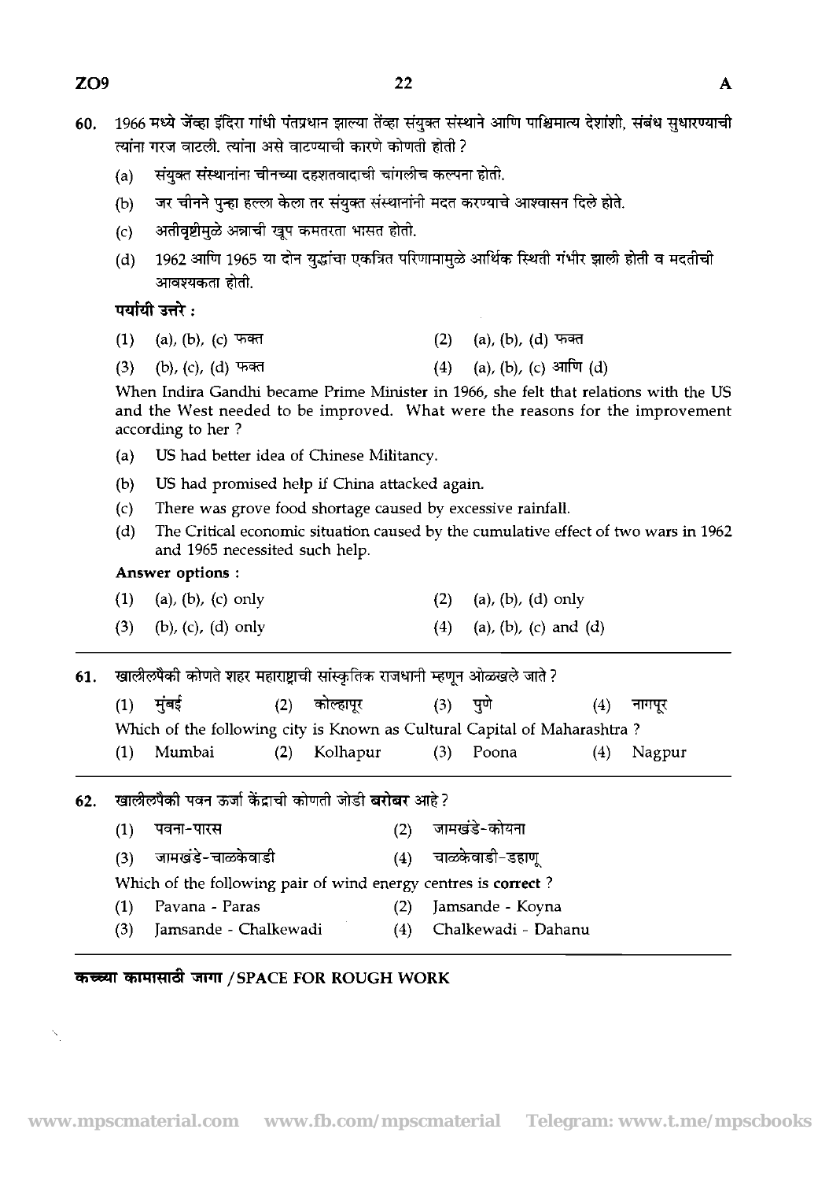60. 1966 मध्ये जेंव्हा इंदिरा गांधी पंतप्रधान झाल्या तेंव्हा संयुक्त संस्थाने आणि पाश्चिमात्य देशांशी, संबंध सुधारण्याची त्यांना गरज वाटली. त्यांना असे वाटण्याची कारणे कोणती होती ?

   (a) संयुक्त संस्थानांना चीनच्या दहशतवादाची चांगलीच कल्पना होती.
   (b) जर चीनने पुन्हा हल्ला केला तर संयुक्त संस्थानांनी मदत करण्याचे आश्वासन दिले होते.
   (c) अतीवृष्टीमुळे अन्नाची खूप कमतरता भासत होती.
   (d) 1962 आणि 1965 या दोन युद्धांचा एकत्रित परिणामामुळे आर्थिक स्थिती गंभीर झाली होती व मदतीची आवश्यकता होती.

   **पर्यायी उत्तरे :**

   (1) (a), (b), (c) फक्त (2) (a), (b), (d) फक्त
   (3) (b), (c), (d) फक्त (4) (a), (b), (c) आणि (d)

   When Indira Gandhi became Prime Minister in 1966, she felt that relations with the US and the West needed to be improved. What were the reasons for the improvement according to her ?

   (a) US had better idea of Chinese Militancy.
   (b) US had promised help if China attacked again.
   (c) There was grove food shortage caused by excessive rainfall.
   (d) The Critical economic situation caused by the cumulative effect of two wars in 1962 and 1965 necessited such help.

   **Answer options :**

   (1) (a), (b), (c) only (2) (a), (b), (d) only
   (3) (b), (c), (d) only (4) (a), (b), (c) and (d)

---

61. खालीलपैकी कोणते शहर महाराष्ट्राची सांस्कृतिक राजधानी म्हणून ओळखले जाते ?

   (1) मुंबई (2) कोल्हापूर (3) पुणे (4) नागपूर

   Which of the following city is Known as Cultural Capital of Maharashtra ?

   (1) Mumbai (2) Kolhapur (3) Poona (4) Nagpur

---

62. खालीलपैकी पवन ऊर्जा केंद्राची कोणती जोडी **बरोबर** आहे ?

   (1) पवना-पारस (2) जामखंडे-कोयना
   (3) जामखंडे-चाळकेवाडी (4) चाळकेवाडी-डहाणू

   Which of the following pair of wind energy centres is **correct** ?

   (1) Pavana - Paras (2) Jamsande - Koyna
   (3) Jamsande - Chalkewadi (4) Chalkewadi - Dahanu

---

**कच्च्या कामासाठी जागा / SPACE FOR ROUGH WORK**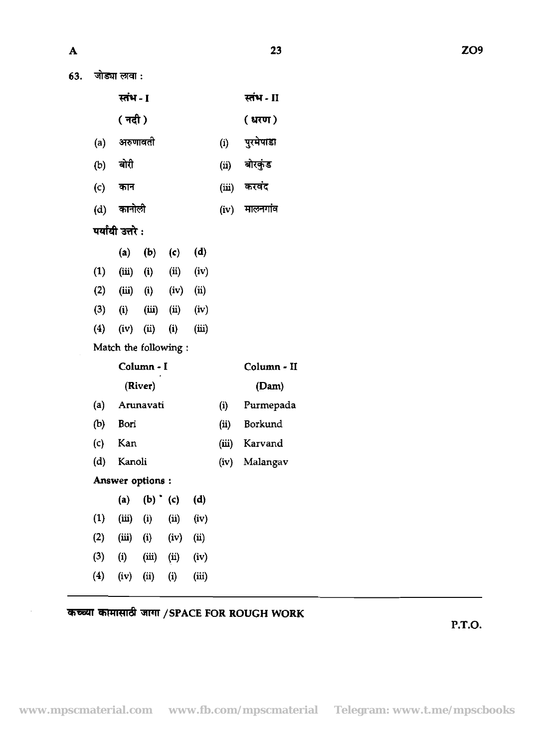63. जोड्या लावा :

| | स्तंभ - I (नदी) | | स्तंभ - II (धरण) |
|---|---|---|---|
| (a) | अरुणावती | (i) | पुरमेपाडा |
| (b) | बोरी | (ii) | बोरकुंड |
| (c) | कान | (iii) | करवंद |
| (d) | कानोली | (iv) | मालनगांव |

पर्यायी उत्तरे :

| | (a) | (b) | (c) | (d) |
|---|---|---|---|---|
| (1) | (iii) | (i) | (ii) | (iv) |
| (2) | (iii) | (i) | (iv) | (ii) |
| (3) | (i) | (iii) | (ii) | (iv) |
| (4) | (iv) | (ii) | (i) | (iii) |

Match the following :

| | Column - I (River) | | Column - II (Dam) |
|---|---|---|---|
| (a) | Arunavati | (i) | Purmepada |
| (b) | Bori | (ii) | Borkund |
| (c) | Kan | (iii) | Karvand |
| (d) | Kanoli | (iv) | Malangav |

Answer options :

| | (a) | (b) | (c) | (d) |
|---|---|---|---|---|
| (1) | (iii) | (i) | (ii) | (iv) |
| (2) | (iii) | (i) | (iv) | (ii) |
| (3) | (i) | (iii) | (ii) | (iv) |
| (4) | (iv) | (ii) | (i) | (iii) |

कच्च्या कामासाठी जागा /SPACE FOR ROUGH WORK

P.T.O.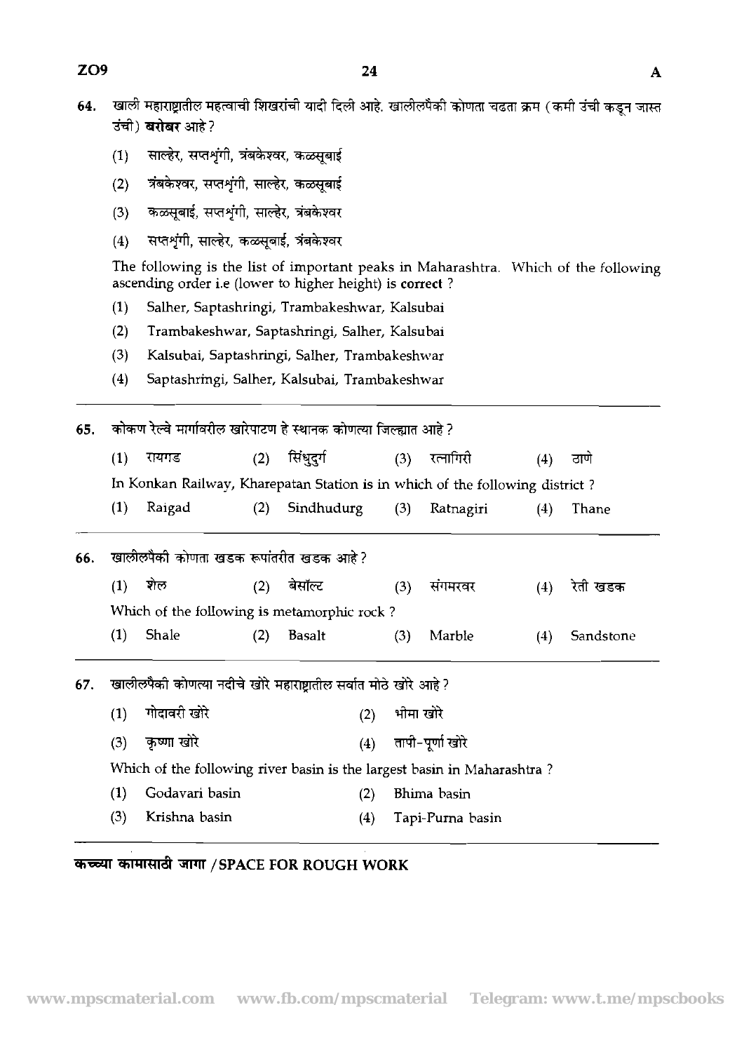64. खाली महाराष्ट्रातील महत्वाची शिखरांची यादी दिली आहे. खालीलपैकी कोणता चढता क्रम (कमी उंची कडून जास्त उंची) **बरोबर** आहे ?

(1) साल्हेर, सप्तशृंगी, त्रंबकेश्वर, कळसूबाई
(2) त्रंबकेश्वर, सप्तशृंगी, साल्हेर, कळसूबाई
(3) कळसूबाई, सप्तशृंगी, साल्हेर, त्रंबकेश्वर
(4) सप्तशृंगी, साल्हेर, कळसूबाई, त्रंबकेश्वर

The following is the list of important peaks in Maharashtra. Which of the following ascending order i.e (lower to higher height) is **correct** ?

(1) Salher, Saptashringi, Trambakeshwar, Kalsubai
(2) Trambakeshwar, Saptashringi, Salher, Kalsubai
(3) Kalsubai, Saptashringi, Salher, Trambakeshwar
(4) Saptashringi, Salher, Kalsubai, Trambakeshwar

---

65. कोकण रेल्वे मार्गावरील खारेपाटण हे स्थानक कोणत्या जिल्ह्यात आहे ?

(1) रायगड (2) सिंधुदुर्ग (3) रत्नागिरी (4) ठाणे

In Konkan Railway, Kharepatan Station is in which of the following district ?

(1) Raigad (2) Sindhudurg (3) Ratnagiri (4) Thane

---

66. खालीलपैकी कोणता खडक रूपांतरीत खडक आहे ?

(1) शेल (2) बेसॉल्ट (3) संगमरवर (4) रेती खडक

Which of the following is metamorphic rock ?

(1) Shale (2) Basalt (3) Marble (4) Sandstone

---

67. खालीलपैकी कोणत्या नदीचे खोरे महाराष्ट्रातील सर्वात मोठे खोरे आहे ?

(1) गोदावरी खोरे (2) भीमा खोरे
(3) कृष्णा खोरे (4) तापी-पूर्णा खोरे

Which of the following river basin is the largest basin in Maharashtra ?

(1) Godavari basin (2) Bhima basin
(3) Krishna basin (4) Tapi-Purna basin

---

**कच्च्या कामासाठी जागा / SPACE FOR ROUGH WORK**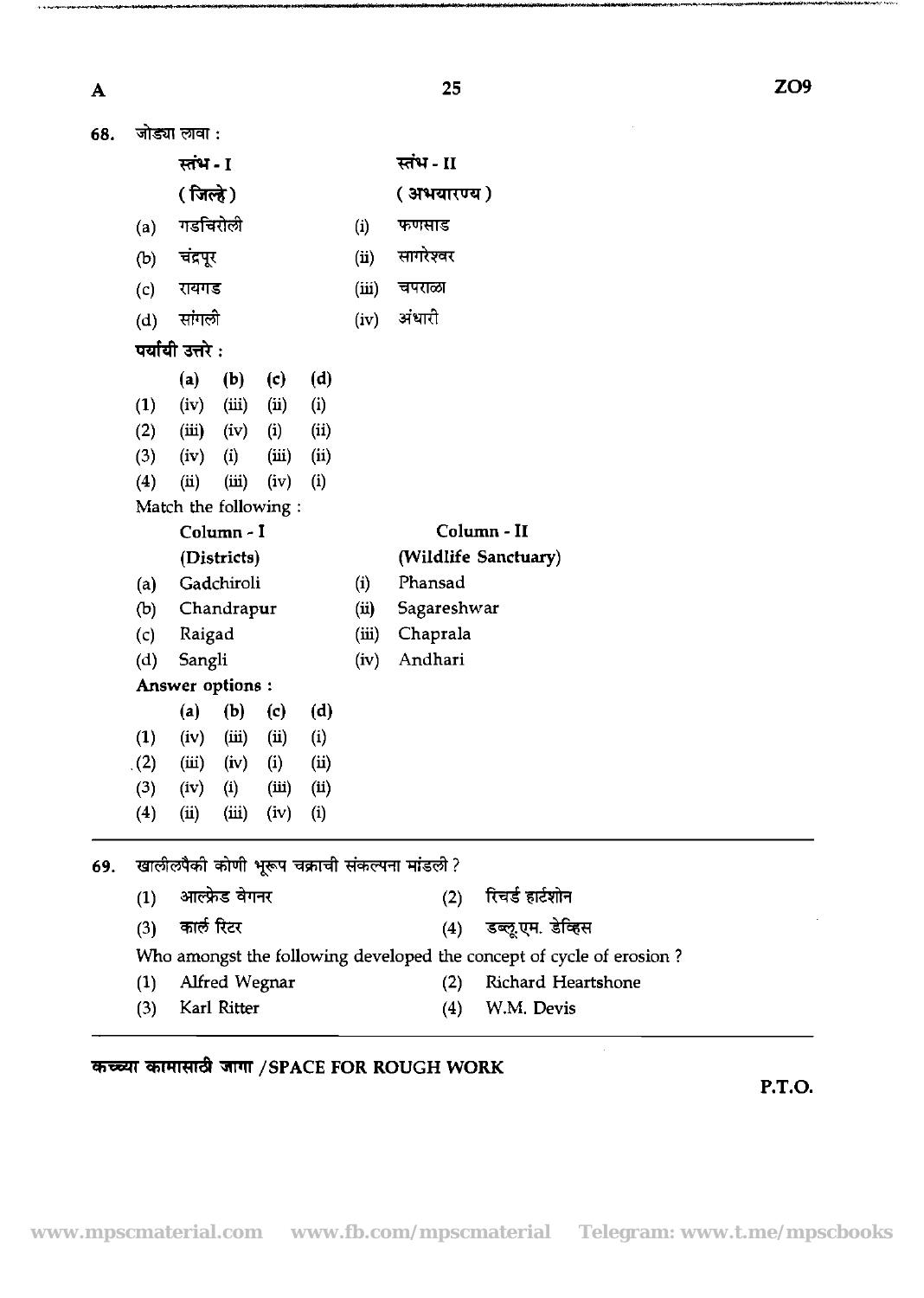68. जोड्या लावा :

| स्तंभ - I (जिल्हे) | | स्तंभ - II (अभयारण्य) |
|---|---|---|
| (a) गडचिरोली | (i) | फणसाड |
| (b) चंद्रपूर | (ii) | सागरेश्वर |
| (c) रायगड | (iii) | चपराळा |
| (d) सांगली | (iv) | अंधारी |

पर्यायी उत्तरे :

| | (a) | (b) | (c) | (d) |
|---|---|---|---|---|
| (1) | (iv) | (iii) | (ii) | (i) |
| (2) | (iii) | (iv) | (i) | (ii) |
| (3) | (iv) | (i) | (iii) | (ii) |
| (4) | (ii) | (iii) | (iv) | (i) |

Match the following :

| Column - I (Districts) | | Column - II (Wildlife Sanctuary) |
|---|---|---|
| (a) Gadchiroli | (i) | Phansad |
| (b) Chandrapur | (ii) | Sagareshwar |
| (c) Raigad | (iii) | Chaprala |
| (d) Sangli | (iv) | Andhari |

Answer options :

| | (a) | (b) | (c) | (d) |
|---|---|---|---|---|
| (1) | (iv) | (iii) | (ii) | (i) |
| (2) | (iii) | (iv) | (i) | (ii) |
| (3) | (iv) | (i) | (iii) | (ii) |
| (4) | (ii) | (iii) | (iv) | (i) |

69. खालीलपैकी कोणी भूरूप चक्राची संकल्पना मांडली ?

(1) आल्फ्रेड वेगनर
(2) रिचर्ड हार्टशोन
(3) कार्ल रिटर
(4) डब्लू.एम. डेव्हिस

Who amongst the following developed the concept of cycle of erosion ?

(1) Alfred Wegnar
(2) Richard Heartshone
(3) Karl Ritter
(4) W.M. Devis

कच्च्या कामासाठी जागा /SPACE FOR ROUGH WORK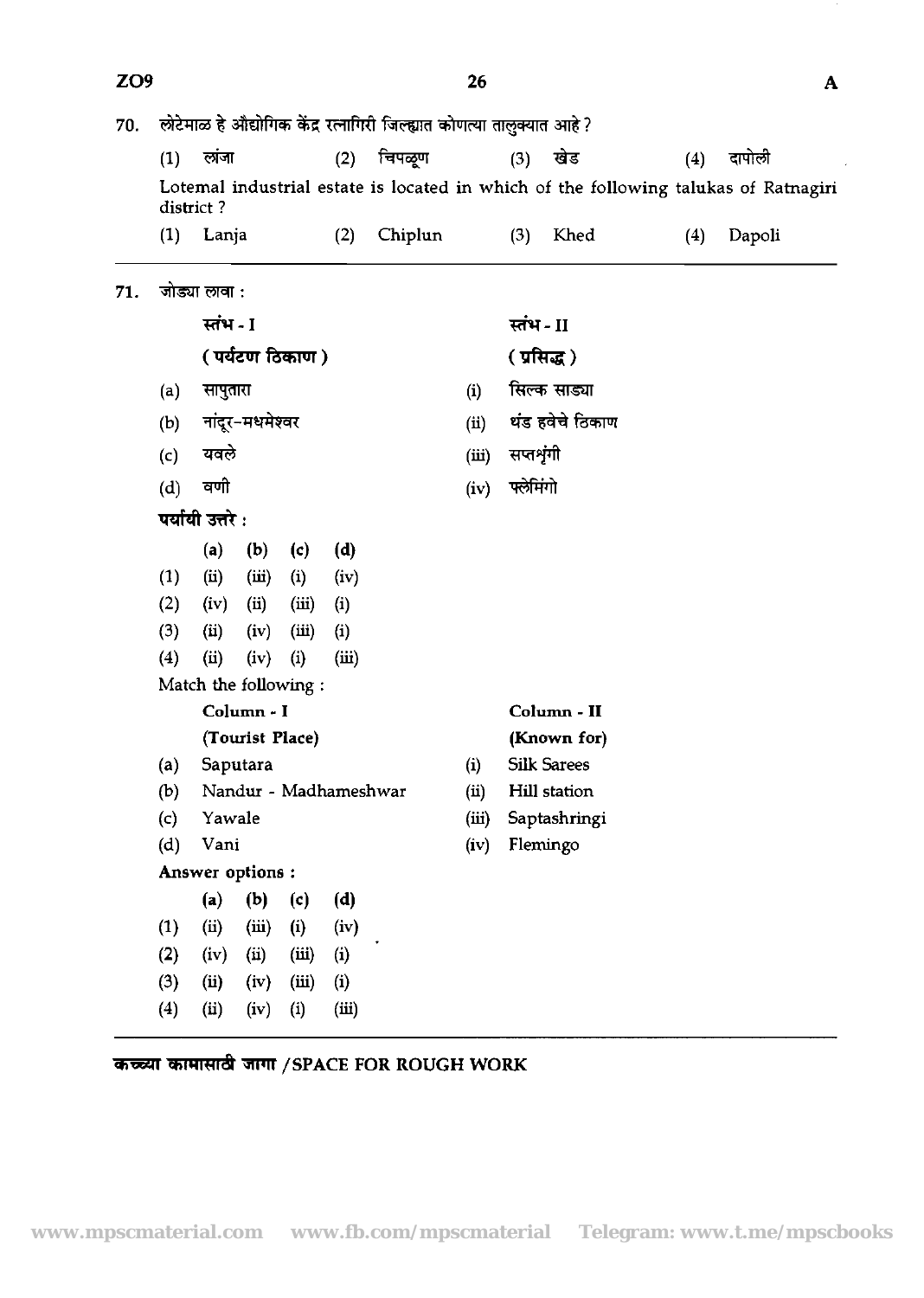70. लोटेमाळ हे औद्योगिक केंद्र रत्नागिरी जिल्ह्यात कोणत्या तालुक्यात आहे ?

(1) लांजा (2) चिपळूण (3) खेड (4) दापोली

Lotemal industrial estate is located in which of the following talukas of Ratnagiri district ?

(1) Lanja (2) Chiplun (3) Khed (4) Dapoli

---

71. जोड्या लावा :

| | स्तंभ - I (पर्यटण ठिकाण) | | स्तंभ - II (प्रसिद्ध) |
|---|---|---|---|
| (a) | सापुतारा | (i) | सिल्क साड्या |
| (b) | नांदूर-मधमेश्वर | (ii) | थंड हवेचे ठिकाण |
| (c) | यवले | (iii) | सप्तशृंगी |
| (d) | वणी | (iv) | फ्लेमिंगो |

पर्यायी उत्तरे :

| | (a) | (b) | (c) | (d) |
|---|---|---|---|---|
| (1) | (ii) | (iii) | (i) | (iv) |
| (2) | (iv) | (ii) | (iii) | (i) |
| (3) | (ii) | (iv) | (iii) | (i) |
| (4) | (ii) | (iv) | (i) | (iii) |

Match the following :

| | Column - I (Tourist Place) | | Column - II (Known for) |
|---|---|---|---|
| (a) | Saputara | (i) | Silk Sarees |
| (b) | Nandur - Madhameshwar | (ii) | Hill station |
| (c) | Yawale | (iii) | Saptashringi |
| (d) | Vani | (iv) | Flemingo |

Answer options :

| | (a) | (b) | (c) | (d) |
|---|---|---|---|---|
| (1) | (ii) | (iii) | (i) | (iv) |
| (2) | (iv) | (ii) | (iii) | (i) |
| (3) | (ii) | (iv) | (iii) | (i) |
| (4) | (ii) | (iv) | (i) | (iii) |

---

कच्च्या कामासाठी जागा /SPACE FOR ROUGH WORK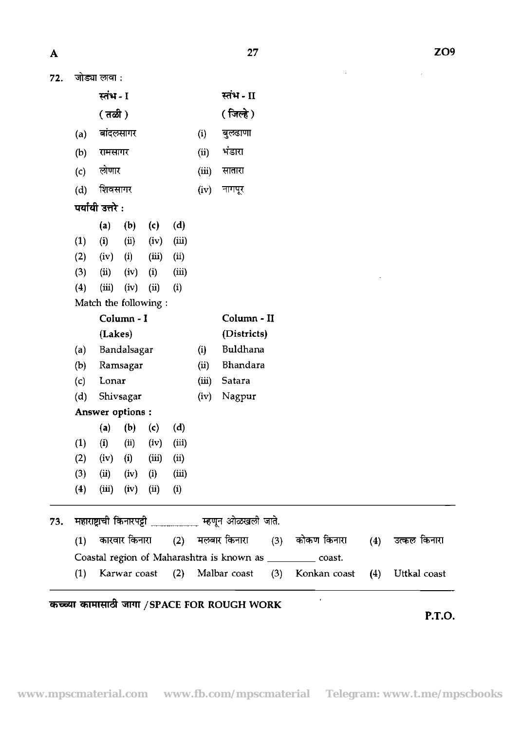72. जोड्या लावा :

| | स्तंभ - I (तळी) | | स्तंभ - II (जिल्हे) |
|---|---|---|---|
| (a) | बांदलसागर | (i) | बुलढाणा |
| (b) | रामसागर | (ii) | भंडारा |
| (c) | लोणार | (iii) | सातारा |
| (d) | शिवसागर | (iv) | नागपूर |

**पर्यायी उत्तरे :**

| | (a) | (b) | (c) | (d) |
|---|---|---|---|---|
| (1) | (i) | (ii) | (iv) | (iii) |
| (2) | (iv) | (i) | (iii) | (ii) |
| (3) | (ii) | (iv) | (i) | (iii) |
| (4) | (iii) | (iv) | (ii) | (i) |

Match the following :

| | Column - I (Lakes) | | Column - II (Districts) |
|---|---|---|---|
| (a) | Bandalsagar | (i) | Buldhana |
| (b) | Ramsagar | (ii) | Bhandara |
| (c) | Lonar | (iii) | Satara |
| (d) | Shivsagar | (iv) | Nagpur |

**Answer options :**

| | (a) | (b) | (c) | (d) |
|---|---|---|---|---|
| (1) | (i) | (ii) | (iv) | (iii) |
| (2) | (iv) | (i) | (iii) | (ii) |
| (3) | (ii) | (iv) | (i) | (iii) |
| (4) | (iii) | (iv) | (ii) | (i) |

---

73. महाराष्ट्राची किनारपट्टी ________ म्हणून ओळखली जाते.

(1) कारवार किनारा (2) मलबार किनारा (3) कोकण किनारा (4) उत्कल किनारा

Coastal region of Maharashtra is known as ________ coast.

(1) Karwar coast (2) Malbar coast (3) Konkan coast (4) Uttkal coast

---

**कच्च्या कामासाठी जागा / SPACE FOR ROUGH WORK**

P.T.O.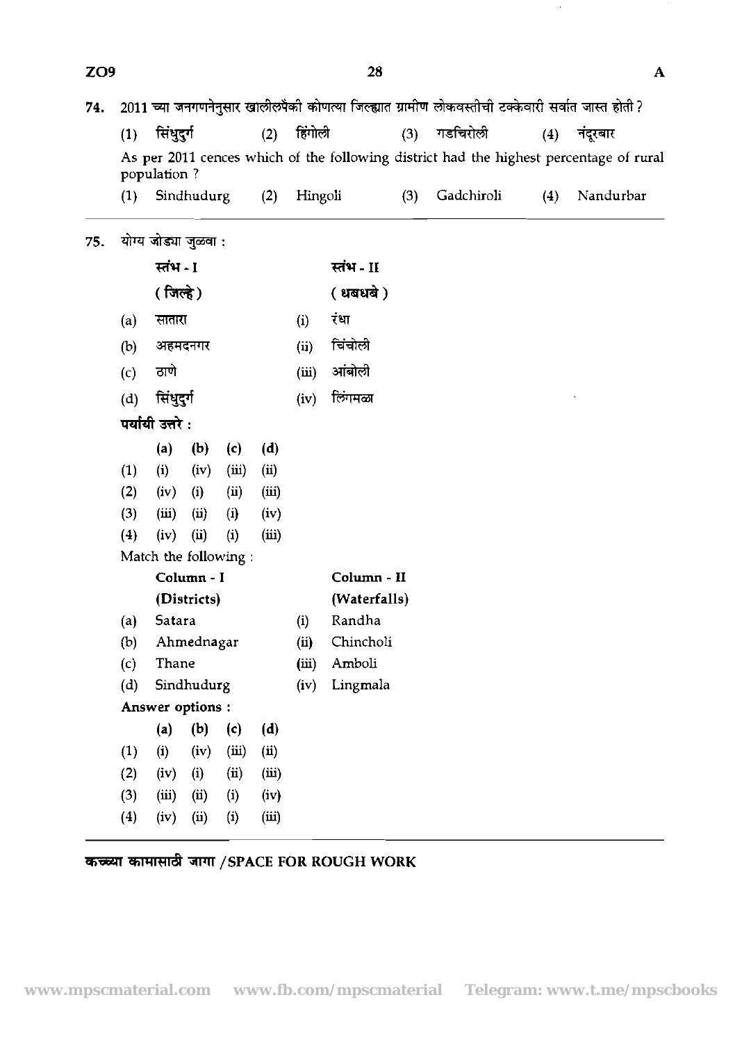74. 2011 च्या जनगणनेनुसार खालीलपैकी कोणत्या जिल्ह्यात ग्रामीण लोकवस्तीची टक्केवारी सर्वात जास्त होती ?

(1) सिंधुदुर्ग (2) हिंगोली (3) गडचिरोली (4) नंदूरबार

As per 2011 cences which of the following district had the highest percentage of rural population ?

(1) Sindhudurg (2) Hingoli (3) Gadchiroli (4) Nandurbar

---

75. योग्य जोड्या जुळवा :

| | स्तंभ - I (जिल्हे) | | स्तंभ - II (धबधबे) |
|---|---|---|---|
| (a) | सातारा | (i) | रंधा |
| (b) | अहमदनगर | (ii) | चिंचोली |
| (c) | ठाणे | (iii) | आंबोली |
| (d) | सिंधुदुर्ग | (iv) | लिंगमळा |

**पर्यायी उत्तरे :**

| | (a) | (b) | (c) | (d) |
|---|---|---|---|---|
| (1) | (i) | (iv) | (iii) | (ii) |
| (2) | (iv) | (i) | (ii) | (iii) |
| (3) | (iii) | (ii) | (i) | (iv) |
| (4) | (iv) | (ii) | (i) | (iii) |

Match the following :

| | Column - I (Districts) | | Column - II (Waterfalls) |
|---|---|---|---|
| (a) | Satara | (i) | Randha |
| (b) | Ahmednagar | (ii) | Chincholi |
| (c) | Thane | (iii) | Amboli |
| (d) | Sindhudurg | (iv) | Lingmala |

**Answer options :**

| | (a) | (b) | (c) | (d) |
|---|---|---|---|---|
| (1) | (i) | (iv) | (iii) | (ii) |
| (2) | (iv) | (i) | (ii) | (iii) |
| (3) | (iii) | (ii) | (i) | (iv) |
| (4) | (iv) | (ii) | (i) | (iii) |

**कच्च्या कामासाठी जागा /SPACE FOR ROUGH WORK**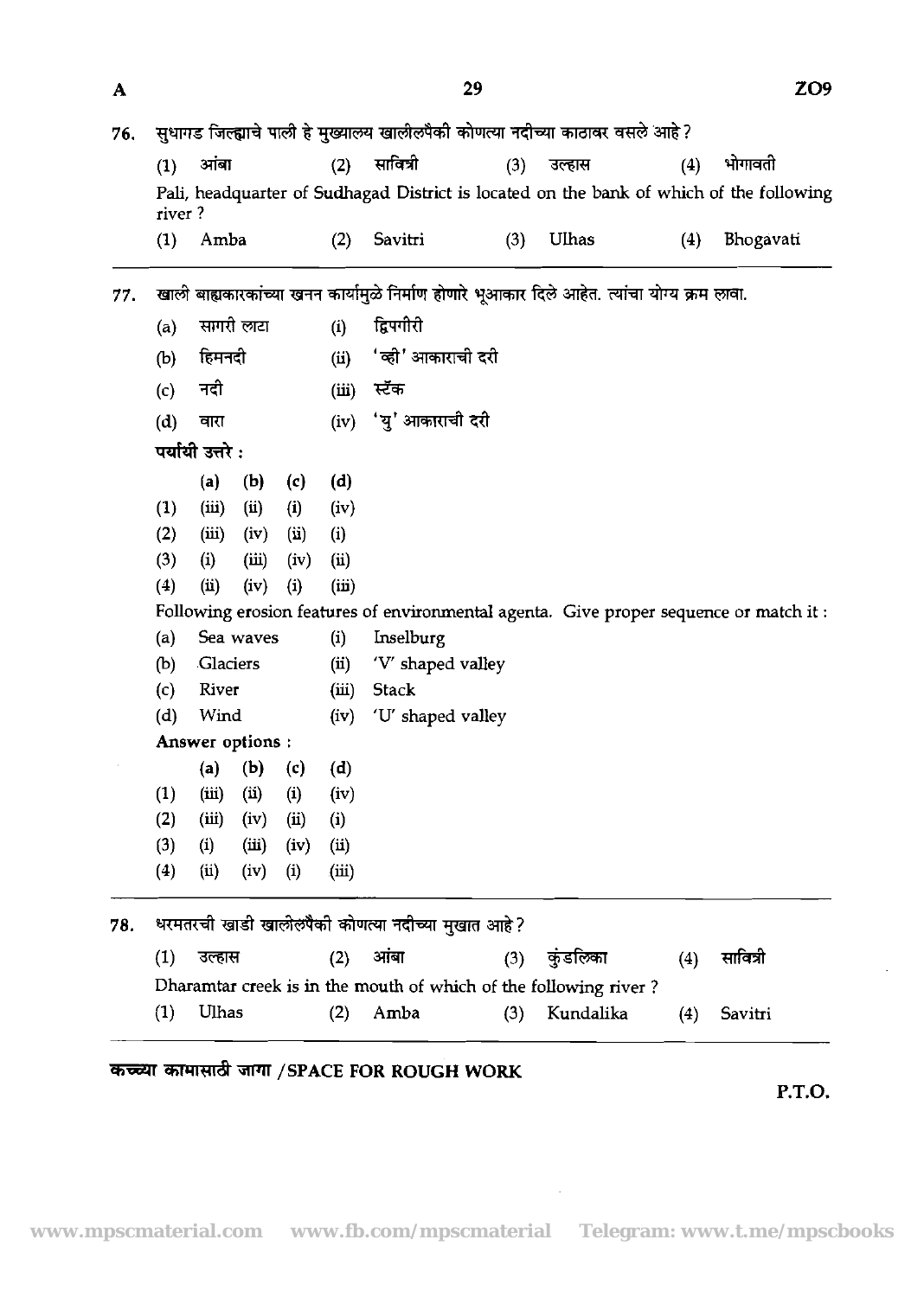76. सुधागड जिल्ह्याचे पाली हे मुख्यालय खालीलपैकी कोणत्या नदीच्या काठावर वसले आहे?

(1) आंबा (2) सावित्री (3) उल्हास (4) भोगावती

Pali, headquarter of Sudhagad District is located on the bank of which of the following river ?

(1) Amba (2) Savitri (3) Ulhas (4) Bhogavati

---

77. खाली बाह्यकारकांच्या खनन कार्यामुळे निर्माण होणारे भूआकार दिले आहेत. त्यांचा योग्य क्रम लावा.

(a) सागरी लाटा (i) द्विपगीरी

(b) हिमनदी (ii) 'व्ही' आकाराची दरी

(c) नदी (iii) स्टॅक

(d) वारा (iv) 'यु' आकाराची दरी

पर्यायी उत्तरे :

| | (a) | (b) | (c) | (d) |
|---|---|---|---|---|
| (1) | (iii) | (ii) | (i) | (iv) |
| (2) | (iii) | (iv) | (ii) | (i) |
| (3) | (i) | (iii) | (iv) | (ii) |
| (4) | (ii) | (iv) | (i) | (iii) |

Following erosion features of environmental agenta. Give proper sequence or match it :

(a) Sea waves (i) Inselburg

(b) Glaciers (ii) 'V' shaped valley

(c) River (iii) Stack

(d) Wind (iv) 'U' shaped valley

Answer options :

| | (a) | (b) | (c) | (d) |
|---|---|---|---|---|
| (1) | (iii) | (ii) | (i) | (iv) |
| (2) | (iii) | (iv) | (ii) | (i) |
| (3) | (i) | (iii) | (iv) | (ii) |
| (4) | (ii) | (iv) | (i) | (iii) |

---

78. धरमतरची खाडी खालीलपैकी कोणत्या नदीच्या मुखात आहे?

(1) उल्हास (2) आंबा (3) कुंडलिका (4) सावित्री

Dharamtar creek is in the mouth of which of the following river ?

(1) Ulhas (2) Amba (3) Kundalika (4) Savitri

---

कच्च्या कामासाठी जागा / SPACE FOR ROUGH WORK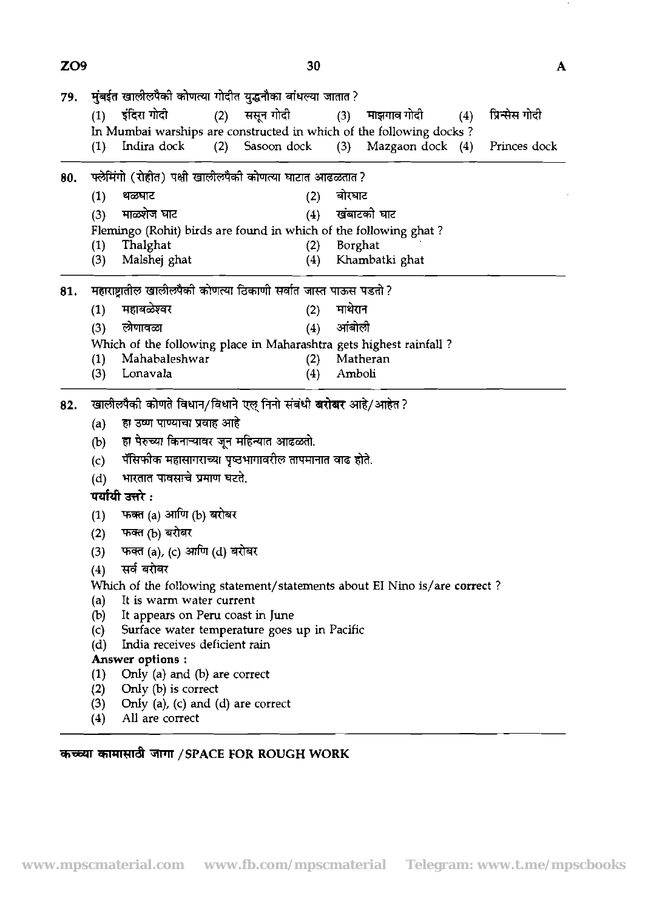79. मुंबईत खालीलपैकी कोणत्या गोदीत युद्धनौका बांधल्या जातात ?

(1) इंदिरा गोदी (2) ससून गोदी (3) माझगाव गोदी (4) प्रिन्सेस गोदी

In Mumbai warships are constructed in which of the following docks ?

(1) Indira dock (2) Sasoon dock (3) Mazgaon dock (4) Princes dock

---

80. फ्लेमिंगो (रोहीत) पक्षी खालीलपैकी कोणत्या घाटात आढळतात ?

(1) थळघाट (2) बोरघाट

(3) माळशेज घाट (4) खंबाटकी घाट

Flemingo (Rohit) birds are found in which of the following ghat ?

(1) Thalghat (2) Borghat

(3) Malshej ghat (4) Khambatki ghat

---

81. महाराष्ट्रातील खालीलपैकी कोणत्या ठिकाणी सर्वात जास्त पाऊस पडतो ?

(1) महाबळेश्वर (2) माथेरान

(3) लोणावळा (4) आंबोली

Which of the following place in Maharashtra gets highest rainfall ?

(1) Mahabaleshwar (2) Matheran

(3) Lonavala (4) Amboli

---

82. खालीलपैकी कोणते विधान/विधाने एल् निनो संबंधी **बरोबर** आहे/आहेत ?

(a) हा उष्ण पाण्याचा प्रवाह आहे

(b) हा पेरुच्या किनाऱ्यावर जून महिन्यात आढळतो.

(c) पॅसिफीक महासागराच्या पृष्ठभागावरील तापमानात वाढ होते.

(d) भारतात पावसाचे प्रमाण घटते.

**पर्यायी उत्तरे :**

(1) फक्त (a) आणि (b) बरोबर

(2) फक्त (b) बरोबर

(3) फक्त (a), (c) आणि (d) बरोबर

(4) सर्व बरोबर

Which of the following statement/statements about El Nino is/are **correct** ?

(a) It is warm water current

(b) It appears on Peru coast in June

(c) Surface water temperature goes up in Pacific

(d) India receives deficient rain

**Answer options :**

(1) Only (a) and (b) are correct

(2) Only (b) is correct

(3) Only (a), (c) and (d) are correct

(4) All are correct

---

**कच्च्या कामासाठी जागा / SPACE FOR ROUGH WORK**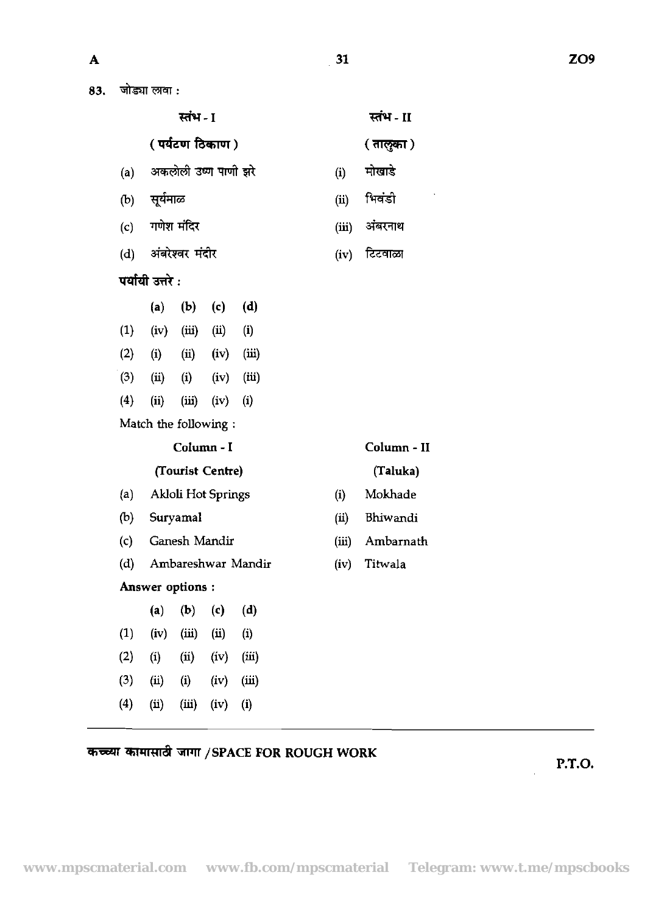83. जोड्या लावा :

| स्तंभ - I (पर्यटण ठिकाण) | स्तंभ - II (तालुका) |
|---|---|
| (a) अकलोली उष्ण पाणी झरे | (i) मोखाडे |
| (b) सूर्यमाळ | (ii) भिवंडी |
| (c) गणेश मंदिर | (iii) अंबरनाथ |
| (d) अंबरेश्वर मंदीर | (iv) टिटवाळा |

**पर्यायी उत्तरे :**

| | (a) | (b) | (c) | (d) |
|---|---|---|---|---|
| (1) | (iv) | (iii) | (ii) | (i) |
| (2) | (i) | (ii) | (iv) | (iii) |
| (3) | (ii) | (i) | (iv) | (iii) |
| (4) | (ii) | (iii) | (iv) | (i) |

Match the following :

| Column - I (Tourist Centre) | Column - II (Taluka) |
|---|---|
| (a) Akloli Hot Springs | (i) Mokhade |
| (b) Suryamal | (ii) Bhiwandi |
| (c) Ganesh Mandir | (iii) Ambarnath |
| (d) Ambareshwar Mandir | (iv) Titwala |

**Answer options :**

| | (a) | (b) | (c) | (d) |
|---|---|---|---|---|
| (1) | (iv) | (iii) | (ii) | (i) |
| (2) | (i) | (ii) | (iv) | (iii) |
| (3) | (ii) | (i) | (iv) | (iii) |
| (4) | (ii) | (iii) | (iv) | (i) |

कच्च्या कामासाठी जागा / SPACE FOR ROUGH WORK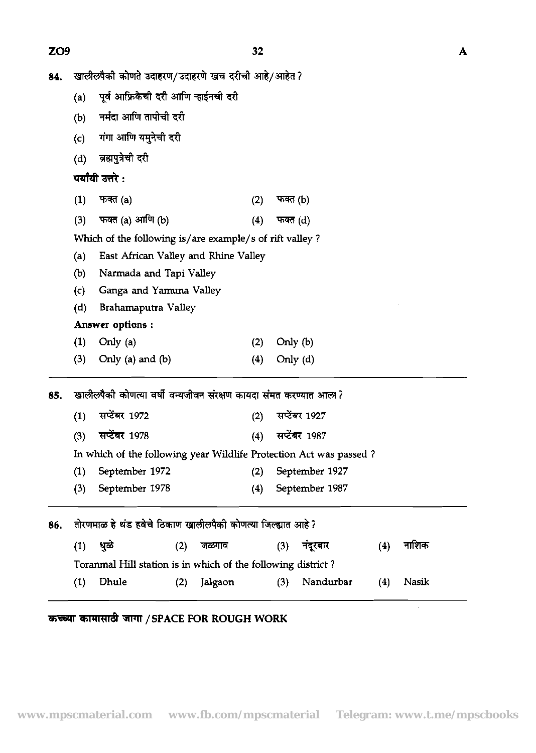84. खालीलपैकी कोणते उदाहरण/उदाहरणे खच दरीची आहे/आहेत ?

(a) पूर्व आफ्रिकेची दरी आणि ऱ्हाईनची दरी

(b) नर्मदा आणि तापीची दरी

(c) गंगा आणि यमुनेची दरी

(d) ब्रह्मपुत्रेची दरी

**पर्यायी उत्तरे :**

(1) फक्त (a) (2) फक्त (b)

(3) फक्त (a) आणि (b) (4) फक्त (d)

Which of the following is/are example/s of rift valley ?

(a) East African Valley and Rhine Valley

(b) Narmada and Tapi Valley

(c) Ganga and Yamuna Valley

(d) Brahamaputra Valley

**Answer options :**

(1) Only (a) (2) Only (b)

(3) Only (a) and (b) (4) Only (d)

---

85. खालीलपैकी कोणत्या वर्षी वन्यजीवन संरक्षण कायदा संमत करण्यात आला ?

(1) सप्टेंबर 1972 (2) सप्टेंबर 1927

(3) सप्टेंबर 1978 (4) सप्टेंबर 1987

In which of the following year Wildlife Protection Act was passed ?

(1) September 1972 (2) September 1927

(3) September 1978 (4) September 1987

---

86. तोरणमाळ हे थंड हवेचे ठिकाण खालीलपैकी कोणत्या जिल्ह्यात आहे ?

(1) धुळे (2) जळगाव (3) नंदूरबार (4) नाशिक

Toranmal Hill station is in which of the following district ?

(1) Dhule (2) Jalgaon (3) Nandurbar (4) Nasik

---

**कच्च्या कामासाठी जागा / SPACE FOR ROUGH WORK**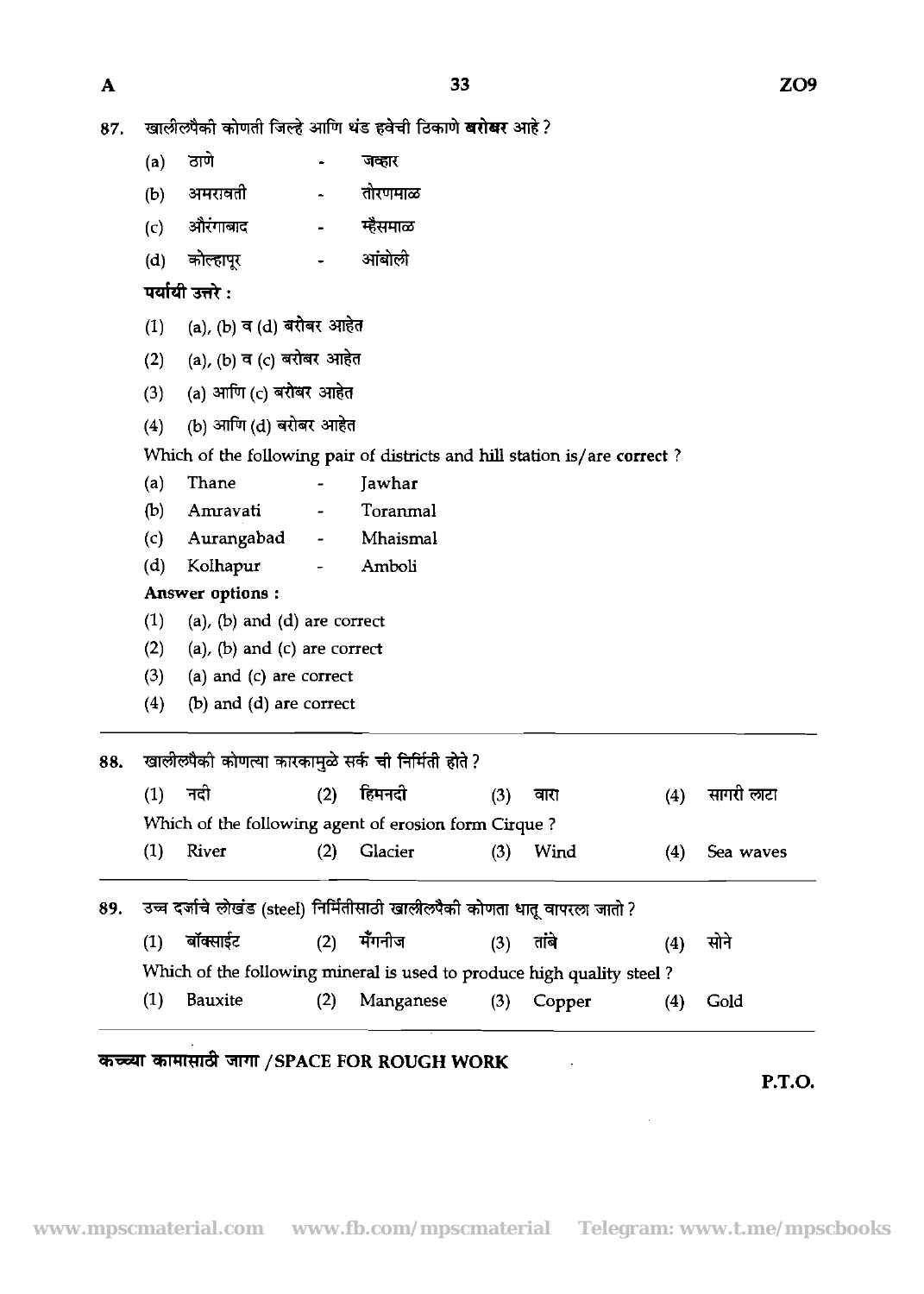87. खालीलपैकी कोणती जिल्हे आणि थंड हवेची ठिकाणे **बरोबर** आहे ?

(a) ठाणे - जव्हार

(b) अमरावती - तोरणमाळ

(c) औरंगाबाद - म्हैसमाळ

(d) कोल्हापूर - आंबोली

**पर्यायी उत्तरे :**

(1) (a), (b) व (d) बरोबर आहेत

(2) (a), (b) व (c) बरोबर आहेत

(3) (a) आणि (c) बरोबर आहेत

(4) (b) आणि (d) बरोबर आहेत

Which of the following pair of districts and hill station is/are **correct** ?

(a) Thane - Jawhar

(b) Amravati - Toranmal

(c) Aurangabad - Mhaismal

(d) Kolhapur - Amboli

**Answer options :**

(1) (a), (b) and (d) are correct

(2) (a), (b) and (c) are correct

(3) (a) and (c) are correct

(4) (b) and (d) are correct

---

88. खालीलपैकी कोणत्या कारकामुळे सर्क ची निर्मिती होते ?

(1) नदी (2) हिमनदी (3) वारा (4) सागरी लाटा

Which of the following agent of erosion form Cirque ?

(1) River (2) Glacier (3) Wind (4) Sea waves

---

89. उच्च दर्जाचे लोखंड (steel) निर्मितीसाठी खालीलपैकी कोणता धातू वापरला जातो ?

(1) बॉक्साईट (2) मँगनीज (3) तांबे (4) सोने

Which of the following mineral is used to produce high quality steel ?

(1) Bauxite (2) Manganese (3) Copper (4) Gold

---

**कच्च्या कामासाठी जागा /SPACE FOR ROUGH WORK**

**P.T.O.**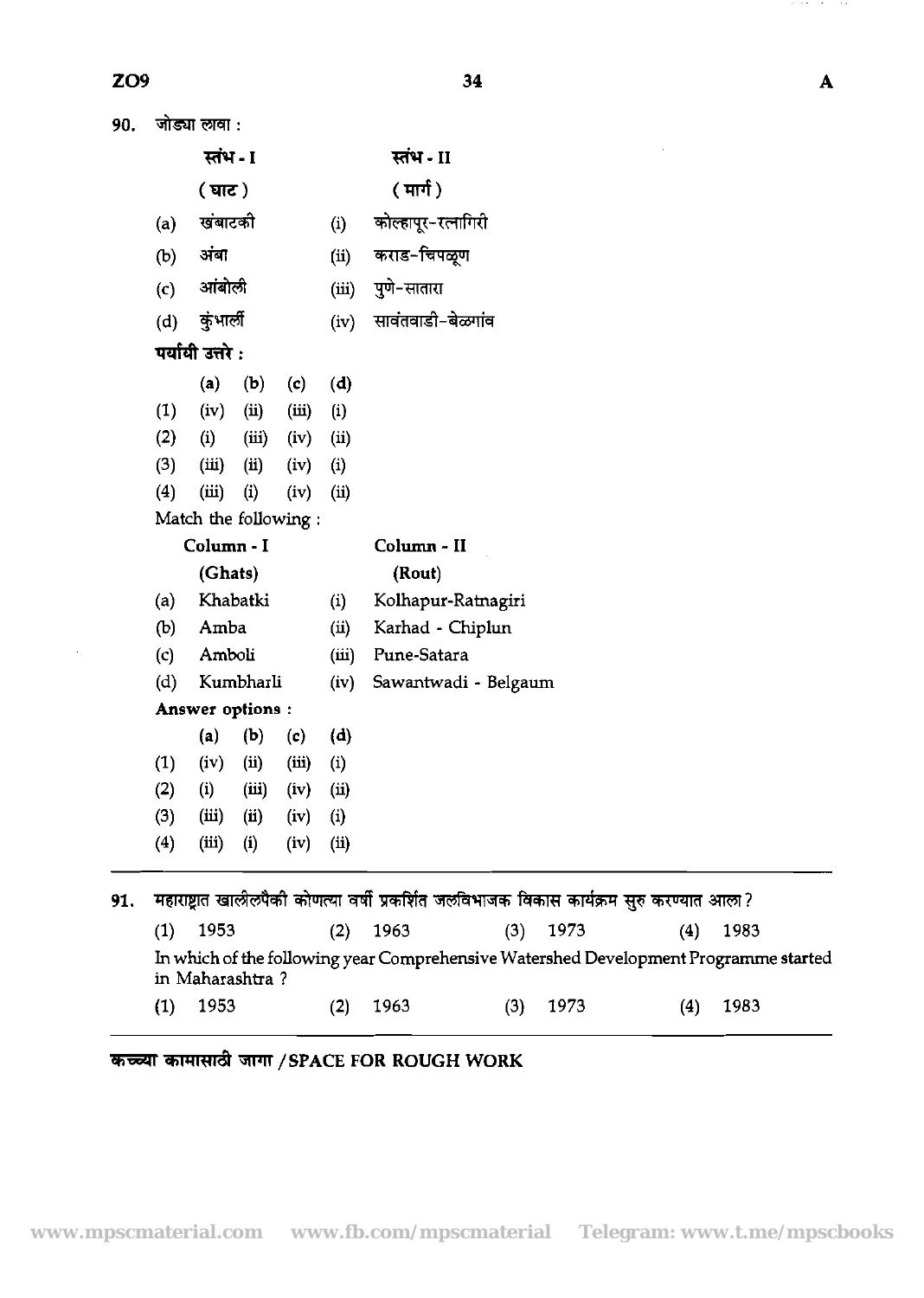90. जोड्या लावा :

| | स्तंभ - I (घाट) | | स्तंभ - II (मार्ग) |
|---|---|---|---|
| (a) | खंबाटकी | (i) | कोल्हापूर-रत्नागिरी |
| (b) | अंबा | (ii) | कराड-चिपळूण |
| (c) | आंबोली | (iii) | पुणे-सातारा |
| (d) | कुंभार्ली | (iv) | सावंतवाडी-बेळगांव |

पर्यायी उत्तरे :

| | (a) | (b) | (c) | (d) |
|---|---|---|---|---|
| (1) | (iv) | (ii) | (iii) | (i) |
| (2) | (i) | (iii) | (iv) | (ii) |
| (3) | (iii) | (ii) | (iv) | (i) |
| (4) | (iii) | (i) | (iv) | (ii) |

Match the following :

| | Column - I (Ghats) | | Column - II (Rout) |
|---|---|---|---|
| (a) | Khabatki | (i) | Kolhapur-Ratnagiri |
| (b) | Amba | (ii) | Karhad - Chiplun |
| (c) | Amboli | (iii) | Pune-Satara |
| (d) | Kumbharli | (iv) | Sawantwadi - Belgaum |

Answer options :

| | (a) | (b) | (c) | (d) |
|---|---|---|---|---|
| (1) | (iv) | (ii) | (iii) | (i) |
| (2) | (i) | (iii) | (iv) | (ii) |
| (3) | (iii) | (ii) | (iv) | (i) |
| (4) | (iii) | (i) | (iv) | (ii) |

---

91. महाराष्ट्रात खालीलपैकी कोणत्या वर्षी प्रकर्शित जलविभाजक विकास कार्यक्रम सुरु करण्यात आला ?

(1) 1953 (2) 1963 (3) 1973 (4) 1983

In which of the following year Comprehensive Watershed Development Programme started in Maharashtra ?

(1) 1953 (2) 1963 (3) 1973 (4) 1983

---

**कच्च्या कामासाठी जागा / SPACE FOR ROUGH WORK**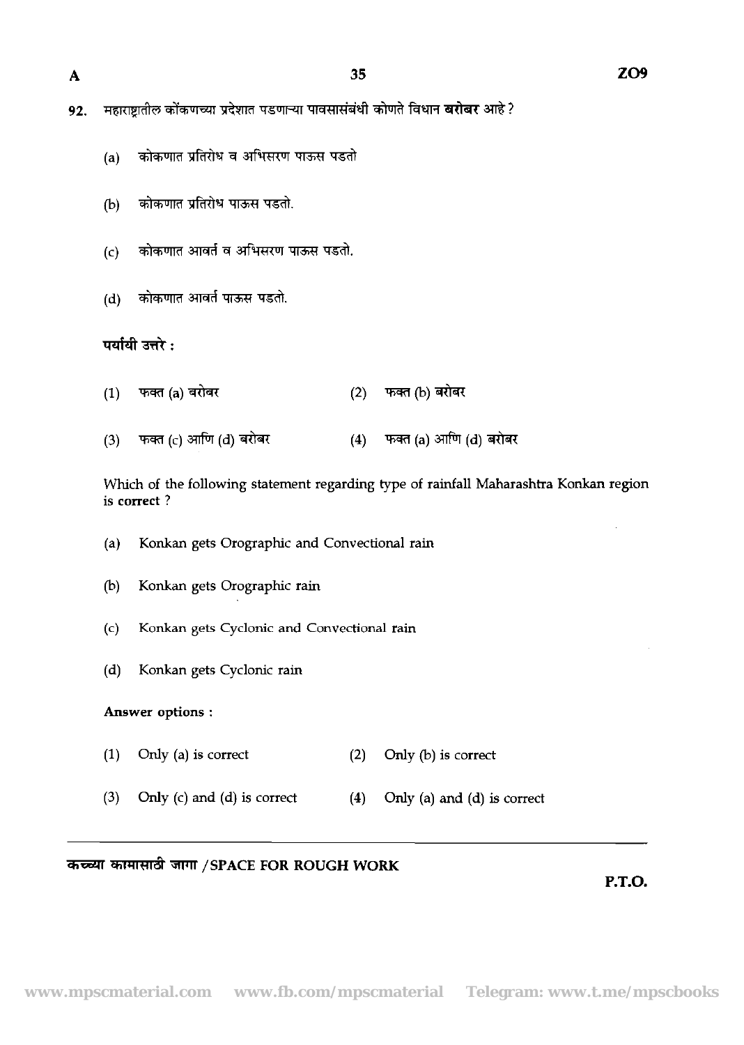92. महाराष्ट्रातील कोंकणच्या प्रदेशात पडणाऱ्या पावसासंबंधी कोणते विधान **बरोबर** आहे ?

(a) कोकणात प्रतिरोध व अभिसरण पाऊस पडतो

(b) कोकणात प्रतिरोध पाऊस पडतो.

(c) कोकणात आवर्त व अभिसरण पाऊस पडतो.

(d) कोकणात आवर्त पाऊस पडतो.

**पर्यायी उत्तरे :**

(1) फक्त (a) बरोबर
(2) फक्त (b) बरोबर
(3) फक्त (c) आणि (d) बरोबर
(4) फक्त (a) आणि (d) बरोबर

Which of the following statement regarding type of rainfall Maharashtra Konkan region is **correct** ?

(a) Konkan gets Orographic and Convectional rain

(b) Konkan gets Orographic rain

(c) Konkan gets Cyclonic and Convectional rain

(d) Konkan gets Cyclonic rain

**Answer options :**

(1) Only (a) is correct
(2) Only (b) is correct
(3) Only (c) and (d) is correct
(4) Only (a) and (d) is correct

**कच्च्या कामासाठी जागा / SPACE FOR ROUGH WORK**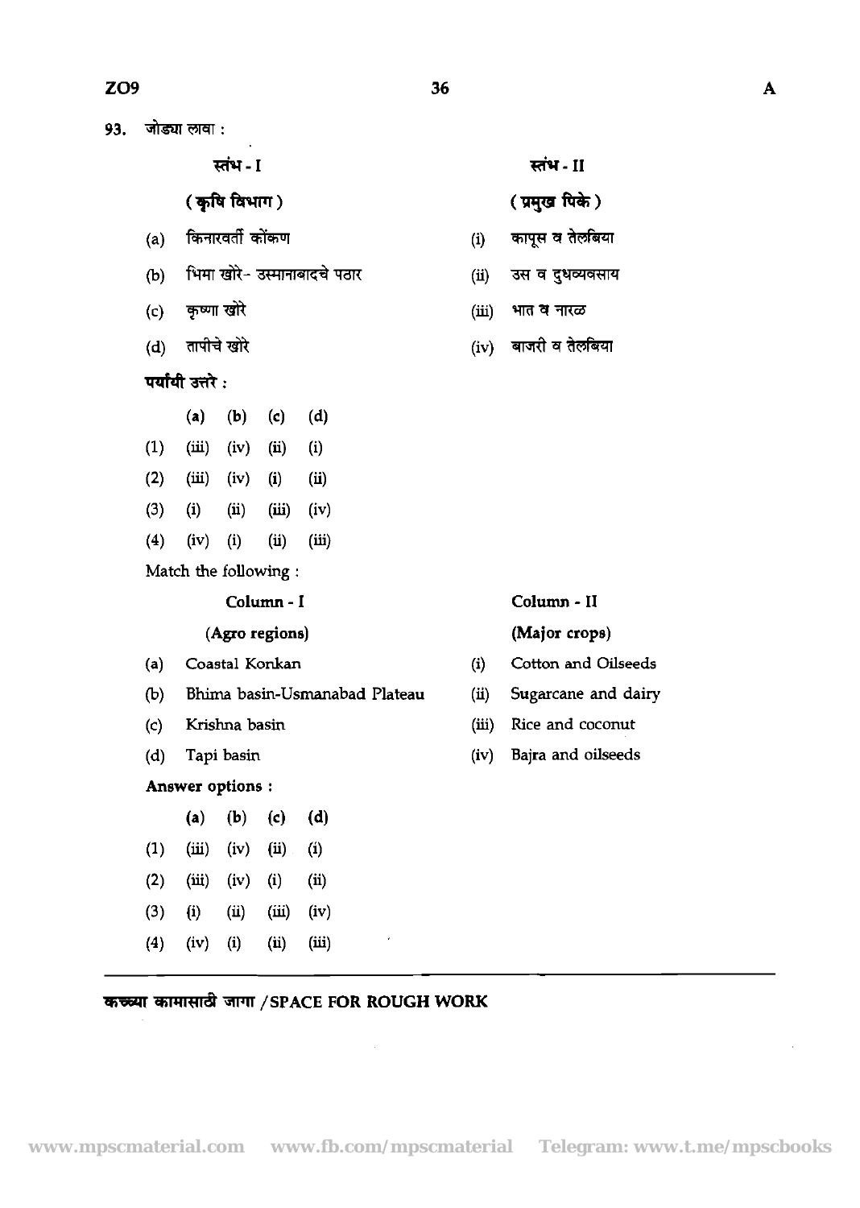93. जोड्या लावा :

| स्तंभ - I | | स्तंभ - II |
|---|---|---|
| (कृषि विभाग) | | (प्रमुख पिके) |
| (a) किनारवर्ती कोंकण | (i) | कापूस व तेलबिया |
| (b) भिमा खोरे- उस्मानाबादचे पठार | (ii) | उस व दुधव्यवसाय |
| (c) कृष्णा खोरे | (iii) | भात व नारळ |
| (d) तापीचे खोरे | (iv) | बाजरी व तेलबिया |

पर्यायी उत्तरे :

| | (a) | (b) | (c) | (d) |
|---|---|---|---|---|
| (1) | (iii) | (iv) | (ii) | (i) |
| (2) | (iii) | (iv) | (i) | (ii) |
| (3) | (i) | (ii) | (iii) | (iv) |
| (4) | (iv) | (i) | (ii) | (iii) |

Match the following :

| Column - I | | Column - II |
|---|---|---|
| (Agro regions) | | (Major crops) |
| (a) Coastal Konkan | (i) | Cotton and Oilseeds |
| (b) Bhima basin-Usmanabad Plateau | (ii) | Sugarcane and dairy |
| (c) Krishna basin | (iii) | Rice and coconut |
| (d) Tapi basin | (iv) | Bajra and oilseeds |

Answer options :

| | (a) | (b) | (c) | (d) |
|---|---|---|---|---|
| (1) | (iii) | (iv) | (ii) | (i) |
| (2) | (iii) | (iv) | (i) | (ii) |
| (3) | (i) | (ii) | (iii) | (iv) |
| (4) | (iv) | (i) | (ii) | (iii) |

कच्च्या कामासाठी जागा / SPACE FOR ROUGH WORK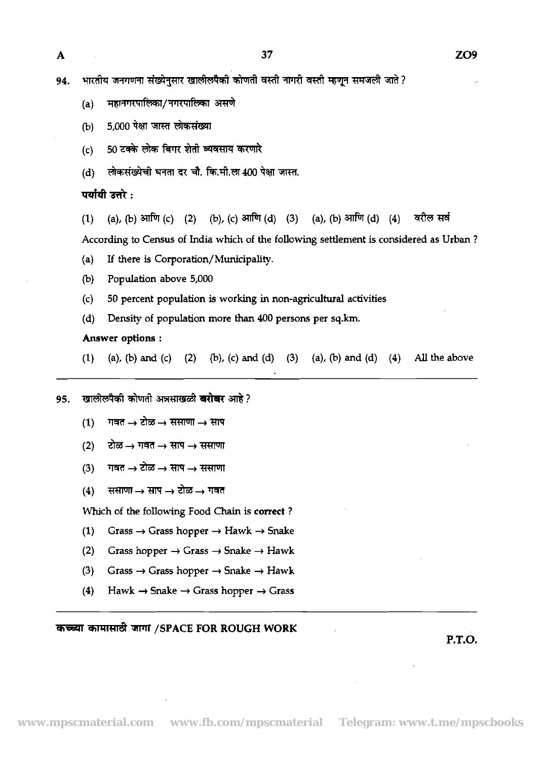94. भारतीय जनगणना संख्येनुसार खालीलपैकी कोणती वस्ती नागरी वस्ती म्हणून समजली जाते ?

   (a) महानगरपालिका/नगरपालिका असणे

   (b) 5,000 पेक्षा जास्त लोकसंख्या

   (c) 50 टक्के लोक बिगर शेती व्यवसाय करणारे

   (d) लोकसंख्येची घनता दर चौ. कि.मी.ला 400 पेक्षा जास्त.

   **पर्यायी उत्तरे :**

   (1) (a), (b) आणि (c) (2) (b), (c) आणि (d) (3) (a), (b) आणि (d) (4) वरील सर्व

   According to Census of India which of the following settlement is considered as Urban ?

   (a) If there is Corporation/Municipality.

   (b) Population above 5,000

   (c) 50 percent population is working in non-agricultural activities

   (d) Density of population more than 400 persons per sq.km.

   **Answer options :**

   (1) (a), (b) and (c) (2) (b), (c) and (d) (3) (a), (b) and (d) (4) All the above

---

95. खालीलपैकी कोणती अन्नसाखळी **बरोबर** आहे ?

   (1) गवत → टोळ → ससाणा → साप

   (2) टोळ → गवत → साप → ससाणा

   (3) गवत → टोळ → साप → ससाणा

   (4) ससाणा → साप → टोळ → गवत

   Which of the following Food Chain is **correct** ?

   (1) Grass → Grass hopper → Hawk → Snake

   (2) Grass hopper → Grass → Snake → Hawk

   (3) Grass → Grass hopper → Snake → Hawk

   (4) Hawk → Snake → Grass hopper → Grass

---

**कच्च्या कामासाठी जागा /SPACE FOR ROUGH WORK**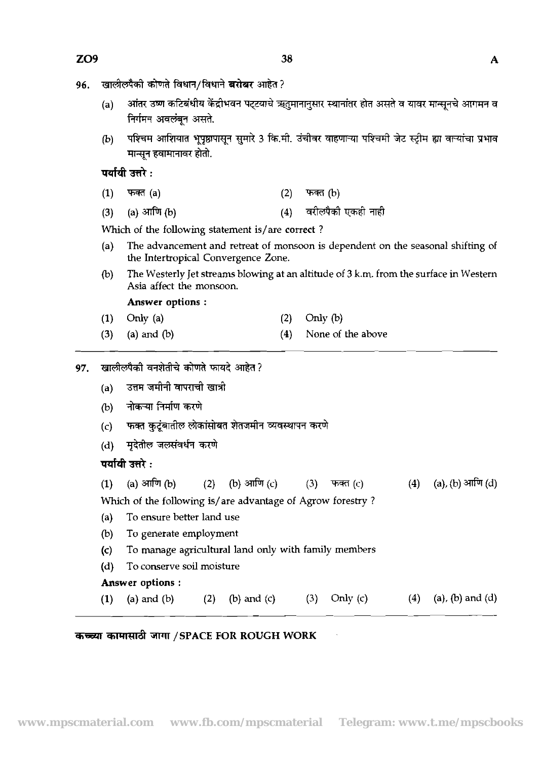96. खालीलपैकी कोणते विधान/विधाने **बरोबर** आहेत ?

   (a) आंतर उष्ण कटिबंधीय केंद्रीभवन पट्ट्याचे ऋतुमानानुसार स्थानांतर होत असते व यावर मान्सूनचे आगमन व निर्गमन अवलंबून असते.

   (b) पश्चिम आशियात भूपृष्ठापासून सुमारे 3 कि.मी. उंचीवर वाहणाऱ्या पश्चिमी जेट स्ट्रीम ह्या वाऱ्यांचा प्रभाव मान्सून हवामानावर होतो.

   **पर्यायी उत्तरे :**

   (1) फक्त (a) (2) फक्त (b)
   (3) (a) आणि (b) (4) वरीलपैकी एकही नाही

   Which of the following statement is/are correct ?

   (a) The advancement and retreat of monsoon is dependent on the seasonal shifting of the Intertropical Convergence Zone.

   (b) The Westerly Jet streams blowing at an altitude of 3 k.m. from the surface in Western Asia affect the monsoon.

   **Answer options :**

   (1) Only (a) (2) Only (b)
   (3) (a) and (b) (4) None of the above

---

97. खालीलपैकी वनशेतीचे कोणते फायदे आहेत ?

   (a) उत्तम जमीनी वापराची खात्री
   (b) नोकऱ्या निर्माण करणे
   (c) फक्त कुटूंबातील लोकांसोबत शेतजमीन व्यवस्थापन करणे
   (d) मृदेतील जलसंवर्धन करणे

   **पर्यायी उत्तरे :**

   (1) (a) आणि (b) (2) (b) आणि (c) (3) फक्त (c) (4) (a), (b) आणि (d)

   Which of the following is/are advantage of Agrow forestry ?

   (a) To ensure better land use
   (b) To generate employment
   (c) To manage agricultural land only with family members
   (d) To conserve soil moisture

   **Answer options :**

   (1) (a) and (b) (2) (b) and (c) (3) Only (c) (4) (a), (b) and (d)

---

**कच्च्या कामासाठी जागा / SPACE FOR ROUGH WORK**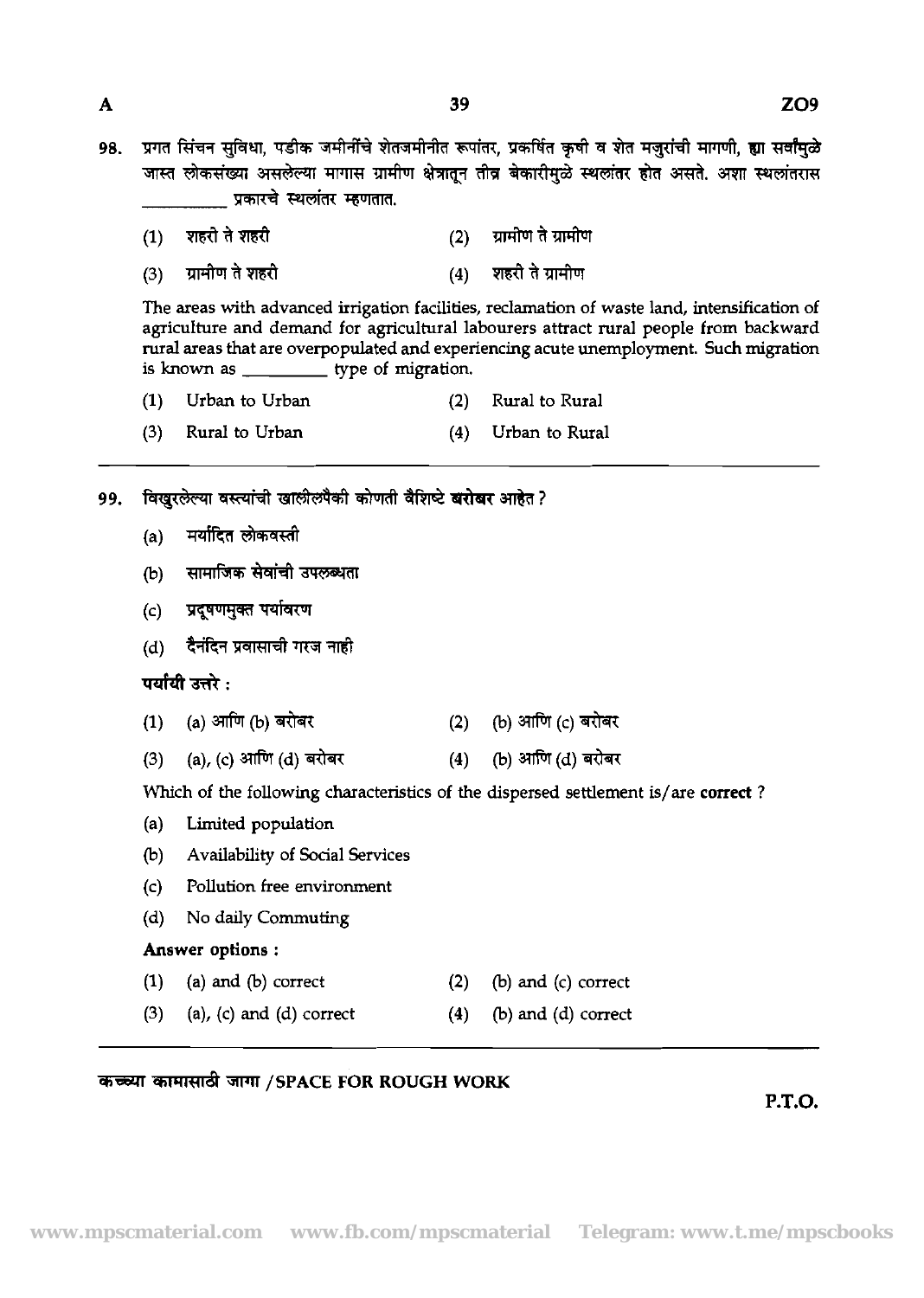98. प्रगत सिंचन सुविधा, पडीक जमीनींचे शेतजमीनीत रूपांतर, प्रकर्षित कृषी व शेत मजुरांची मागणी, ह्या सर्वांमुळे जास्त लोकसंख्या असलेल्या मागास ग्रामीण क्षेत्रातून तीव्र बेकारीमुळे स्थलांतर होत असते. अशा स्थलांतरास __________ प्रकारचे स्थलांतर म्हणतात.

    (1) शहरी ते शहरी
    (2) ग्रामीण ते ग्रामीण
    (3) ग्रामीण ते शहरी
    (4) शहरी ते ग्रामीण

    The areas with advanced irrigation facilities, reclamation of waste land, intensification of agriculture and demand for agricultural labourers attract rural people from backward rural areas that are overpopulated and experiencing acute unemployment. Such migration is known as __________ type of migration.

    (1) Urban to Urban
    (2) Rural to Rural
    (3) Rural to Urban
    (4) Urban to Rural

---

99. विखुरलेल्या वस्त्यांची खालीलपैकी कोणती वैशिष्टे **बरोबर** आहेत ?

    (a) मर्यादित लोकवस्ती
    (b) सामाजिक सेवांची उपलब्धता
    (c) प्रदूषणमुक्त पर्यावरण
    (d) दैनंदिन प्रवासाची गरज नाही

    **पर्यायी उत्तरे :**

    (1) (a) आणि (b) बरोबर
    (2) (b) आणि (c) बरोबर
    (3) (a), (c) आणि (d) बरोबर
    (4) (b) आणि (d) बरोबर

    Which of the following characteristics of the dispersed settlement is/are **correct** ?

    (a) Limited population
    (b) Availability of Social Services
    (c) Pollution free environment
    (d) No daily Commuting

    **Answer options :**

    (1) (a) and (b) correct
    (2) (b) and (c) correct
    (3) (a), (c) and (d) correct
    (4) (b) and (d) correct

कच्च्या कामासाठी जागा / SPACE FOR ROUGH WORK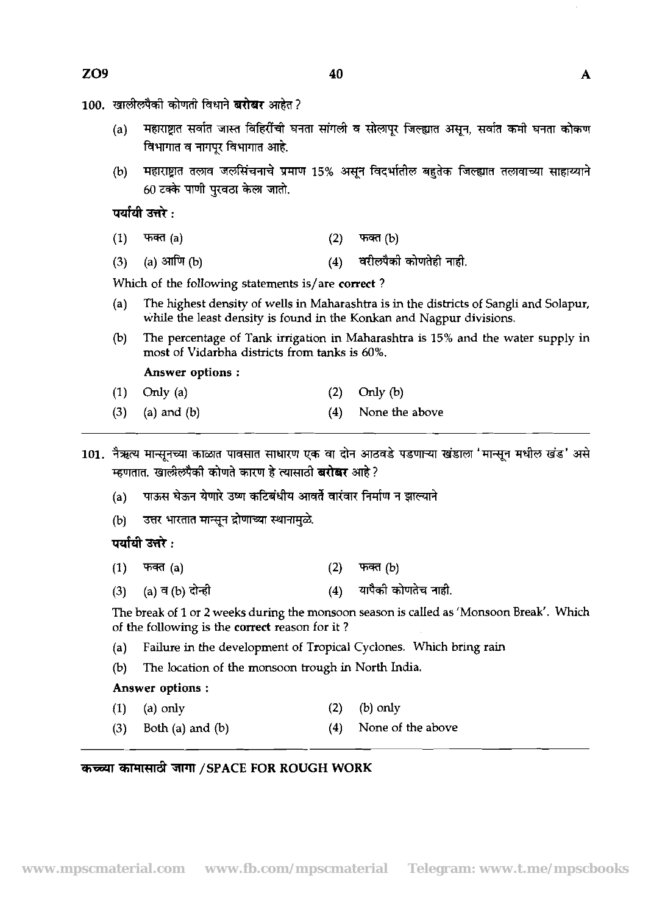100. खालीलपैकी कोणती विधाने **बरोबर** आहेत ?

(a) महाराष्ट्रात सर्वात जास्त विहिरींची घनता सांगली व सोलापूर जिल्ह्यात असून, सर्वात कमी घनता कोकण विभागात व नागपूर विभागात आहे.

(b) महाराष्ट्रात तलाव जलसिंचनाचे प्रमाण 15% असून विदर्भातील बहुतेक जिल्ह्यात तलावाच्या साहाय्याने 60 टक्के पाणी पुरवठा केला जातो.

**पर्यायी उत्तरे :**

(1) फक्त (a) (2) फक्त (b)

(3) (a) आणि (b) (4) वरीलपैकी कोणतेही नाही.

Which of the following statements is/are **correct** ?

(a) The highest density of wells in Maharashtra is in the districts of Sangli and Solapur, while the least density is found in the Konkan and Nagpur divisions.

(b) The percentage of Tank irrigation in Maharashtra is 15% and the water supply in most of Vidarbha districts from tanks is 60%.

**Answer options :**

(1) Only (a) (2) Only (b)

(3) (a) and (b) (4) None the above

---

101. नैऋत्य मान्सूनच्या काळात पावसात साधारण एक वा दोन आठवडे पडणाऱ्या खंडाला 'मान्सून मधील खंड' असे म्हणतात. खालीलपैकी कोणते कारण हे त्यासाठी **बरोबर** आहे ?

(a) पाऊस घेऊन येणारे उष्ण कटिबंधीय आवर्ते वारंवार निर्माण न झाल्याने

(b) उत्तर भारतात मान्सून द्रोणाच्या स्थानामुळे.

**पर्यायी उत्तरे :**

(1) फक्त (a) (2) फक्त (b)

(3) (a) व (b) दोन्ही (4) यापैकी कोणतेच नाही.

The break of 1 or 2 weeks during the monsoon season is called as 'Monsoon Break'. Which of the following is the **correct** reason for it ?

(a) Failure in the development of Tropical Cyclones. Which bring rain

(b) The location of the monsoon trough in North India.

**Answer options :**

(1) (a) only (2) (b) only

(3) Both (a) and (b) (4) None of the above

---

**कच्च्या कामासाठी जागा /SPACE FOR ROUGH WORK**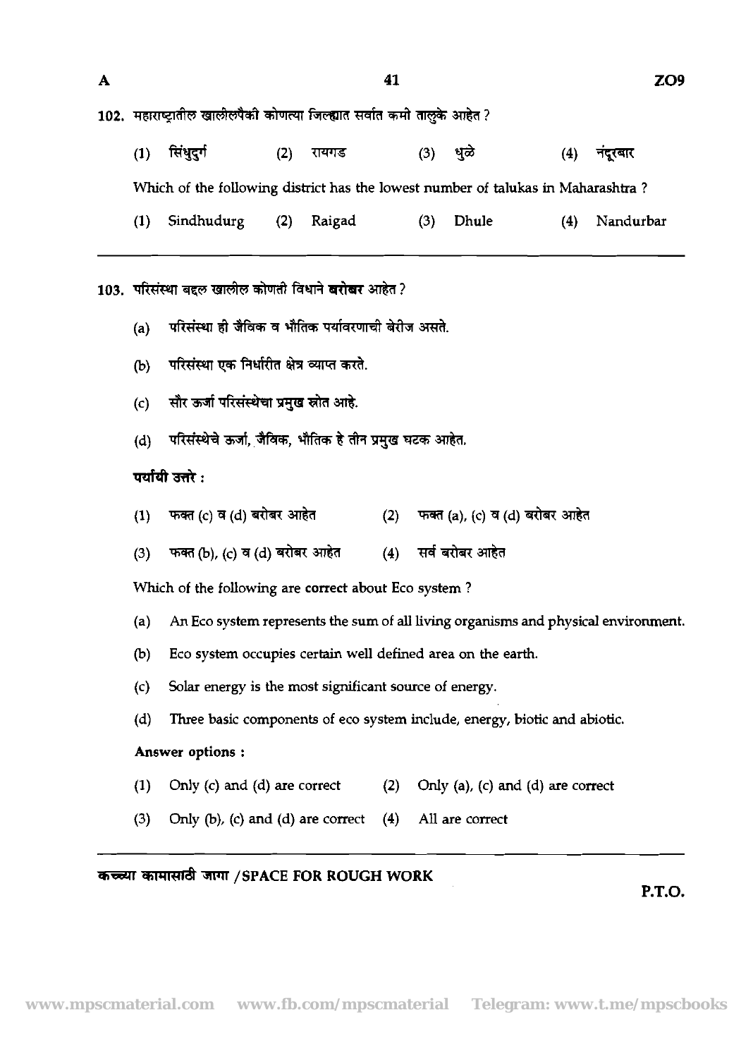102. महाराष्ट्रातील खालीलपैकी कोणत्या जिल्ह्यात सर्वात कमी तालुके आहेत ?

(1) सिंधुदुर्ग (2) रायगड (3) धुळे (4) नंदूरबार

Which of the following district has the lowest number of talukas in Maharashtra ?

(1) Sindhudurg (2) Raigad (3) Dhule (4) Nandurbar

---

103. परिसंस्था बद्दल खालील कोणती विधाने **बरोबर** आहेत ?

(a) परिसंस्था ही जैविक व भौतिक पर्यावरणाची बेरीज असते.

(b) परिसंस्था एक निर्धारीत क्षेत्र व्याप्त करते.

(c) सौर ऊर्जा परिसंस्थेचा प्रमुख स्रोत आहे.

(d) परिसंस्थेचे ऊर्जा, जैविक, भौतिक हे तीन प्रमुख घटक आहेत.

**पर्यायी उत्तरे :**

(1) फक्त (c) व (d) बरोबर आहेत (2) फक्त (a), (c) व (d) बरोबर आहेत

(3) फक्त (b), (c) व (d) बरोबर आहेत (4) सर्व बरोबर आहेत

Which of the following are **correct** about Eco system ?

(a) An Eco system represents the sum of all living organisms and physical environment.

(b) Eco system occupies certain well defined area on the earth.

(c) Solar energy is the most significant source of energy.

(d) Three basic components of eco system include, energy, biotic and abiotic.

**Answer options :**

(1) Only (c) and (d) are correct (2) Only (a), (c) and (d) are correct

(3) Only (b), (c) and (d) are correct (4) All are correct

---

कच्च्या कामासाठी जागा / SPACE FOR ROUGH WORK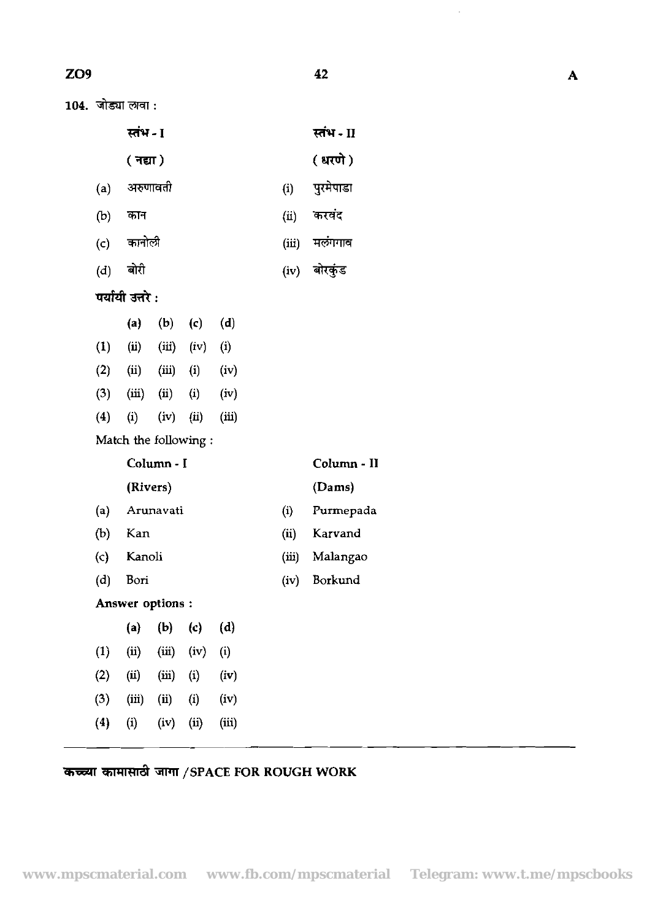104. जोड्या लावा :

| | स्तंभ - I<br>( नद्या ) | | स्तंभ - II<br>( धरणे ) |
|---|---|---|---|
| (a) | अरुणावती | (i) | पुरमेपाडा |
| (b) | कान | (ii) | करवंद |
| (c) | कानोली | (iii) | मलंगगाव |
| (d) | बोरी | (iv) | बोरकुंड |

**पर्यायी उत्तरे :**

| | (a) | (b) | (c) | (d) |
|---|---|---|---|---|
| (1) | (ii) | (iii) | (iv) | (i) |
| (2) | (ii) | (iii) | (i) | (iv) |
| (3) | (iii) | (ii) | (i) | (iv) |
| (4) | (i) | (iv) | (ii) | (iii) |

Match the following :

| | Column - I<br>(Rivers) | | Column - II<br>(Dams) |
|---|---|---|---|
| (a) | Arunavati | (i) | Purmepada |
| (b) | Kan | (ii) | Karvand |
| (c) | Kanoli | (iii) | Malangao |
| (d) | Bori | (iv) | Borkund |

**Answer options :**

| | (a) | (b) | (c) | (d) |
|---|---|---|---|---|
| (1) | (ii) | (iii) | (iv) | (i) |
| (2) | (ii) | (iii) | (i) | (iv) |
| (3) | (iii) | (ii) | (i) | (iv) |
| (4) | (i) | (iv) | (ii) | (iii) |

**कच्च्या कामासाठी जागा /SPACE FOR ROUGH WORK**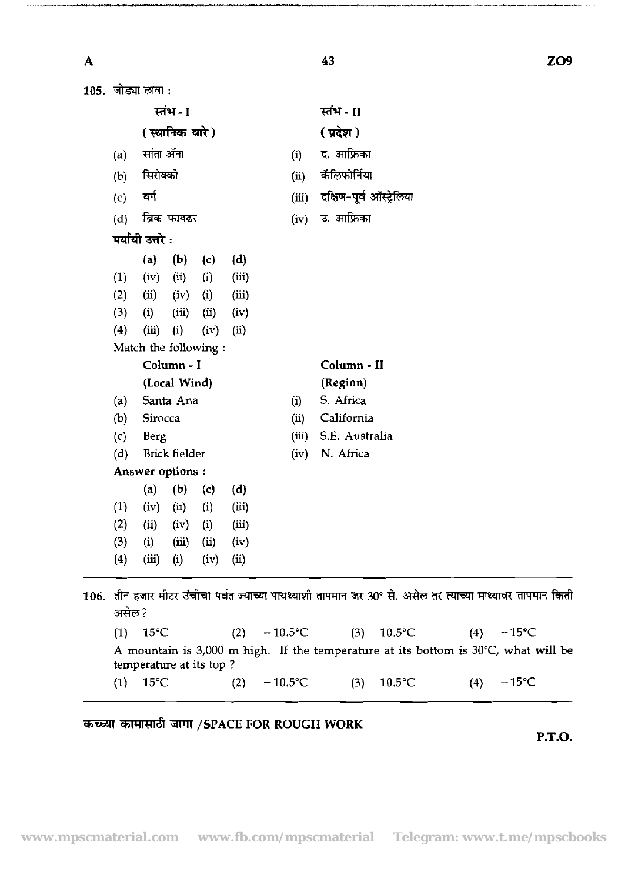105. जोड्या लावा :

| | स्तंभ - I (स्थानिक वारे) | | स्तंभ - II (प्रदेश) |
|---|---|---|---|
| (a) | सांता ॲना | (i) | द. आफ्रिका |
| (b) | सिरोक्को | (ii) | कॅलिफोर्निया |
| (c) | बर्ग | (iii) | दक्षिण-पूर्व ऑस्ट्रेलिया |
| (d) | ब्रिक फायडर | (iv) | उ. आफ्रिका |

पर्यायी उत्तरे :

| | (a) | (b) | (c) | (d) |
|---|---|---|---|---|
| (1) | (iv) | (ii) | (i) | (iii) |
| (2) | (ii) | (iv) | (i) | (iii) |
| (3) | (i) | (iii) | (ii) | (iv) |
| (4) | (iii) | (i) | (iv) | (ii) |

Match the following :

| | Column - I (Local Wind) | | Column - II (Region) |
|---|---|---|---|
| (a) | Santa Ana | (i) | S. Africa |
| (b) | Sirocca | (ii) | California |
| (c) | Berg | (iii) | S.E. Australia |
| (d) | Brick fielder | (iv) | N. Africa |

Answer options :

| | (a) | (b) | (c) | (d) |
|---|---|---|---|---|
| (1) | (iv) | (ii) | (i) | (iii) |
| (2) | (ii) | (iv) | (i) | (iii) |
| (3) | (i) | (iii) | (ii) | (iv) |
| (4) | (iii) | (i) | (iv) | (ii) |

---

106. तीन हजार मीटर उंचीचा पर्वत ज्याच्या पायथ्याशी तापमान जर 30° से. असेल तर त्याच्या माथ्यावर तापमान किती असेल ?

(1) 15°C (2) −10.5°C (3) 10.5°C (4) −15°C

A mountain is 3,000 m high. If the temperature at its bottom is 30°C, what will be temperature at its top ?

(1) 15°C (2) −10.5°C (3) 10.5°C (4) −15°C

---

कच्च्या कामासाठी जागा /SPACE FOR ROUGH WORK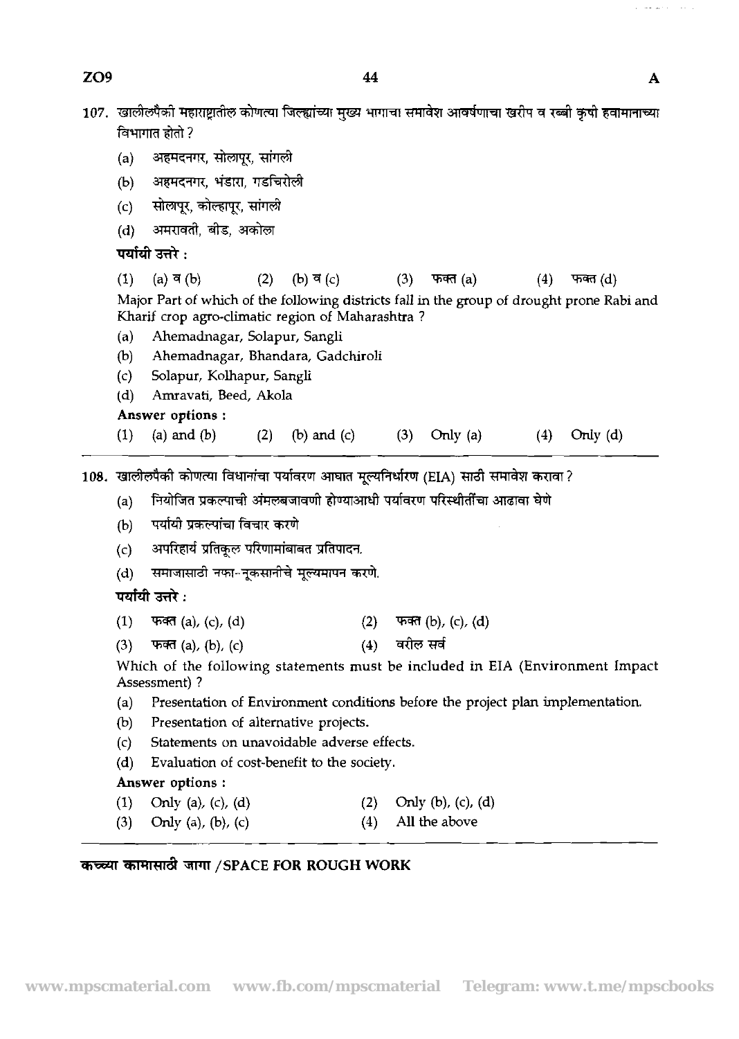107. खालीलपैकी महाराष्ट्रातील कोणत्या जिल्ह्यांच्या मुख्य भागाचा समावेश आवर्षणाचा खरीप व रब्बी कृषी हवामानाच्या विभागात होतो ?

(a) अहमदनगर, सोलापूर, सांगली
(b) अहमदनगर, भंडारा, गडचिरोली
(c) सोलापूर, कोल्हापूर, सांगली
(d) अमरावती, बीड, अकोला

**पर्यायी उत्तरे :**

(1) (a) व (b) (2) (b) व (c) (3) फक्त (a) (4) फक्त (d)

Major Part of which of the following districts fall in the group of drought prone Rabi and Kharif crop agro-climatic region of Maharashtra ?

(a) Ahemadnagar, Solapur, Sangli
(b) Ahemadnagar, Bhandara, Gadchiroli
(c) Solapur, Kolhapur, Sangli
(d) Amravati, Beed, Akola

**Answer options :**

(1) (a) and (b) (2) (b) and (c) (3) Only (a) (4) Only (d)

---

108. खालीलपैकी कोणत्या विधानांचा पर्यावरण आघात मूल्यनिर्धारण (EIA) साठी समावेश करावा ?

(a) नियोजित प्रकल्पाची अंमलबजावणी होण्याआधी पर्यावरण परिस्थितींचा आढावा घेणे
(b) पर्यायी प्रकल्पांचा विचार करणे
(c) अपरिहार्य प्रतिकूल परिणामांबाबत प्रतिपादन.
(d) समाजासाठी नफा–नूकसानीचे मूल्यमापन करणे.

**पर्यायी उत्तरे :**

(1) फक्त (a), (c), (d) (2) फक्त (b), (c), (d)
(3) फक्त (a), (b), (c) (4) वरील सर्व

Which of the following statements must be included in EIA (Environment Impact Assessment) ?

(a) Presentation of Environment conditions before the project plan implementation.
(b) Presentation of alternative projects.
(c) Statements on unavoidable adverse effects.
(d) Evaluation of cost-benefit to the society.

**Answer options :**

(1) Only (a), (c), (d) (2) Only (b), (c), (d)
(3) Only (a), (b), (c) (4) All the above

---

**कच्च्या कामासाठी जागा / SPACE FOR ROUGH WORK**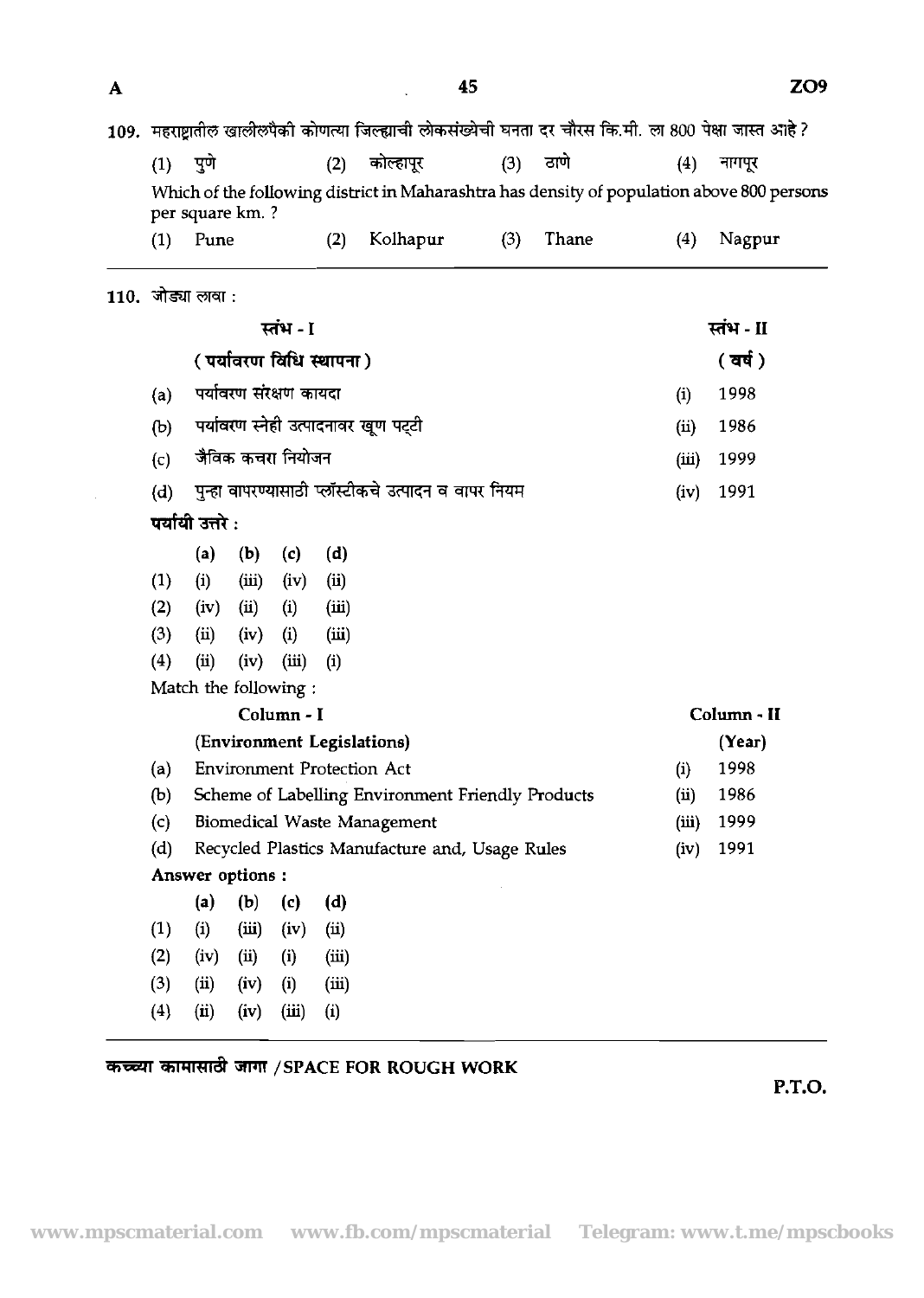109. महाराष्ट्रातील खालीलपैकी कोणत्या जिल्ह्याची लोकसंख्येची घनता दर चौरस कि.मी. ला 800 पेक्षा जास्त आहे ?

(1) पुणे (2) कोल्हापूर (3) ठाणे (4) नागपूर

Which of the following district in Maharashtra has density of population above 800 persons per square km. ?

(1) Pune (2) Kolhapur (3) Thane (4) Nagpur

---

110. जोड्या लावा :

| | स्तंभ - I (पर्यावरण विधि स्थापना) | | स्तंभ - II (वर्ष) |
|---|---|---|---|
| (a) | पर्यावरण संरक्षण कायदा | (i) | 1998 |
| (b) | पर्यावरण स्नेही उत्पादनावर खूण पट्टी | (ii) | 1986 |
| (c) | जैविक कचरा नियोजन | (iii) | 1999 |
| (d) | पुन्हा वापरण्यासाठी प्लॅस्टीकचे उत्पादन व वापर नियम | (iv) | 1991 |

**पर्यायी उत्तरे :**

| | (a) | (b) | (c) | (d) |
|---|---|---|---|---|
| (1) | (i) | (iii) | (iv) | (ii) |
| (2) | (iv) | (ii) | (i) | (iii) |
| (3) | (ii) | (iv) | (i) | (iii) |
| (4) | (ii) | (iv) | (iii) | (i) |

Match the following :

| | Column - I (Environment Legislations) | | Column - II (Year) |
|---|---|---|---|
| (a) | Environment Protection Act | (i) | 1998 |
| (b) | Scheme of Labelling Environment Friendly Products | (ii) | 1986 |
| (c) | Biomedical Waste Management | (iii) | 1999 |
| (d) | Recycled Plastics Manufacture and, Usage Rules | (iv) | 1991 |

**Answer options :**

| | (a) | (b) | (c) | (d) |
|---|---|---|---|---|
| (1) | (i) | (iii) | (iv) | (ii) |
| (2) | (iv) | (ii) | (i) | (iii) |
| (3) | (ii) | (iv) | (i) | (iii) |
| (4) | (ii) | (iv) | (iii) | (i) |

**कच्च्या कामासाठी जागा / SPACE FOR ROUGH WORK**

P.T.O.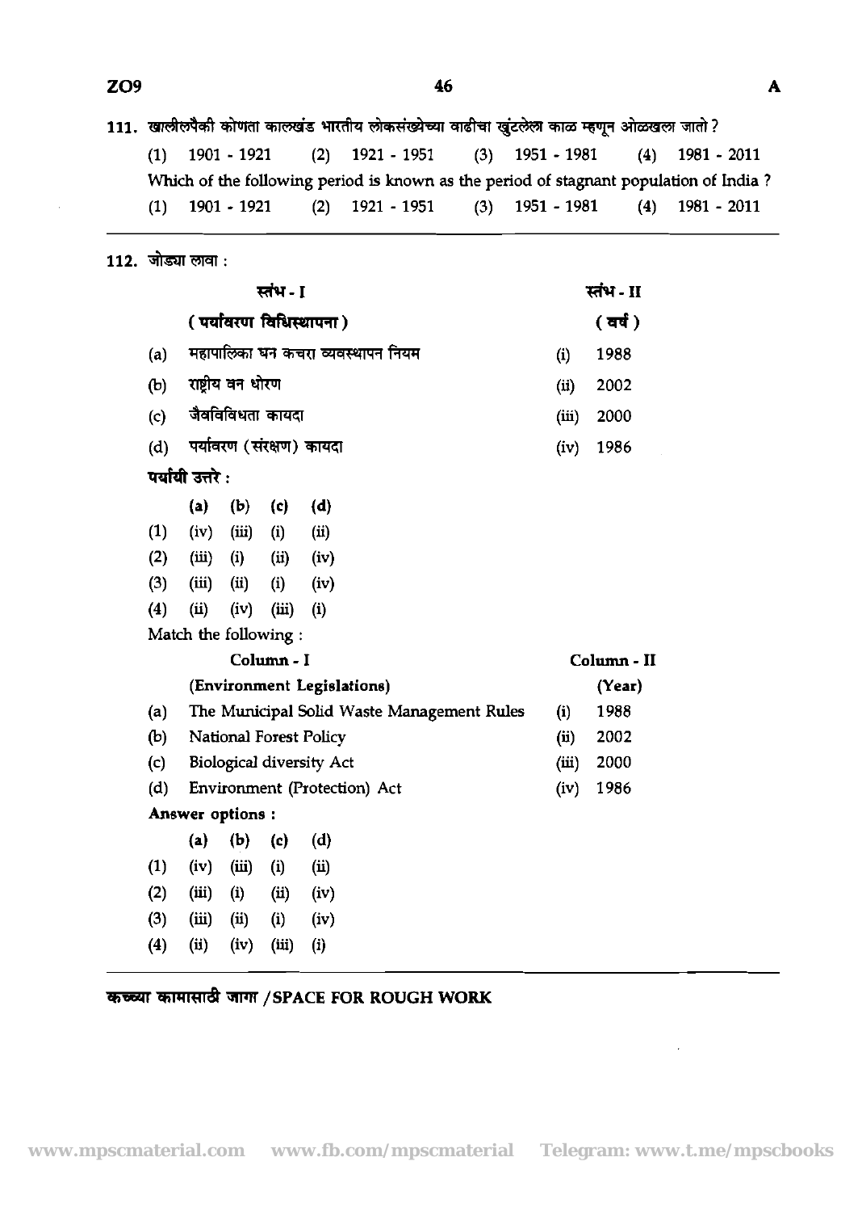111. खालीलपैकी कोणता कालखंड भारतीय लोकसंख्येच्या वाढीचा खुंटलेला काळ म्हणून ओळखला जातो ?

(1) 1901 - 1921 (2) 1921 - 1951 (3) 1951 - 1981 (4) 1981 - 2011

Which of the following period is known as the period of stagnant population of India ?

(1) 1901 - 1921 (2) 1921 - 1951 (3) 1951 - 1981 (4) 1981 - 2011

---

112. जोड्या लावा :

| | स्तंभ - I (पर्यावरण विधिस्थापना) | | स्तंभ - II (वर्ष) |
|---|---|---|---|
| (a) | महापालिका घन कचरा व्यवस्थापन नियम | (i) | 1988 |
| (b) | राष्ट्रीय वन धोरण | (ii) | 2002 |
| (c) | जैवविविधता कायदा | (iii) | 2000 |
| (d) | पर्यावरण (संरक्षण) कायदा | (iv) | 1986 |

पर्यायी उत्तरे :

| | (a) | (b) | (c) | (d) |
|---|---|---|---|---|
| (1) | (iv) | (iii) | (i) | (ii) |
| (2) | (iii) | (i) | (ii) | (iv) |
| (3) | (iii) | (ii) | (i) | (iv) |
| (4) | (ii) | (iv) | (iii) | (i) |

Match the following :

| | Column - I (Environment Legislations) | | Column - II (Year) |
|---|---|---|---|
| (a) | The Municipal Solid Waste Management Rules | (i) | 1988 |
| (b) | National Forest Policy | (ii) | 2002 |
| (c) | Biological diversity Act | (iii) | 2000 |
| (d) | Environment (Protection) Act | (iv) | 1986 |

Answer options :

| | (a) | (b) | (c) | (d) |
|---|---|---|---|---|
| (1) | (iv) | (iii) | (i) | (ii) |
| (2) | (iii) | (i) | (ii) | (iv) |
| (3) | (iii) | (ii) | (i) | (iv) |
| (4) | (ii) | (iv) | (iii) | (i) |

---

कच्च्या कामासाठी जागा /SPACE FOR ROUGH WORK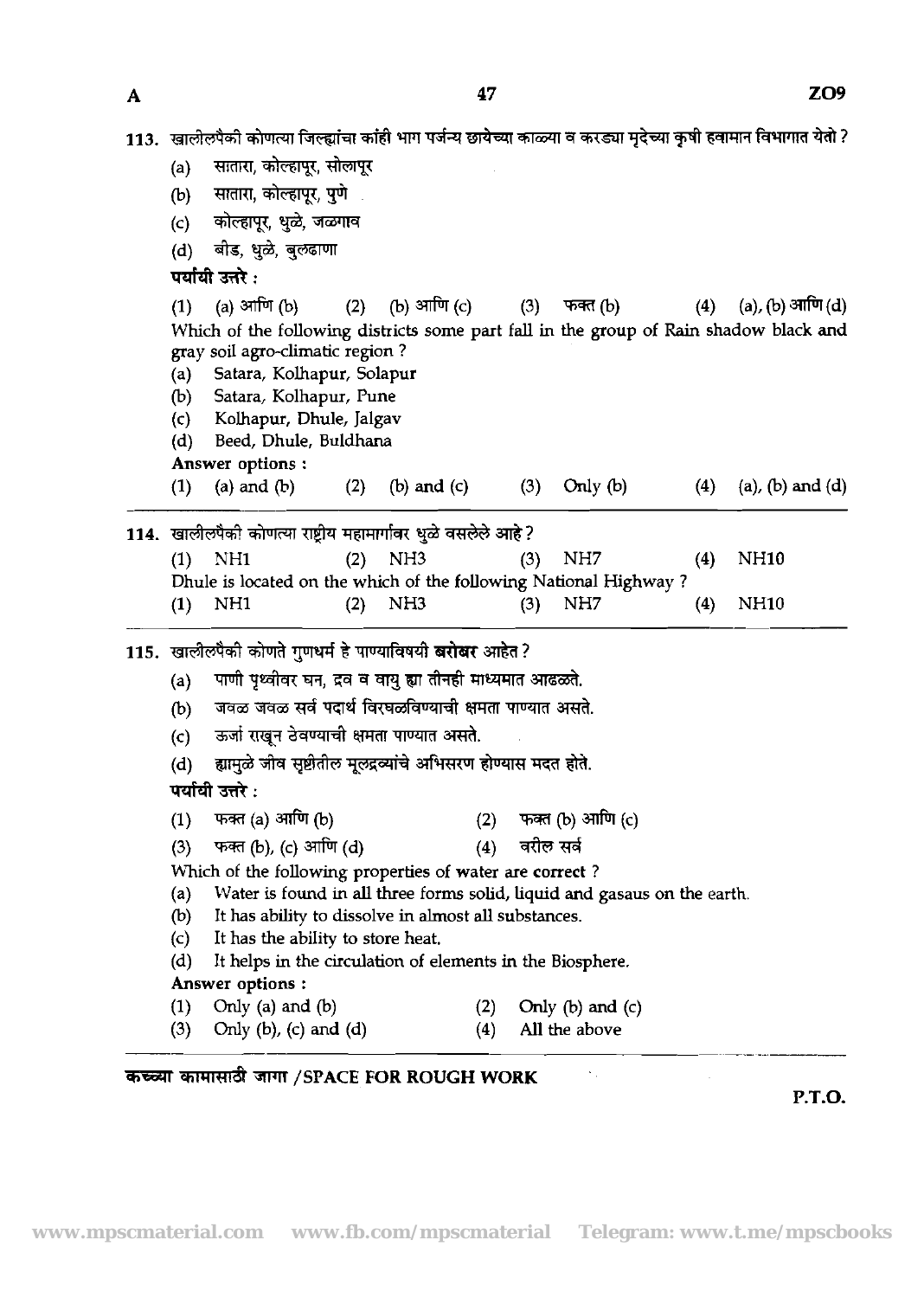113. खालीलपैकी कोणत्या जिल्ह्यांचा कांही भाग पर्जन्य छायेच्या काळ्या व करड्या मृदेच्या कृषी हवामान विभागात येतो ?

(a) सातारा, कोल्हापूर, सोलापूर

(b) सातारा, कोल्हापूर, पुणे

(c) कोल्हापूर, धुळे, जळगाव

(d) बीड, धुळे, बुलढाणा

**पर्यायी उत्तरे :**

(1) (a) आणि (b) (2) (b) आणि (c) (3) फक्त (b) (4) (a), (b) आणि (d)

Which of the following districts some part fall in the group of Rain shadow black and gray soil agro-climatic region ?

(a) Satara, Kolhapur, Solapur

(b) Satara, Kolhapur, Pune

(c) Kolhapur, Dhule, Jalgav

(d) Beed, Dhule, Buldhana

**Answer options :**

(1) (a) and (b) (2) (b) and (c) (3) Only (b) (4) (a), (b) and (d)

---

114. खालीलपैकी कोणत्या राष्ट्रीय महामार्गावर धुळे वसलेले आहे ?

(1) NH1 (2) NH3 (3) NH7 (4) NH10

Dhule is located on the which of the following National Highway ?

(1) NH1 (2) NH3 (3) NH7 (4) NH10

---

115. खालीलपैकी कोणते गुणधर्म हे पाण्याविषयी **बरोबर** आहेत ?

(a) पाणी पृथ्वीवर घन, द्रव व वायु ह्या तीनही माध्यमात आढळते.

(b) जवळ जवळ सर्व पदार्थ विरघळविण्याची क्षमता पाण्यात असते.

(c) ऊर्जा राखून ठेवण्याची क्षमता पाण्यात असते.

(d) ह्यामुळे जीव सृष्टीतील मूलद्रव्यांचे अभिसरण होण्यास मदत होते.

**पर्यायी उत्तरे :**

(1) फक्त (a) आणि (b) (2) फक्त (b) आणि (c)

(3) फक्त (b), (c) आणि (d) (4) वरील सर्व

Which of the following properties of water are correct ?

(a) Water is found in all three forms solid, liquid and gasaus on the earth.

(b) It has ability to dissolve in almost all substances.

(c) It has the ability to store heat.

(d) It helps in the circulation of elements in the Biosphere.

**Answer options :**

(1) Only (a) and (b) (2) Only (b) and (c)

(3) Only (b), (c) and (d) (4) All the above

---

**कच्च्या कामासाठी जागा /SPACE FOR ROUGH WORK**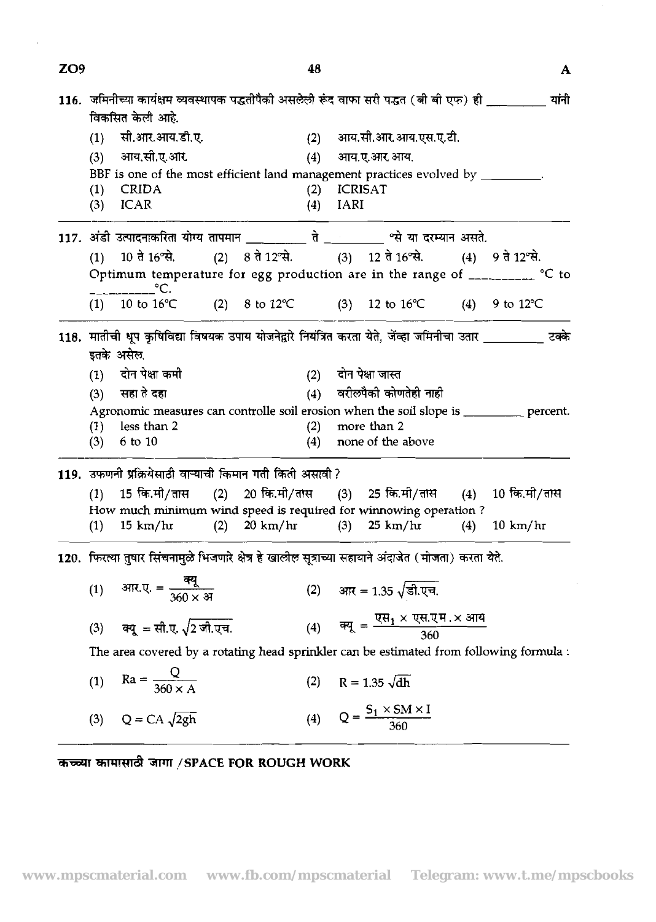116. जमिनीच्या कार्यक्षम व्यवस्थापक पद्धतीपैकी असलेली रूंद वाफा सरी पद्धत (बी बी एफ) ही __________ यांनी विकसित केली आहे.

(1) सी.आर.आय.डी.ए. (2) आय.सी.आर.आय.एस.ए.टी.

(3) आय.सी.ए.आर (4) आय.ए.आर.आय.

BBF is one of the most efficient land management practices evolved by __________.

(1) CRIDA (2) ICRISAT

(3) ICAR (4) IARI

---

117. अंडी उत्पादनाकरिता योग्य तापमान __________ ते __________ °से या दरम्यान असते.

(1) 10 ते 16°से. (2) 8 ते 12°से. (3) 12 ते 16°से. (4) 9 ते 12°से.

Optimum temperature for egg production are in the range of __________ °C to __________ °C.

(1) 10 to 16°C (2) 8 to 12°C (3) 12 to 16°C (4) 9 to 12°C

---

118. मातीची धूप कृषिविद्या विषयक उपाय योजनेद्वारे नियंत्रित करता येते, जेंव्हा जमिनीचा उतार __________ टक्के इतके असेल.

(1) दोन पेक्षा कमी (2) दोन पेक्षा जास्त

(3) सहा ते दहा (4) वरीलपैकी कोणतेही नाही

Agronomic measures can controlle soil erosion when the soil slope is __________ percent.

(1) less than 2 (2) more than 2

(3) 6 to 10 (4) none of the above

---

119. उफणनी प्रक्रियेसाठी वाऱ्याची किमान गती किती असावी ?

(1) 15 कि.मी/तास (2) 20 कि.मी/तास (3) 25 कि.मी/तास (4) 10 कि.मी/तास

How much minimum wind speed is required for winnowing operation ?

(1) 15 km/hr (2) 20 km/hr (3) 25 km/hr (4) 10 km/hr

---

120. फिरत्या तुषार सिंचनामुळे भिजणारे क्षेत्र हे खालील सूत्राच्या सहायाने अंदाजेत (मोजता) करता येते.

(1) $\text{आर.ए.} = \dfrac{\text{क्यू}}{360 \times \text{अ}}$ (2) $\text{आर} = 1.35\sqrt{\text{डी.एच.}}$

(3) $\text{क्यू} = \text{सी.ए.}\sqrt{2\,\text{जी.एच.}}$ (4) $\text{क्यू} = \dfrac{\text{एस}_1 \times \text{एस.एम.} \times \text{आय}}{360}$

The area covered by a rotating head sprinkler can be estimated from following formula :

(1) $Ra = \dfrac{Q}{360 \times A}$ (2) $R = 1.35\sqrt{dh}$

(3) $Q = CA\sqrt{2gh}$ (4) $Q = \dfrac{S_1 \times SM \times I}{360}$

---

कच्च्या कामासाठी जागा /SPACE FOR ROUGH WORK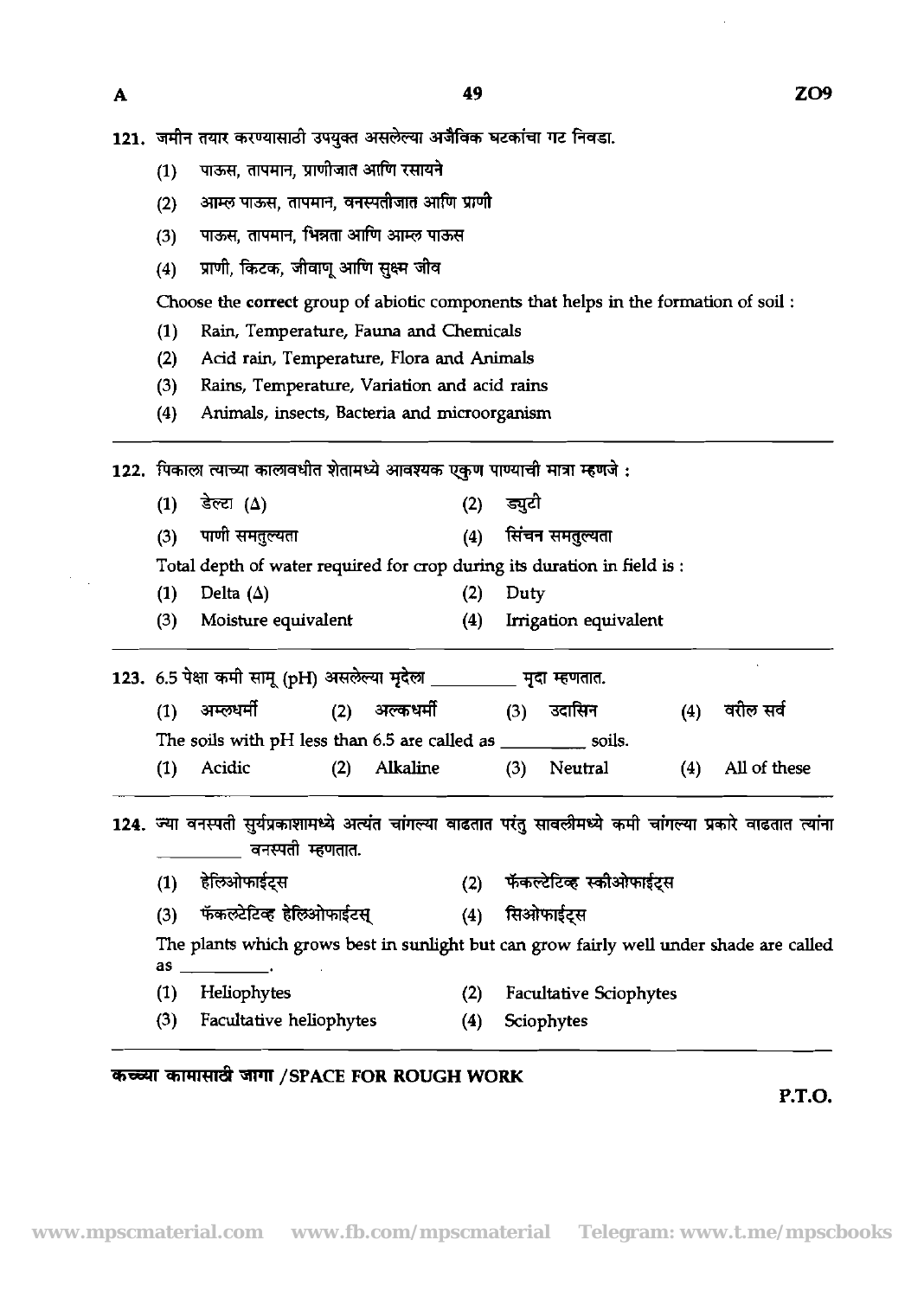121. जमीन तयार करण्यासाठी उपयुक्त असलेल्या अजैविक घटकांचा गट निवडा.

(1) पाऊस, तापमान, प्राणीजात आणि रसायने

(2) आम्ल पाऊस, तापमान, वनस्पतीजात आणि प्राणी

(3) पाऊस, तापमान, भिन्नता आणि आम्ल पाऊस

(4) प्राणी, किटक, जीवाणू आणि सुक्ष्म जीव

Choose the **correct** group of abiotic components that helps in the formation of soil :

(1) Rain, Temperature, Fauna and Chemicals

(2) Acid rain, Temperature, Flora and Animals

(3) Rains, Temperature, Variation and acid rains

(4) Animals, insects, Bacteria and microorganism

---

122. पिकाला त्याच्या कालावधीत शेतामध्ये आवश्यक एकुण पाण्याची मात्रा म्हणजे :

(1) डेल्टा ($\Delta$) (2) ड्युटी

(3) पाणी समतुल्यता (4) सिंचन समतुल्यता

Total depth of water required for crop during its duration in field is :

(1) Delta ($\Delta$) (2) Duty

(3) Moisture equivalent (4) Irrigation equivalent

---

123. 6.5 पेक्षा कमी सामू (pH) असलेल्या मृदेला _________ मृदा म्हणतात.

(1) अम्लधर्मी (2) अल्कधर्मी (3) उदासिन (4) वरील सर्व

The soils with pH less than 6.5 are called as _________ soils.

(1) Acidic (2) Alkaline (3) Neutral (4) All of these

---

124. ज्या वनस्पती सुर्यप्रकाशामध्ये अत्यंत चांगल्या वाढतात परंतु सावलीमध्ये कमी चांगल्या प्रकारे वाढतात त्यांना _________ वनस्पती म्हणतात.

(1) हेलिओफाईट्स (2) फॅकल्टेटिव्ह स्कीओफाईट्स

(3) फॅकल्टेटिव्ह हेलिओफाईटस् (4) सिओफाईट्स

The plants which grows best in sunlight but can grow fairly well under shade are called as _________.

(1) Heliophytes (2) Facultative Sciophytes

(3) Facultative heliophytes (4) Sciophytes

---

कच्च्या कामासाठी जागा / SPACE FOR ROUGH WORK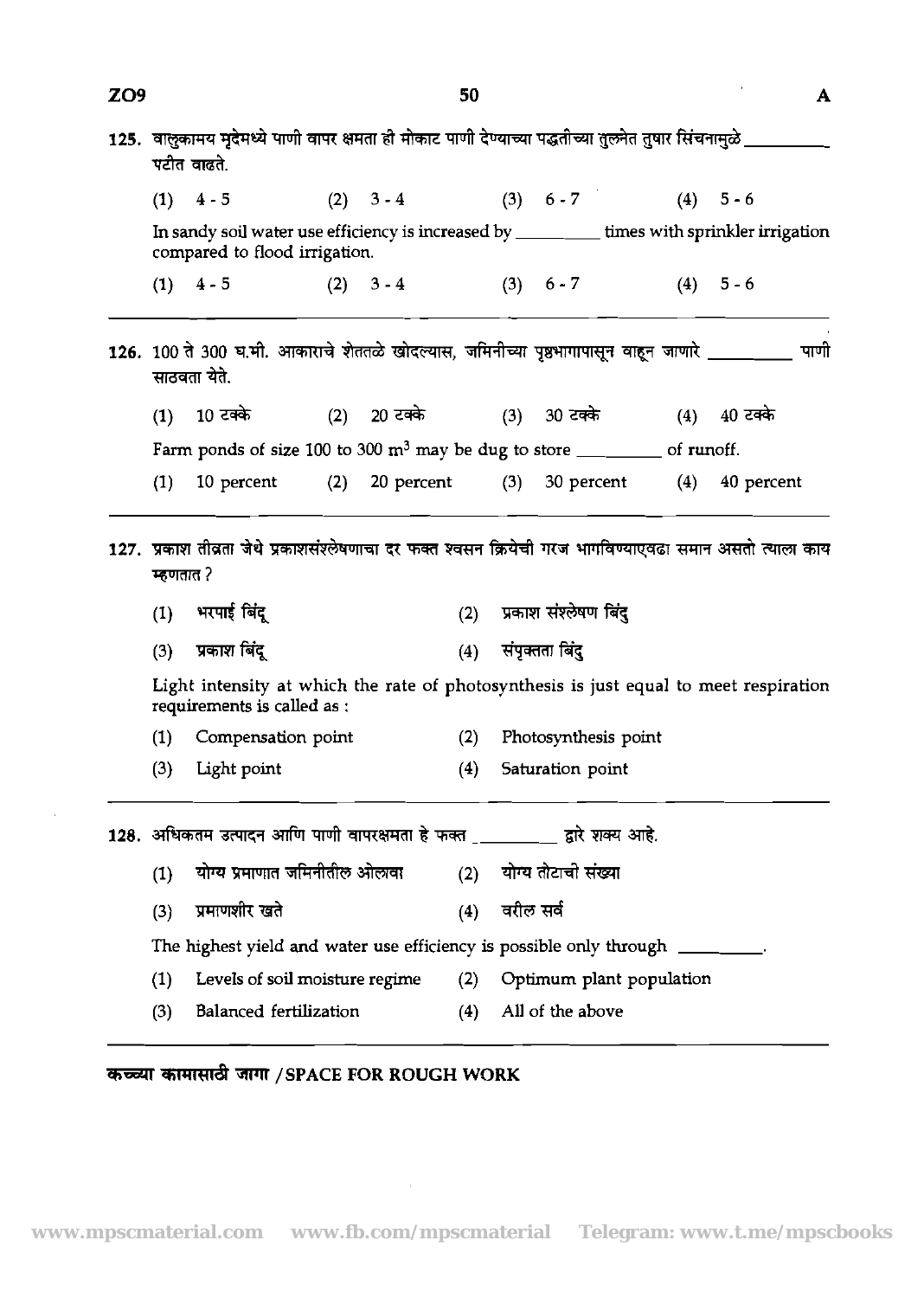125. वालुकामय मृदेमध्ये पाणी वापर क्षमता ही मोकाट पाणी देण्याच्या पद्धतीच्या तुलनेत तुषार सिंचनामुळे _________ पटीत वाढते.

(1) 4 - 5 (2) 3 - 4 (3) 6 - 7 (4) 5 - 6

In sandy soil water use efficiency is increased by _________ times with sprinkler irrigation compared to flood irrigation.

(1) 4 - 5 (2) 3 - 4 (3) 6 - 7 (4) 5 - 6

---

126. 100 ते 300 घ.मी. आकाराचे शेततळे खोदल्यास, जमिनीच्या पृष्ठभागापासून वाहून जाणारे _________ पाणी साठवता येते.

(1) 10 टक्के (2) 20 टक्के (3) 30 टक्के (4) 40 टक्के

Farm ponds of size 100 to 300 $m^3$ may be dug to store _________ of runoff.

(1) 10 percent (2) 20 percent (3) 30 percent (4) 40 percent

---

127. प्रकाश तीव्रता जेथे प्रकाशसंश्लेषणाचा दर फक्त श्वसन क्रियेची गरज भागविण्याएवढा समान असतो त्याला काय म्हणतात ?

(1) भरपाई बिंदू (2) प्रकाश संश्लेषण बिंदु

(3) प्रकाश बिंदू (4) संपृक्तता बिंदु

Light intensity at which the rate of photosynthesis is just equal to meet respiration requirements is called as :

(1) Compensation point (2) Photosynthesis point

(3) Light point (4) Saturation point

---

128. अधिकतम उत्पादन आणि पाणी वापरक्षमता हे फक्त _________ द्वारे शक्य आहे.

(1) योग्य प्रमाणात जमिनीतील ओलावा (2) योग्य तोटाची संख्या

(3) प्रमाणशीर खते (4) वरील सर्व

The highest yield and water use efficiency is possible only through _________.

(1) Levels of soil moisture regime (2) Optimum plant population

(3) Balanced fertilization (4) All of the above

---

कच्च्या कामासाठी जागा / SPACE FOR ROUGH WORK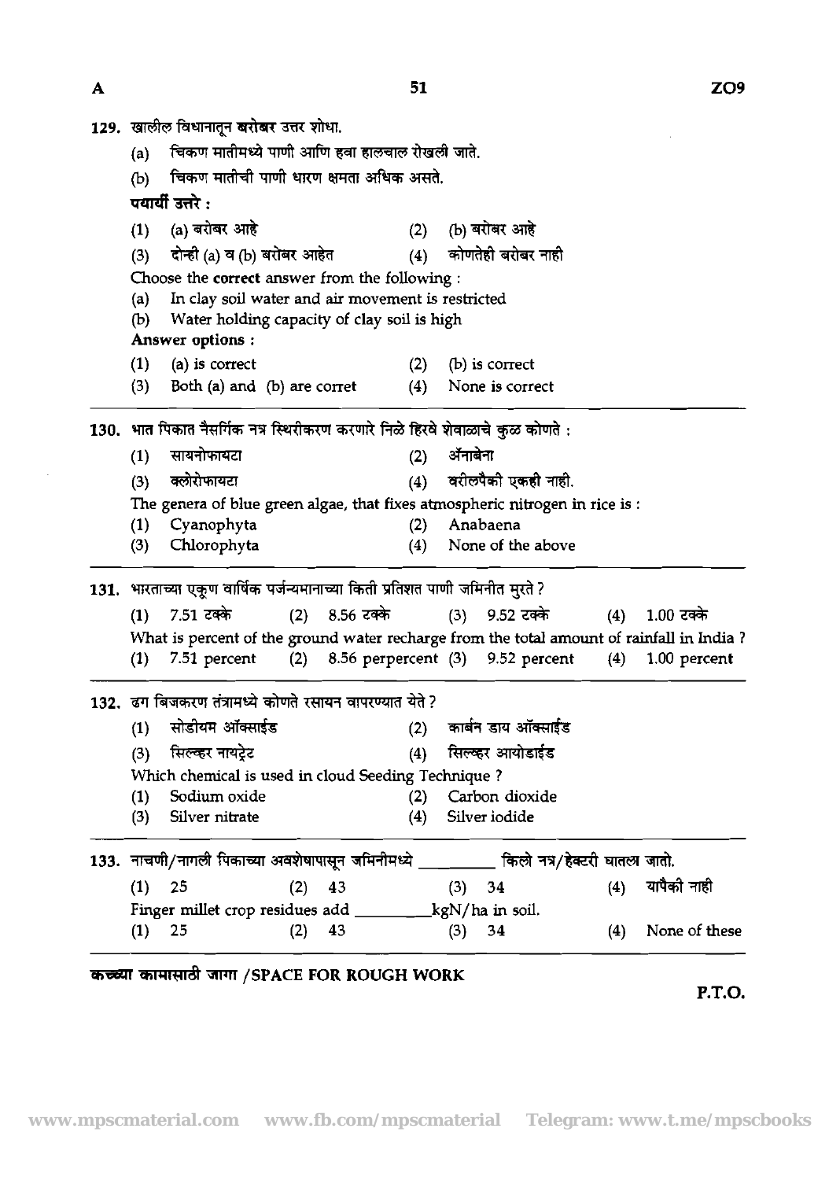129. खालील विधानातून **बरोबर** उत्तर शोधा.

(a) चिकण मातीमध्ये पाणी आणि हवा हालचाल रोखली जाते.

(b) चिकण मातीची पाणी धारण क्षमता अधिक असते.

**पर्यायी उत्तरे :**

(1) (a) बरोबर आहे (2) (b) बरोबर आहे

(3) दोन्ही (a) व (b) बरोबर आहेत (4) कोणतेही बरोबर नाही

Choose the **correct** answer from the following :

(a) In clay soil water and air movement is restricted

(b) Water holding capacity of clay soil is high

**Answer options :**

(1) (a) is correct (2) (b) is correct

(3) Both (a) and (b) are corret (4) None is correct

---

130. भात पिकात नैसर्गिक नत्र स्थिरीकरण करणारे निळे हिरवे शेवाळाचे कुळ कोणते :

(1) सायनोफायटा (2) ॲनाबेना

(3) क्लोरोफायटा (4) वरीलपैकी एकही नाही.

The genera of blue green algae, that fixes atmospheric nitrogen in rice is :

(1) Cyanophyta (2) Anabaena

(3) Chlorophyta (4) None of the above

---

131. भारताच्या एकुण वार्षिक पर्जन्यमानाच्या किती प्रतिशत पाणी जमिनीत मुरते ?

(1) 7.51 टक्के (2) 8.56 टक्के (3) 9.52 टक्के (4) 1.00 टक्के

What is percent of the ground water recharge from the total amount of rainfall in India ?

(1) 7.51 percent (2) 8.56 perpercent (3) 9.52 percent (4) 1.00 percent

---

132. ढग बिजकरण तंत्रामध्ये कोणते रसायन वापरण्यात येते ?

(1) सोडीयम ऑक्साईड (2) कार्बन डाय ऑक्साईड

(3) सिल्व्हर नायट्रेट (4) सिल्व्हर आयोडाईड

Which chemical is used in cloud Seeding Technique ?

(1) Sodium oxide (2) Carbon dioxide

(3) Silver nitrate (4) Silver iodide

---

133. नाचणी/नागली पिकाच्या अवशेषापासून जमिनीमध्ये \_\_\_\_\_\_\_\_ किलो नत्र/हेक्टरी घातला जातो.

(1) 25 (2) 43 (3) 34 (4) यापैकी नाही

Finger millet crop residues add \_\_\_\_\_\_\_\_kgN/ha in soil.

(1) 25 (2) 43 (3) 34 (4) None of these

---

**कच्च्या कामासाठी जागा /SPACE FOR ROUGH WORK**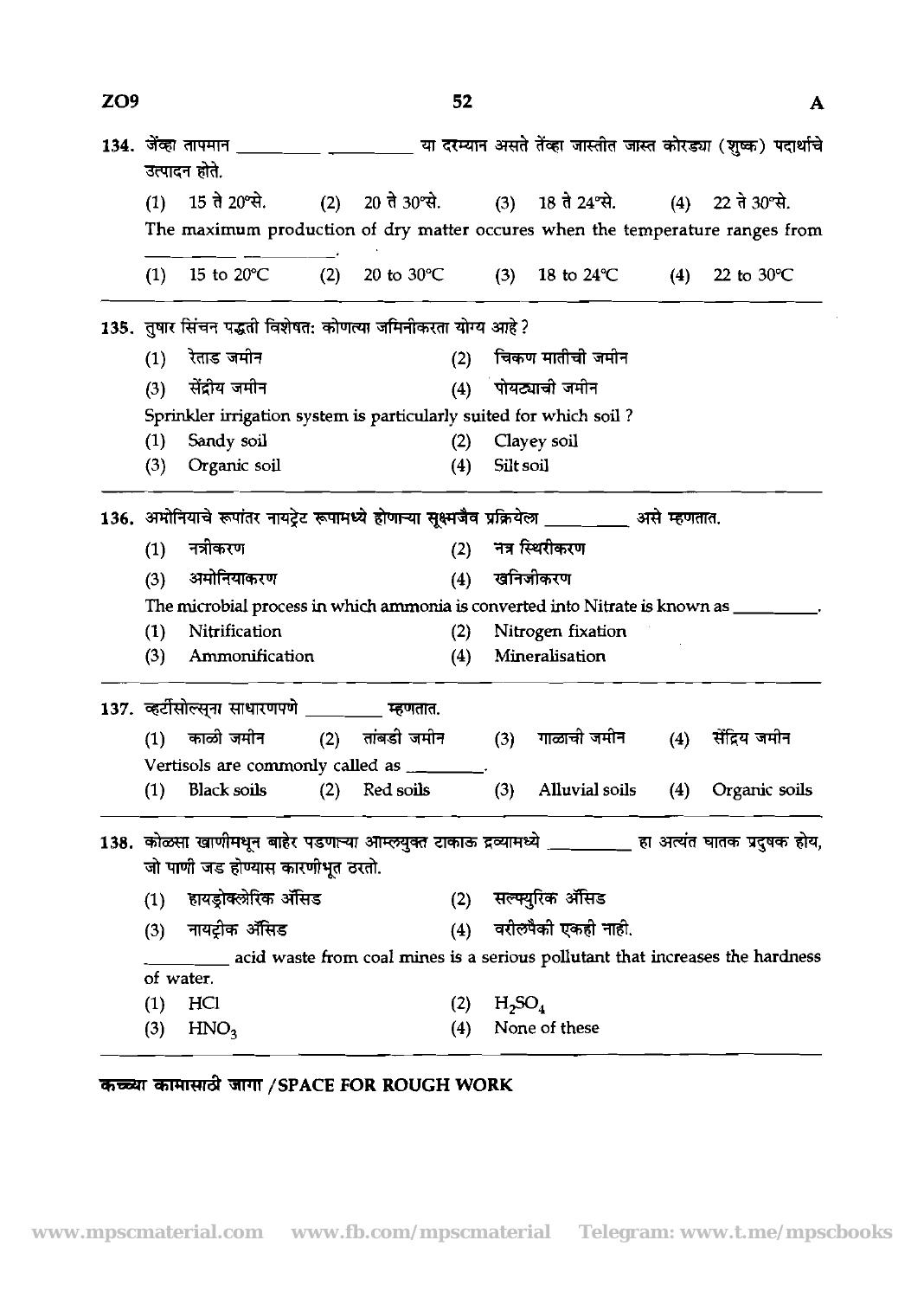134. जेंव्हा तापमान ________ ________ या दरम्यान असते तेंव्हा जास्तीत जास्त कोरड्या (शुष्क) पदार्थाचे उत्पादन होते.

(1) 15 ते 20°से. (2) 20 ते 30°से. (3) 18 ते 24°से. (4) 22 ते 30°से.

The maximum production of dry matter occures when the temperature ranges from ________ ________.

(1) 15 to 20°C (2) 20 to 30°C (3) 18 to 24°C (4) 22 to 30°C

---

135. तुषार सिंचन पद्धती विशेषत: कोणत्या जमिनीकरता योग्य आहे ?

(1) रेताड जमीन (2) चिकण मातीची जमीन
(3) सेंद्रीय जमीन (4) पोयट्याची जमीन

Sprinkler irrigation system is particularly suited for which soil ?

(1) Sandy soil (2) Clayey soil
(3) Organic soil (4) Silt soil

---

136. अमोनियाचे रूपांतर नायट्रेट रूपामध्ये होणाऱ्या सूक्ष्मजैव प्रक्रियेला ________ असे म्हणतात.

(1) नत्रीकरण (2) नत्र स्थिरीकरण
(3) अमोनियाकरण (4) खनिजीकरण

The microbial process in which ammonia is converted into Nitrate is known as ________.

(1) Nitrification (2) Nitrogen fixation
(3) Ammonification (4) Mineralisation

---

137. व्हर्टीसोल्सूना साधारणपणे ________ म्हणतात.

(1) काळी जमीन (2) तांबडी जमीन (3) गाळाची जमीन (4) सेंद्रिय जमीन

Vertisols are commonly called as ________.

(1) Black soils (2) Red soils (3) Alluvial soils (4) Organic soils

---

138. कोळसा खाणीमधून बाहेर पडणाऱ्या आम्लयुक्त टाकाऊ द्रव्यामध्ये ________ हा अत्यंत घातक प्रदुषक होय, जो पाणी जड होण्यास कारणीभूत ठरतो.

(1) हायड्रोक्लोरिक ॲसिड (2) सल्फ्युरिक ॲसिड
(3) नायट्रीक ॲसिड (4) वरीलपैकी एकही नाही.

________ acid waste from coal mines is a serious pollutant that increases the hardness of water.

(1) HCl (2) $H_2SO_4$
(3) $HNO_3$ (4) None of these

---

**कच्च्या कामासाठी जागा / SPACE FOR ROUGH WORK**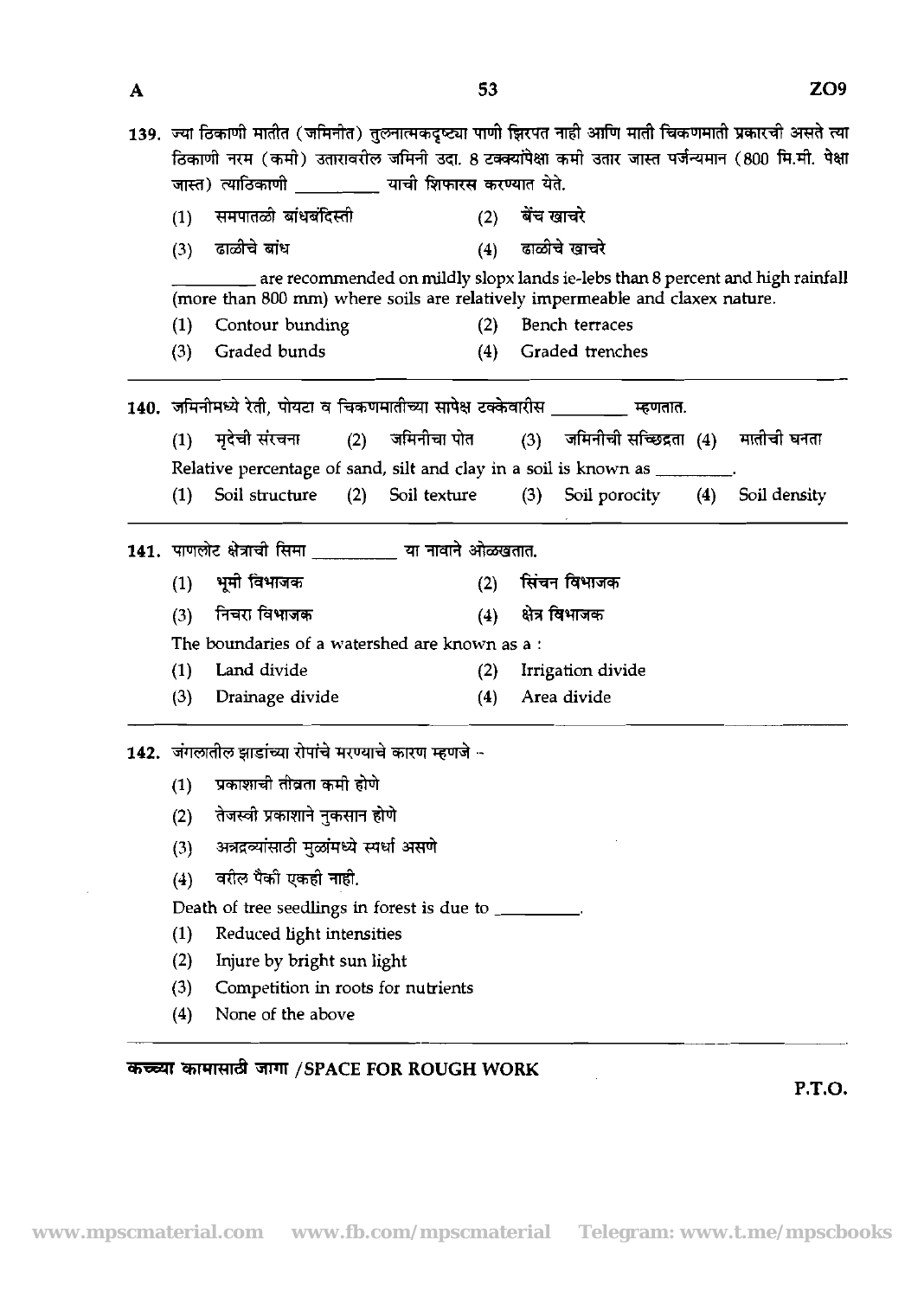139. ज्या ठिकाणी मातीत (जमिनीत) तुलनात्मकदृष्ट्या पाणी झिरपत नाही आणि माती चिकणमाती प्रकारची असते त्या ठिकाणी नरम (कमी) उतारावरील जमिनी उदा. 8 टक्क्यांपेक्षा कमी उतार जास्त पर्जन्यमान (800 मि.मी. पेक्षा जास्त) त्याठिकाणी __________ याची शिफारस करण्यात येते.

(1) समपातळी बांधबंदिस्ती (2) बेंच खाचरे

(3) ढाळीचे बांध (4) ढाळीचे खाचरे

__________ are recommended on mildly slopx lands ie-lebs than 8 percent and high rainfall (more than 800 mm) where soils are relatively impermeable and claxex nature.

(1) Contour bunding (2) Bench terraces

(3) Graded bunds (4) Graded trenches

---

140. जमिनीमध्ये रेती, पोयटा व चिकणमातीच्या सापेक्ष टक्केवारीस __________ म्हणतात.

(1) मृदेची संरचना (2) जमिनीचा पोत (3) जमिनीची सच्छिद्रता (4) मातीची घनता

Relative percentage of sand, silt and clay in a soil is known as __________.

(1) Soil structure (2) Soil texture (3) Soil porocity (4) Soil density

---

141. पाणलोट क्षेत्राची सिमा __________ या नावाने ओळखतात.

(1) भूमी विभाजक (2) सिंचन विभाजक

(3) निचरा विभाजक (4) क्षेत्र विभाजक

The boundaries of a watershed are known as a :

(1) Land divide (2) Irrigation divide

(3) Drainage divide (4) Area divide

---

142. जंगलातील झाडांच्या रोपांचे मरण्याचे कारण म्हणजे –

(1) प्रकाशाची तीव्रता कमी होणे

(2) तेजस्वी प्रकाशाने नुकसान होणे

(3) अन्नद्रव्यांसाठी मुळांमध्ये स्पर्धा असणे

(4) वरील पैकी एकही नाही.

Death of tree seedlings in forest is due to __________.

(1) Reduced light intensities

(2) Injure by bright sun light

(3) Competition in roots for nutrients

(4) None of the above

**कच्च्या कामासाठी जागा /SPACE FOR ROUGH WORK**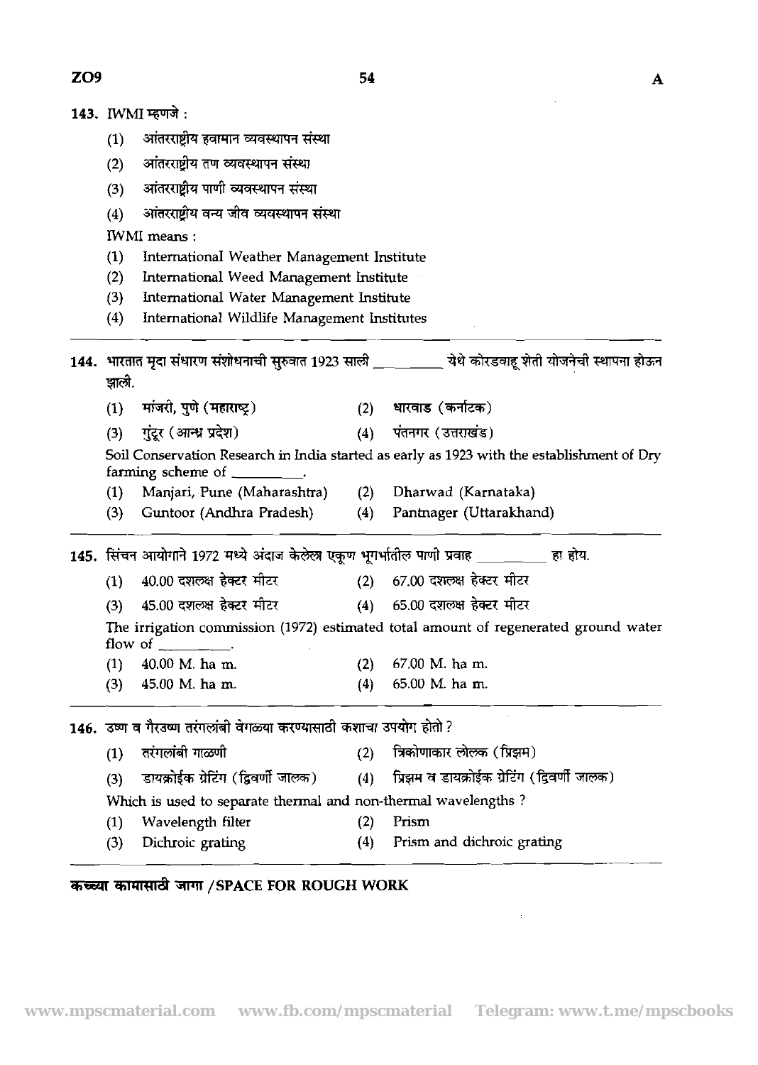143. IWMI म्हणजे :

(1) आंतरराष्ट्रीय हवामान व्यवस्थापन संस्था
(2) आंतरराष्ट्रीय तण व्यवस्थापन संस्था
(3) आंतरराष्ट्रीय पाणी व्यवस्थापन संस्था
(4) आंतरराष्ट्रीय वन्य जीव व्यवस्थापन संस्था

IWMI means :

(1) International Weather Management Institute
(2) International Weed Management Institute
(3) International Water Management Institute
(4) International Wildlife Management Institutes

---

144. भारतात मृदा संधारण संशोधनाची सुरुवात 1923 साली __________ येथे कोरडवाहू शेती योजनेची स्थापना होऊन झाली.

(1) मांजरी, पुणे (महाराष्ट्र)
(2) धारवाड (कर्नाटक)
(3) गुंटूर (आन्ध्र प्रदेश)
(4) पंतनगर (उत्तराखंड)

Soil Conservation Research in India started as early as 1923 with the establishment of Dry farming scheme of __________.

(1) Manjari, Pune (Maharashtra)
(2) Dharwad (Karnataka)
(3) Guntoor (Andhra Pradesh)
(4) Pantnager (Uttarakhand)

---

145. सिंचन आयोगाने 1972 मध्ये अंदाज केलेला एकूण भूगर्भातील पाणी प्रवाह __________ हा होय.

(1) 40.00 दशलक्ष हेक्टर मीटर
(2) 67.00 दशलक्ष हेक्टर मीटर
(3) 45.00 दशलक्ष हेक्टर मीटर
(4) 65.00 दशलक्ष हेक्टर मीटर

The irrigation commission (1972) estimated total amount of regenerated ground water flow of __________.

(1) 40.00 M. ha m.
(2) 67.00 M. ha m.
(3) 45.00 M. ha m.
(4) 65.00 M. ha m.

---

146. उष्ण व गैरउष्ण तरंगलांबी वेगळ्या करण्यासाठी कशाचा उपयोग होतो ?

(1) तरंगलांबी गाळणी
(2) त्रिकोणाकार लोलक (प्रिझम)
(3) डायक्रोईक ग्रेटिंग (द्विवर्णी जालक)
(4) प्रिझम व डायक्रोईक ग्रेटिंग (द्विवर्णी जालक)

Which is used to separate thermal and non-thermal wavelengths ?

(1) Wavelength filter
(2) Prism
(3) Dichroic grating
(4) Prism and dichroic grating

---

**कच्च्या कामासाठी जागा / SPACE FOR ROUGH WORK**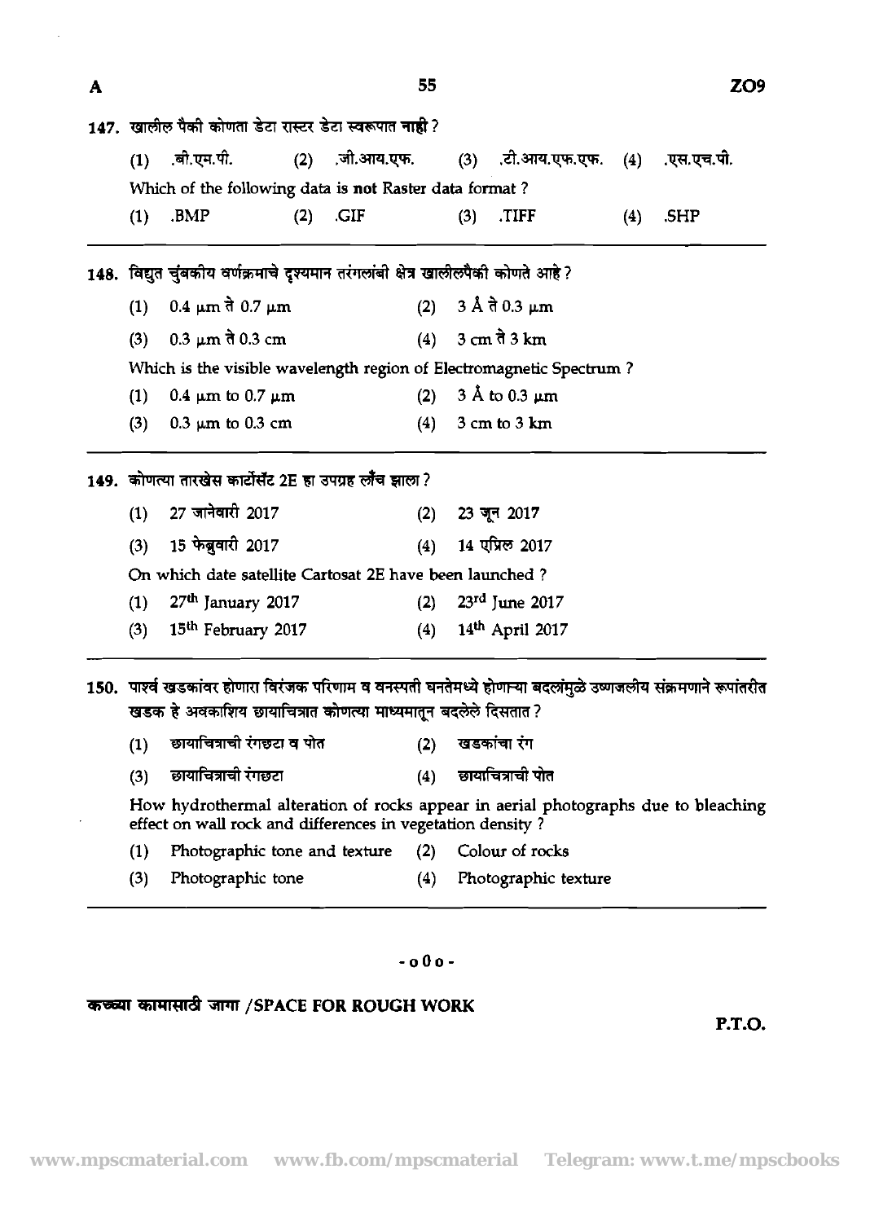147. खालील पैकी कोणता डेटा रास्टर डेटा स्वरूपात **नाही** ?

(1) .बी.एम.पी. (2) .जी.आय.एफ. (3) .टी.आय.एफ.एफ. (4) .एस.एच.पी.

Which of the following data is **not** Raster data format ?

(1) .BMP (2) .GIF (3) .TIFF (4) .SHP

---

148. विद्युत चुंबकीय वर्णक्रमाचे दृश्यमान तरंगलांबी क्षेत्र खालीलपैकी कोणते आहे ?

(1) 0.4 μm ते 0.7 μm (2) 3 Å ते 0.3 μm

(3) 0.3 μm ते 0.3 cm (4) 3 cm ते 3 km

Which is the visible wavelength region of Electromagnetic Spectrum ?

(1) 0.4 μm to 0.7 μm (2) 3 Å to 0.3 μm

(3) 0.3 μm to 0.3 cm (4) 3 cm to 3 km

---

149. कोणत्या तारखेस कार्टोसॅट 2E हा उपग्रह लौंच झाला ?

(1) 27 जानेवारी 2017 (2) 23 जून 2017

(3) 15 फेब्रुवारी 2017 (4) 14 एप्रिल 2017

On which date satellite Cartosat 2E have been launched ?

(1) 27th January 2017 (2) 23rd June 2017

(3) 15th February 2017 (4) 14th April 2017

---

150. पार्श्व खडकांवर होणारा विरंजक परिणाम व वनस्पती घनतेमध्ये होणाऱ्या बदलांमुळे उष्णजलीय संक्रमणाने रूपांतरीत खडक हे अवकाशिय छायाचित्रात कोणत्या माध्यमातून बदलेले दिसतात ?

(1) छायाचित्राची रंगछटा व पोत (2) खडकांचा रंग

(3) छायाचित्राची रंगछटा (4) छायाचित्राची पोत

How hydrothermal alteration of rocks appear in aerial photographs due to bleaching effect on wall rock and differences in vegetation density ?

(1) Photographic tone and texture (2) Colour of rocks

(3) Photographic tone (4) Photographic texture

---

- o 0 o -

कच्च्या कामासाठी जागा /SPACE FOR ROUGH WORK

P.T.O.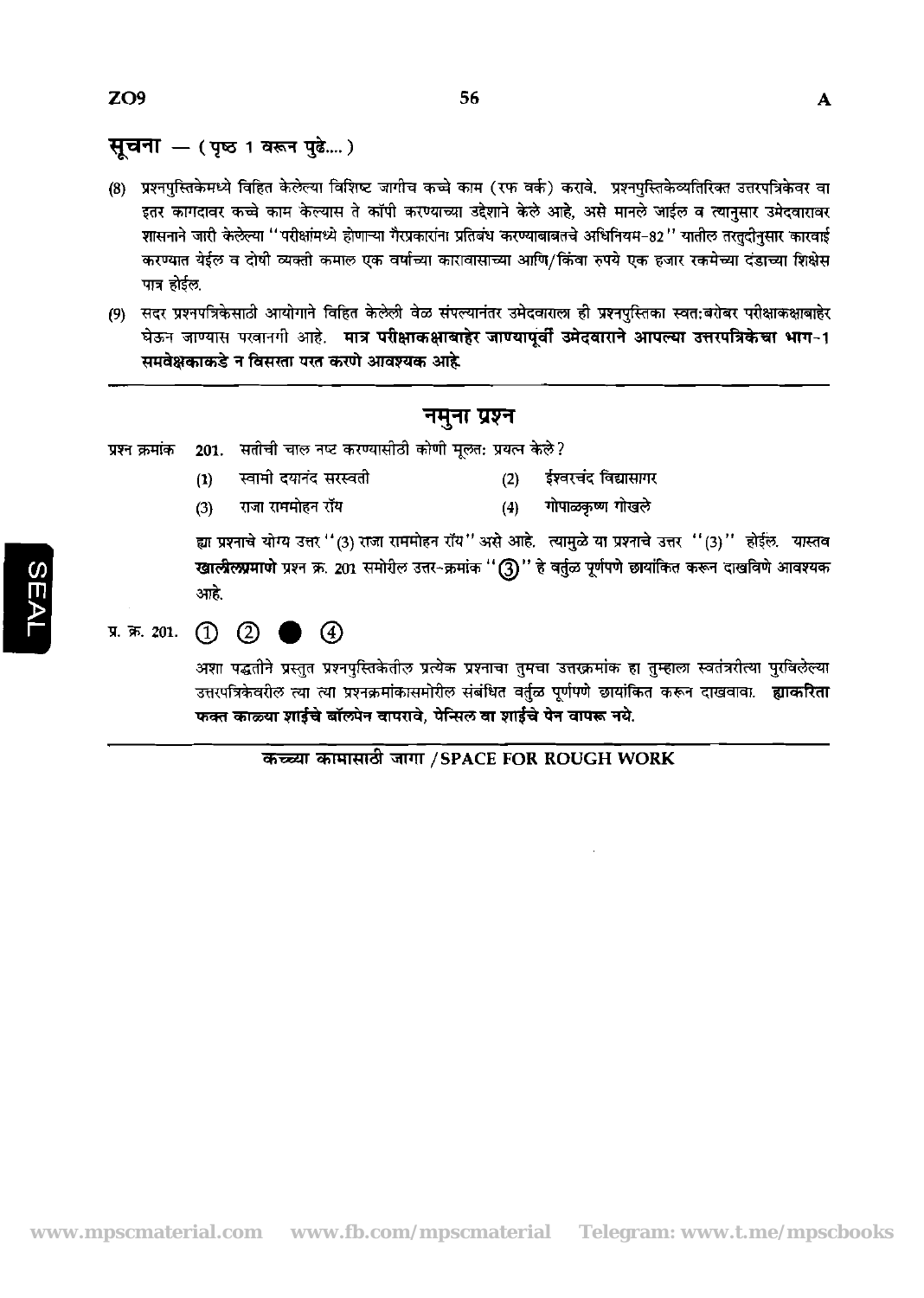**सूचना — (पृष्ठ 1 वरून पुढे....)**

(8) प्रश्नपुस्तिकेमध्ये विहित केलेल्या विशिष्ट जागीच कच्चे काम (रफ वर्क) करावे. प्रश्नपुस्तिकेव्यतिरिक्त उत्तरपत्रिकेवर वा इतर कागदावर कच्चे काम केल्यास ते कॉपी करण्याच्या उद्देशाने केले आहे, असे मानले जाईल व त्यानुसार उमेदवारावर शासनाने जारी केलेल्या "परीक्षांमध्ये होणाऱ्या गैरप्रकारांना प्रतिबंध करण्याबाबतचे अधिनियम-82" यातील तरतुदीनुसार कारवाई करण्यात येईल व दोषी व्यक्ती कमाल एक वर्षाच्या कारावासाच्या आणि/किंवा रुपये एक हजार रकमेच्या दंडाच्या शिक्षेस पात्र होईल.

(9) सदर प्रश्नपत्रिकेसाठी आयोगाने विहित केलेली वेळ संपल्यानंतर उमेदवाराला ही प्रश्नपुस्तिका स्वत:बरोबर परीक्षाकक्षाबाहेर घेऊन जाण्यास परवानगी आहे. **मात्र परीक्षाकक्षाबाहेर जाण्यापूर्वी उमेदवाराने आपल्या उत्तरपत्रिकेचा भाग-1 समवेक्षकाकडे न विसरता परत करणे आवश्यक आहे.**

## नमुना प्रश्न

प्रश्न क्रमांक **201.** सतीची चाल नष्ट करण्यासाठी कोणी मूलत: प्रयत्न केले?

(1) स्वामी दयानंद सरस्वती
(2) ईश्वरचंद विद्यासागर
(3) राजा राममोहन रॉय
(4) गोपाळकृष्ण गोखले

ह्या प्रश्नाचे योग्य उत्तर "(3) राजा राममोहन रॉय" असे आहे. त्यामुळे या प्रश्नाचे उत्तर "(3)" होईल. यास्तव **खालीलप्रमाणे** प्रश्न क्र. 201 समोरील उत्तर-क्रमांक "③" हे वर्तुळ पूर्णपणे छायांकित करून दाखविणे आवश्यक आहे.

प्र. क्र. 201. ① ② ● ④

अशा पद्धतीने प्रस्तुत प्रश्नपुस्तिकेतील प्रत्येक प्रश्नाचा तुमचा उत्तरक्रमांक हा तुम्हाला स्वतंत्ररीत्या पुरविलेल्या उत्तरपत्रिकेवरील त्या त्या प्रश्नक्रमांकासमोरील संबंधित वर्तुळ पूर्णपणे छायांकित करून दाखवावा. **ह्याकरिता फक्त काळ्या शाईचे बॉलपेन वापरावे, पेन्सिल वा शाईचे पेन वापरू नये.**

**कच्च्या कामासाठी जागा /SPACE FOR ROUGH WORK**